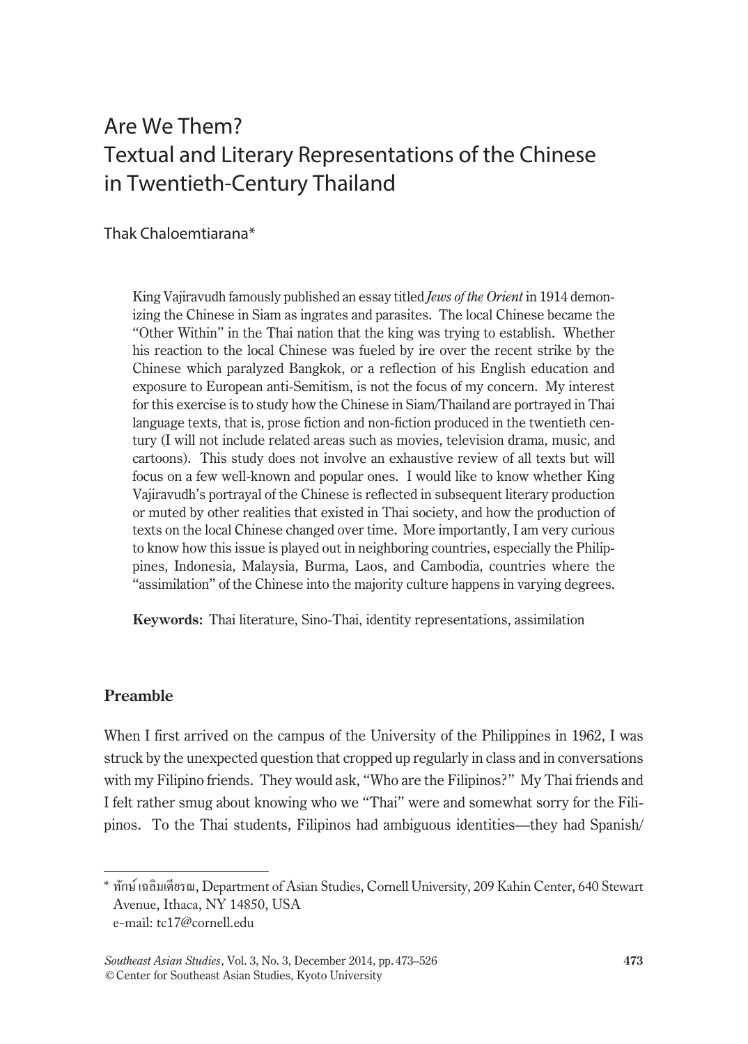# Are We Them?
# Textual and Literary Representations of the Chinese in Twentieth-Century Thailand

Thak Chaloemtiarana*

King Vajiravudh famously published an essay titled *Jews of the Orient* in 1914 demonizing the Chinese in Siam as ingrates and parasites. The local Chinese became the "Other Within" in the Thai nation that the king was trying to establish. Whether his reaction to the local Chinese was fueled by ire over the recent strike by the Chinese which paralyzed Bangkok, or a reflection of his English education and exposure to European anti-Semitism, is not the focus of my concern. My interest for this exercise is to study how the Chinese in Siam/Thailand are portrayed in Thai language texts, that is, prose fiction and non-fiction produced in the twentieth century (I will not include related areas such as movies, television drama, music, and cartoons). This study does not involve an exhaustive review of all texts but will focus on a few well-known and popular ones. I would like to know whether King Vajiravudh's portrayal of the Chinese is reflected in subsequent literary production or muted by other realities that existed in Thai society, and how the production of texts on the local Chinese changed over time. More importantly, I am very curious to know how this issue is played out in neighboring countries, especially the Philippines, Indonesia, Malaysia, Burma, Laos, and Cambodia, countries where the "assimilation" of the Chinese into the majority culture happens in varying degrees.

**Keywords:** Thai literature, Sino-Thai, identity representations, assimilation

## Preamble

When I first arrived on the campus of the University of the Philippines in 1962, I was struck by the unexpected question that cropped up regularly in class and in conversations with my Filipino friends. They would ask, "Who are the Filipinos?" My Thai friends and I felt rather smug about knowing who we "Thai" were and somewhat sorry for the Filipinos. To the Thai students, Filipinos had ambiguous identities—they had Spanish/

---

\* ทักษ์ เฉลิมเตียรณ, Department of Asian Studies, Cornell University, 209 Kahin Center, 640 Stewart Avenue, Ithaca, NY 14850, USA
e-mail: tc17@cornell.edu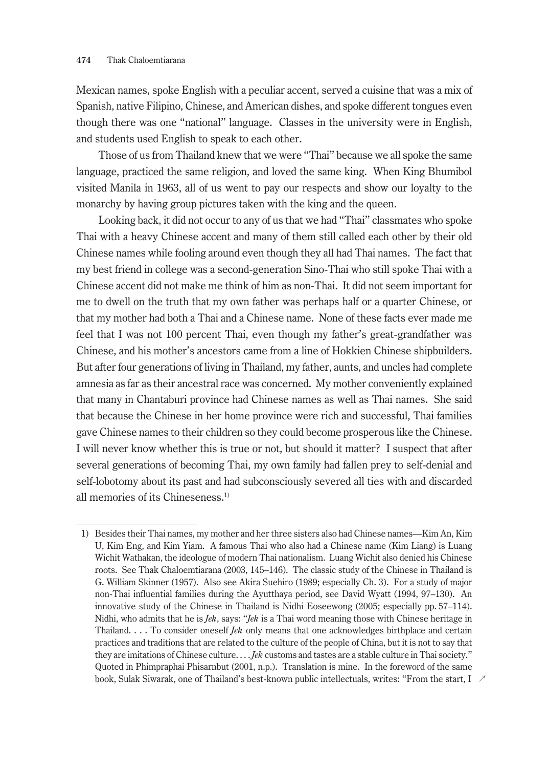Mexican names, spoke English with a peculiar accent, served a cuisine that was a mix of Spanish, native Filipino, Chinese, and American dishes, and spoke different tongues even though there was one "national" language. Classes in the university were in English, and students used English to speak to each other.

Those of us from Thailand knew that we were "Thai" because we all spoke the same language, practiced the same religion, and loved the same king. When King Bhumibol visited Manila in 1963, all of us went to pay our respects and show our loyalty to the monarchy by having group pictures taken with the king and the queen.

Looking back, it did not occur to any of us that we had "Thai" classmates who spoke Thai with a heavy Chinese accent and many of them still called each other by their old Chinese names while fooling around even though they all had Thai names. The fact that my best friend in college was a second-generation Sino-Thai who still spoke Thai with a Chinese accent did not make me think of him as non-Thai. It did not seem important for me to dwell on the truth that my own father was perhaps half or a quarter Chinese, or that my mother had both a Thai and a Chinese name. None of these facts ever made me feel that I was not 100 percent Thai, even though my father's great-grandfather was Chinese, and his mother's ancestors came from a line of Hokkien Chinese shipbuilders. But after four generations of living in Thailand, my father, aunts, and uncles had complete amnesia as far as their ancestral race was concerned. My mother conveniently explained that many in Chantaburi province had Chinese names as well as Thai names. She said that because the Chinese in her home province were rich and successful, Thai families gave Chinese names to their children so they could become prosperous like the Chinese. I will never know whether this is true or not, but should it matter? I suspect that after several generations of becoming Thai, my own family had fallen prey to self-denial and self-lobotomy about its past and had subconsciously severed all ties with and discarded all memories of its Chineseness.[1)]

---

1) Besides their Thai names, my mother and her three sisters also had Chinese names—Kim An, Kim U, Kim Eng, and Kim Yiam. A famous Thai who also had a Chinese name (Kim Liang) is Luang Wichit Wathakan, the ideologue of modern Thai nationalism. Luang Wichit also denied his Chinese roots. See Thak Chaloemtiarana (2003, 145–146). The classic study of the Chinese in Thailand is G. William Skinner (1957). Also see Akira Suehiro (1989; especially Ch. 3). For a study of major non-Thai influential families during the Ayutthaya period, see David Wyatt (1994, 97–130). An innovative study of the Chinese in Thailand is Nidhi Eoseewong (2005; especially pp. 57–114). Nidhi, who admits that he is *Jek*, says: "*Jek* is a Thai word meaning those with Chinese heritage in Thailand. . . . To consider oneself *Jek* only means that one acknowledges birthplace and certain practices and traditions that are related to the culture of the people of China, but it is not to say that they are imitations of Chinese culture. . . . *Jek* customs and tastes are a stable culture in Thai society." Quoted in Phimpraphai Phisarnbut (2001, n.p.). Translation is mine. In the foreword of the same book, Sulak Siwarak, one of Thailand's best-known public intellectuals, writes: "From the start, I ↗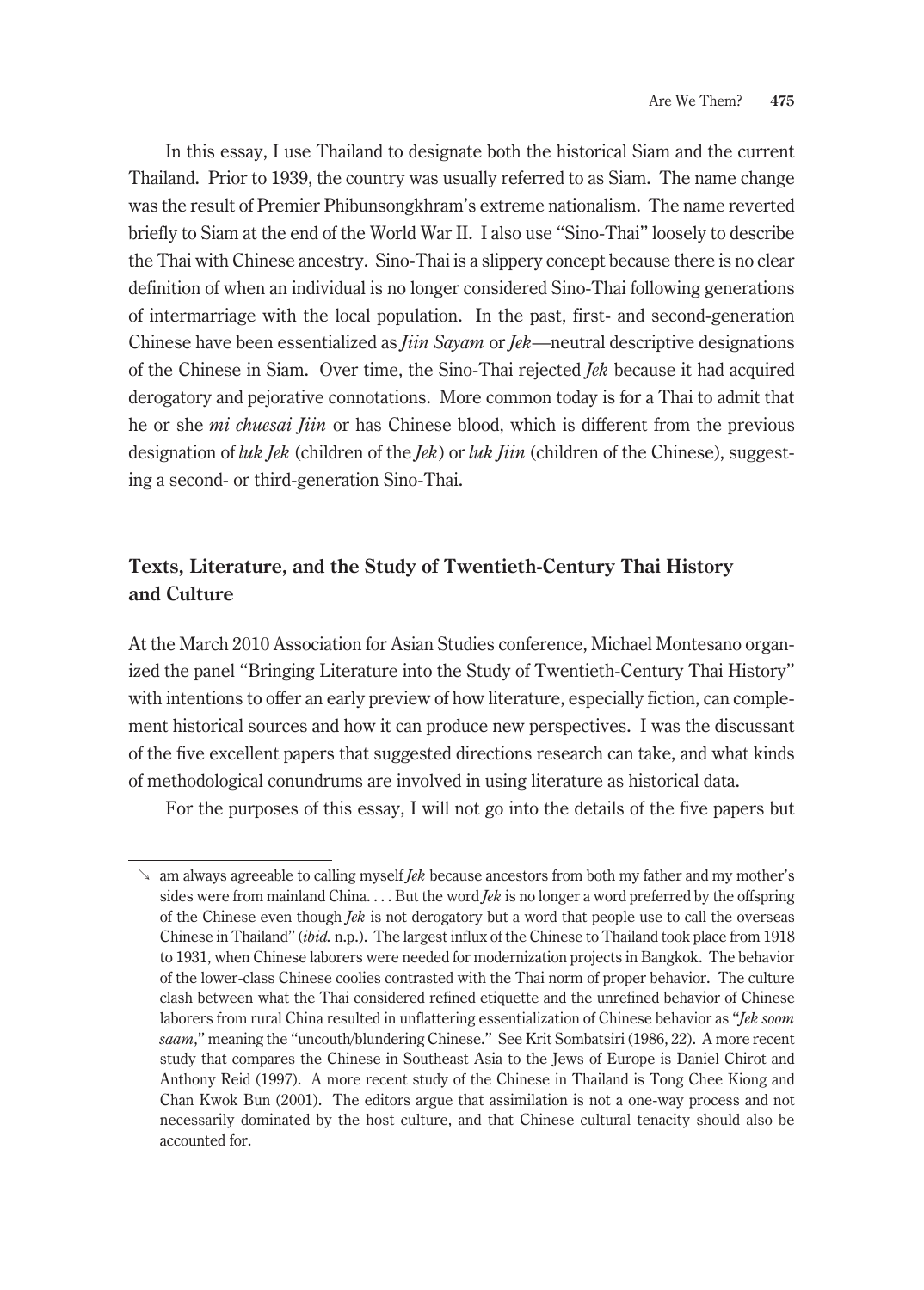In this essay, I use Thailand to designate both the historical Siam and the current Thailand. Prior to 1939, the country was usually referred to as Siam. The name change was the result of Premier Phibunsongkhram's extreme nationalism. The name reverted briefly to Siam at the end of the World War II. I also use "Sino-Thai" loosely to describe the Thai with Chinese ancestry. Sino-Thai is a slippery concept because there is no clear definition of when an individual is no longer considered Sino-Thai following generations of intermarriage with the local population. In the past, first- and second-generation Chinese have been essentialized as *Jiin Sayam* or *Jek*—neutral descriptive designations of the Chinese in Siam. Over time, the Sino-Thai rejected *Jek* because it had acquired derogatory and pejorative connotations. More common today is for a Thai to admit that he or she *mi chuesai Jiin* or has Chinese blood, which is different from the previous designation of *luk Jek* (children of the *Jek*) or *luk Jiin* (children of the Chinese), suggesting a second- or third-generation Sino-Thai.

## Texts, Literature, and the Study of Twentieth-Century Thai History and Culture

At the March 2010 Association for Asian Studies conference, Michael Montesano organized the panel "Bringing Literature into the Study of Twentieth-Century Thai History" with intentions to offer an early preview of how literature, especially fiction, can complement historical sources and how it can produce new perspectives. I was the discussant of the five excellent papers that suggested directions research can take, and what kinds of methodological conundrums are involved in using literature as historical data.

For the purposes of this essay, I will not go into the details of the five papers but

↘ am always agreeable to calling myself *Jek* because ancestors from both my father and my mother's sides were from mainland China. . . . But the word *Jek* is no longer a word preferred by the offspring of the Chinese even though *Jek* is not derogatory but a word that people use to call the overseas Chinese in Thailand" (*ibid.* n.p.). The largest influx of the Chinese to Thailand took place from 1918 to 1931, when Chinese laborers were needed for modernization projects in Bangkok. The behavior of the lower-class Chinese coolies contrasted with the Thai norm of proper behavior. The culture clash between what the Thai considered refined etiquette and the unrefined behavior of Chinese laborers from rural China resulted in unflattering essentialization of Chinese behavior as "*Jek soom saam*," meaning the "uncouth/blundering Chinese." See Krit Sombatsiri (1986, 22). A more recent study that compares the Chinese in Southeast Asia to the Jews of Europe is Daniel Chirot and Anthony Reid (1997). A more recent study of the Chinese in Thailand is Tong Chee Kiong and Chan Kwok Bun (2001). The editors argue that assimilation is not a one-way process and not necessarily dominated by the host culture, and that Chinese cultural tenacity should also be accounted for.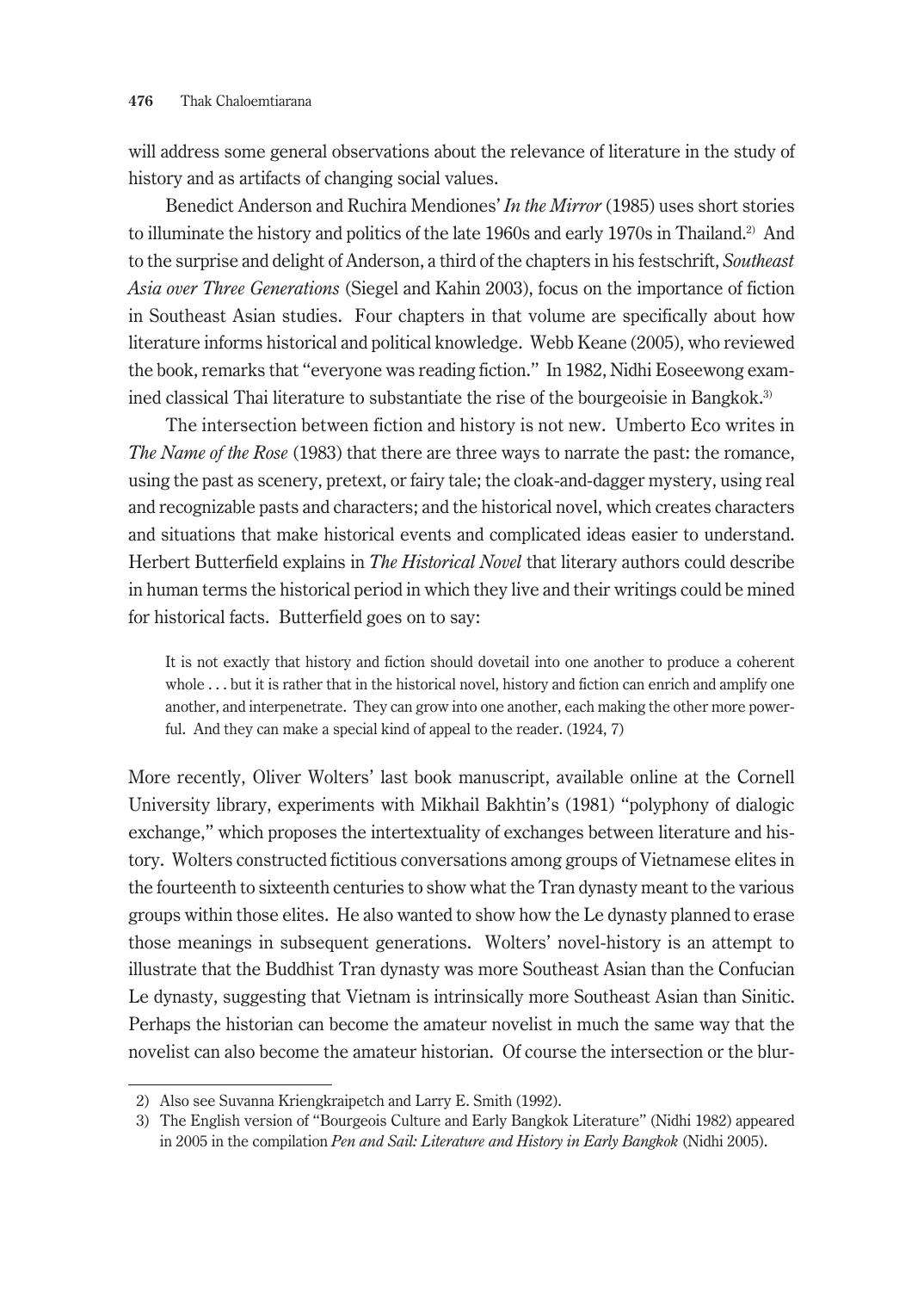will address some general observations about the relevance of literature in the study of history and as artifacts of changing social values.

Benedict Anderson and Ruchira Mendiones' *In the Mirror* (1985) uses short stories to illuminate the history and politics of the late 1960s and early 1970s in Thailand.[2] And to the surprise and delight of Anderson, a third of the chapters in his festschrift, *Southeast Asia over Three Generations* (Siegel and Kahin 2003), focus on the importance of fiction in Southeast Asian studies. Four chapters in that volume are specifically about how literature informs historical and political knowledge. Webb Keane (2005), who reviewed the book, remarks that "everyone was reading fiction." In 1982, Nidhi Eoseewong examined classical Thai literature to substantiate the rise of the bourgeoisie in Bangkok.[3]

The intersection between fiction and history is not new. Umberto Eco writes in *The Name of the Rose* (1983) that there are three ways to narrate the past: the romance, using the past as scenery, pretext, or fairy tale; the cloak-and-dagger mystery, using real and recognizable pasts and characters; and the historical novel, which creates characters and situations that make historical events and complicated ideas easier to understand. Herbert Butterfield explains in *The Historical Novel* that literary authors could describe in human terms the historical period in which they live and their writings could be mined for historical facts. Butterfield goes on to say:

> It is not exactly that history and fiction should dovetail into one another to produce a coherent whole . . . but it is rather that in the historical novel, history and fiction can enrich and amplify one another, and interpenetrate. They can grow into one another, each making the other more powerful. And they can make a special kind of appeal to the reader. (1924, 7)

More recently, Oliver Wolters' last book manuscript, available online at the Cornell University library, experiments with Mikhail Bakhtin's (1981) "polyphony of dialogic exchange," which proposes the intertextuality of exchanges between literature and history. Wolters constructed fictitious conversations among groups of Vietnamese elites in the fourteenth to sixteenth centuries to show what the Tran dynasty meant to the various groups within those elites. He also wanted to show how the Le dynasty planned to erase those meanings in subsequent generations. Wolters' novel-history is an attempt to illustrate that the Buddhist Tran dynasty was more Southeast Asian than the Confucian Le dynasty, suggesting that Vietnam is intrinsically more Southeast Asian than Sinitic. Perhaps the historian can become the amateur novelist in much the same way that the novelist can also become the amateur historian. Of course the intersection or the blur-

---

2) Also see Suvanna Kriengkraipetch and Larry E. Smith (1992).

3) The English version of "Bourgeois Culture and Early Bangkok Literature" (Nidhi 1982) appeared in 2005 in the compilation *Pen and Sail: Literature and History in Early Bangkok* (Nidhi 2005).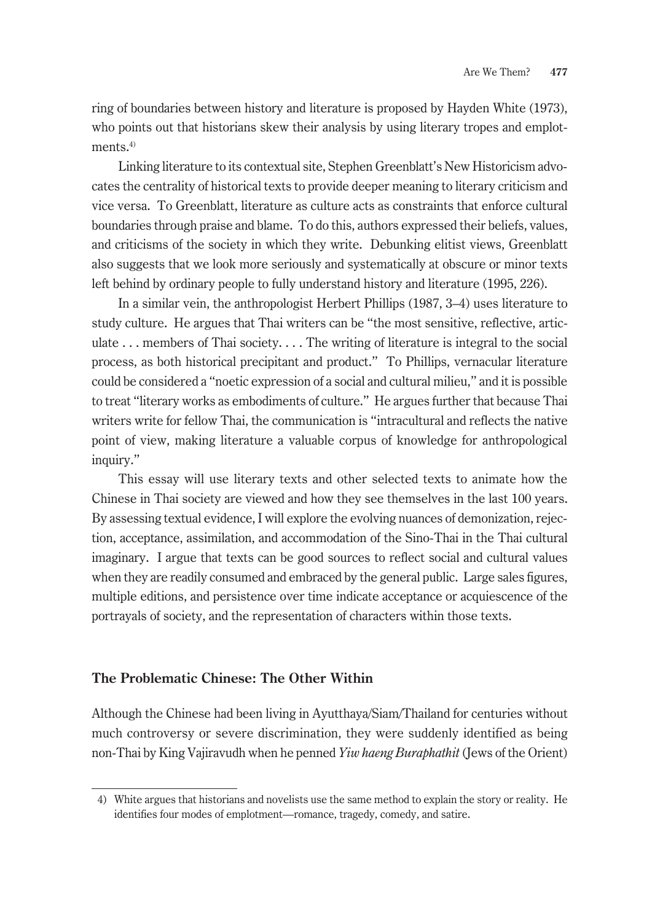ring of boundaries between history and literature is proposed by Hayden White (1973), who points out that historians skew their analysis by using literary tropes and emplotments.[4]

Linking literature to its contextual site, Stephen Greenblatt's New Historicism advocates the centrality of historical texts to provide deeper meaning to literary criticism and vice versa. To Greenblatt, literature as culture acts as constraints that enforce cultural boundaries through praise and blame. To do this, authors expressed their beliefs, values, and criticisms of the society in which they write. Debunking elitist views, Greenblatt also suggests that we look more seriously and systematically at obscure or minor texts left behind by ordinary people to fully understand history and literature (1995, 226).

In a similar vein, the anthropologist Herbert Phillips (1987, 3–4) uses literature to study culture. He argues that Thai writers can be "the most sensitive, reflective, articulate . . . members of Thai society. . . . The writing of literature is integral to the social process, as both historical precipitant and product." To Phillips, vernacular literature could be considered a "noetic expression of a social and cultural milieu," and it is possible to treat "literary works as embodiments of culture." He argues further that because Thai writers write for fellow Thai, the communication is "intracultural and reflects the native point of view, making literature a valuable corpus of knowledge for anthropological inquiry."

This essay will use literary texts and other selected texts to animate how the Chinese in Thai society are viewed and how they see themselves in the last 100 years. By assessing textual evidence, I will explore the evolving nuances of demonization, rejection, acceptance, assimilation, and accommodation of the Sino-Thai in the Thai cultural imaginary. I argue that texts can be good sources to reflect social and cultural values when they are readily consumed and embraced by the general public. Large sales figures, multiple editions, and persistence over time indicate acceptance or acquiescence of the portrayals of society, and the representation of characters within those texts.

## The Problematic Chinese: The Other Within

Although the Chinese had been living in Ayutthaya/Siam/Thailand for centuries without much controversy or severe discrimination, they were suddenly identified as being non-Thai by King Vajiravudh when he penned *Yiw haeng Buraphathit* (Jews of the Orient)

4) White argues that historians and novelists use the same method to explain the story or reality. He identifies four modes of emplotment—romance, tragedy, comedy, and satire.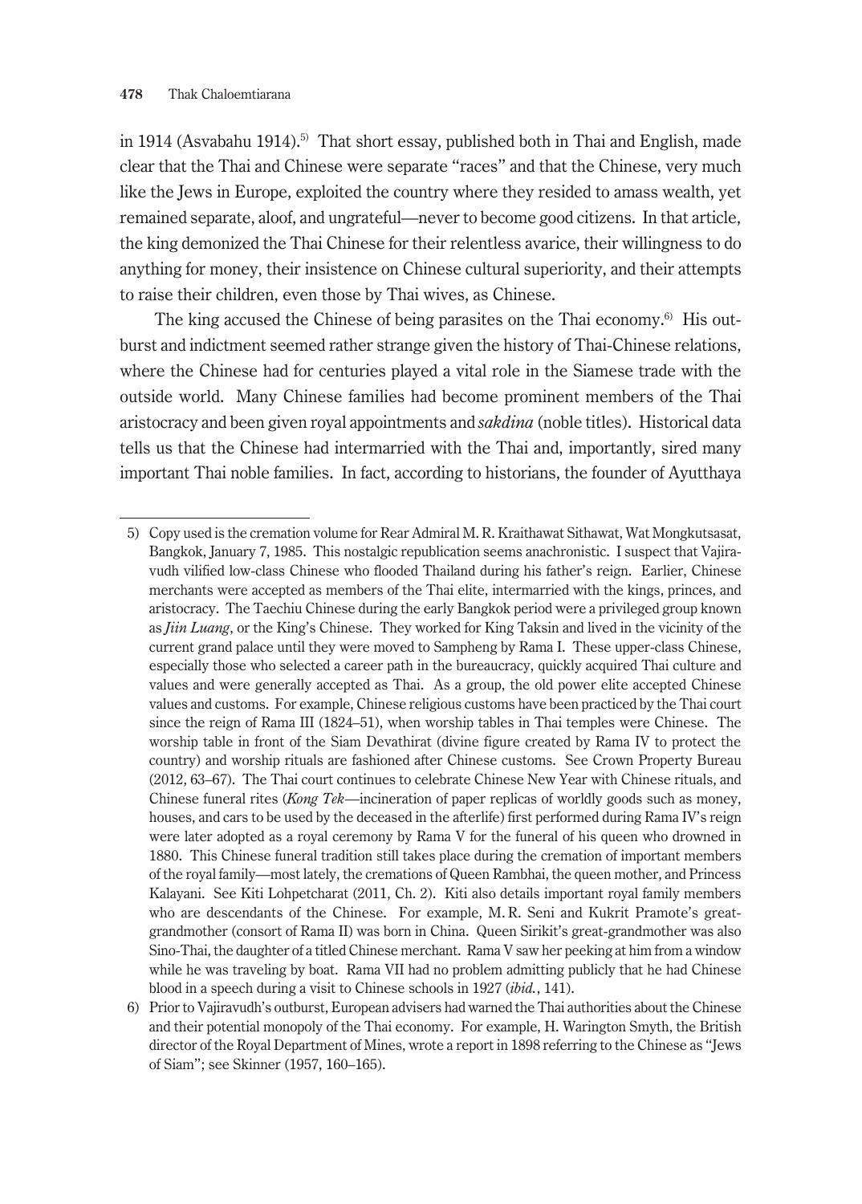in 1914 (Asvabahu 1914).[5] That short essay, published both in Thai and English, made clear that the Thai and Chinese were separate "races" and that the Chinese, very much like the Jews in Europe, exploited the country where they resided to amass wealth, yet remained separate, aloof, and ungrateful—never to become good citizens. In that article, the king demonized the Thai Chinese for their relentless avarice, their willingness to do anything for money, their insistence on Chinese cultural superiority, and their attempts to raise their children, even those by Thai wives, as Chinese.

The king accused the Chinese of being parasites on the Thai economy.[6] His outburst and indictment seemed rather strange given the history of Thai-Chinese relations, where the Chinese had for centuries played a vital role in the Siamese trade with the outside world. Many Chinese families had become prominent members of the Thai aristocracy and been given royal appointments and *sakdina* (noble titles). Historical data tells us that the Chinese had intermarried with the Thai and, importantly, sired many important Thai noble families. In fact, according to historians, the founder of Ayutthaya

---

5) Copy used is the cremation volume for Rear Admiral M. R. Kraithawat Sithawat, Wat Mongkutsasat, Bangkok, January 7, 1985. This nostalgic republication seems anachronistic. I suspect that Vajiravudh vilified low-class Chinese who flooded Thailand during his father's reign. Earlier, Chinese merchants were accepted as members of the Thai elite, intermarried with the kings, princes, and aristocracy. The Taechiu Chinese during the early Bangkok period were a privileged group known as *Jiin Luang*, or the King's Chinese. They worked for King Taksin and lived in the vicinity of the current grand palace until they were moved to Sampheng by Rama I. These upper-class Chinese, especially those who selected a career path in the bureaucracy, quickly acquired Thai culture and values and were generally accepted as Thai. As a group, the old power elite accepted Chinese values and customs. For example, Chinese religious customs have been practiced by the Thai court since the reign of Rama III (1824–51), when worship tables in Thai temples were Chinese. The worship table in front of the Siam Devathirat (divine figure created by Rama IV to protect the country) and worship rituals are fashioned after Chinese customs. See Crown Property Bureau (2012, 63–67). The Thai court continues to celebrate Chinese New Year with Chinese rituals, and Chinese funeral rites (*Kong Tek*—incineration of paper replicas of worldly goods such as money, houses, and cars to be used by the deceased in the afterlife) first performed during Rama IV's reign were later adopted as a royal ceremony by Rama V for the funeral of his queen who drowned in 1880. This Chinese funeral tradition still takes place during the cremation of important members of the royal family—most lately, the cremations of Queen Rambhai, the queen mother, and Princess Kalayani. See Kiti Lohpetcharat (2011, Ch. 2). Kiti also details important royal family members who are descendants of the Chinese. For example, M. R. Seni and Kukrit Pramote's great-grandmother (consort of Rama II) was born in China. Queen Sirikit's great-grandmother was also Sino-Thai, the daughter of a titled Chinese merchant. Rama V saw her peeking at him from a window while he was traveling by boat. Rama VII had no problem admitting publicly that he had Chinese blood in a speech during a visit to Chinese schools in 1927 (*ibid.*, 141).

6) Prior to Vajiravudh's outburst, European advisers had warned the Thai authorities about the Chinese and their potential monopoly of the Thai economy. For example, H. Warington Smyth, the British director of the Royal Department of Mines, wrote a report in 1898 referring to the Chinese as "Jews of Siam"; see Skinner (1957, 160–165).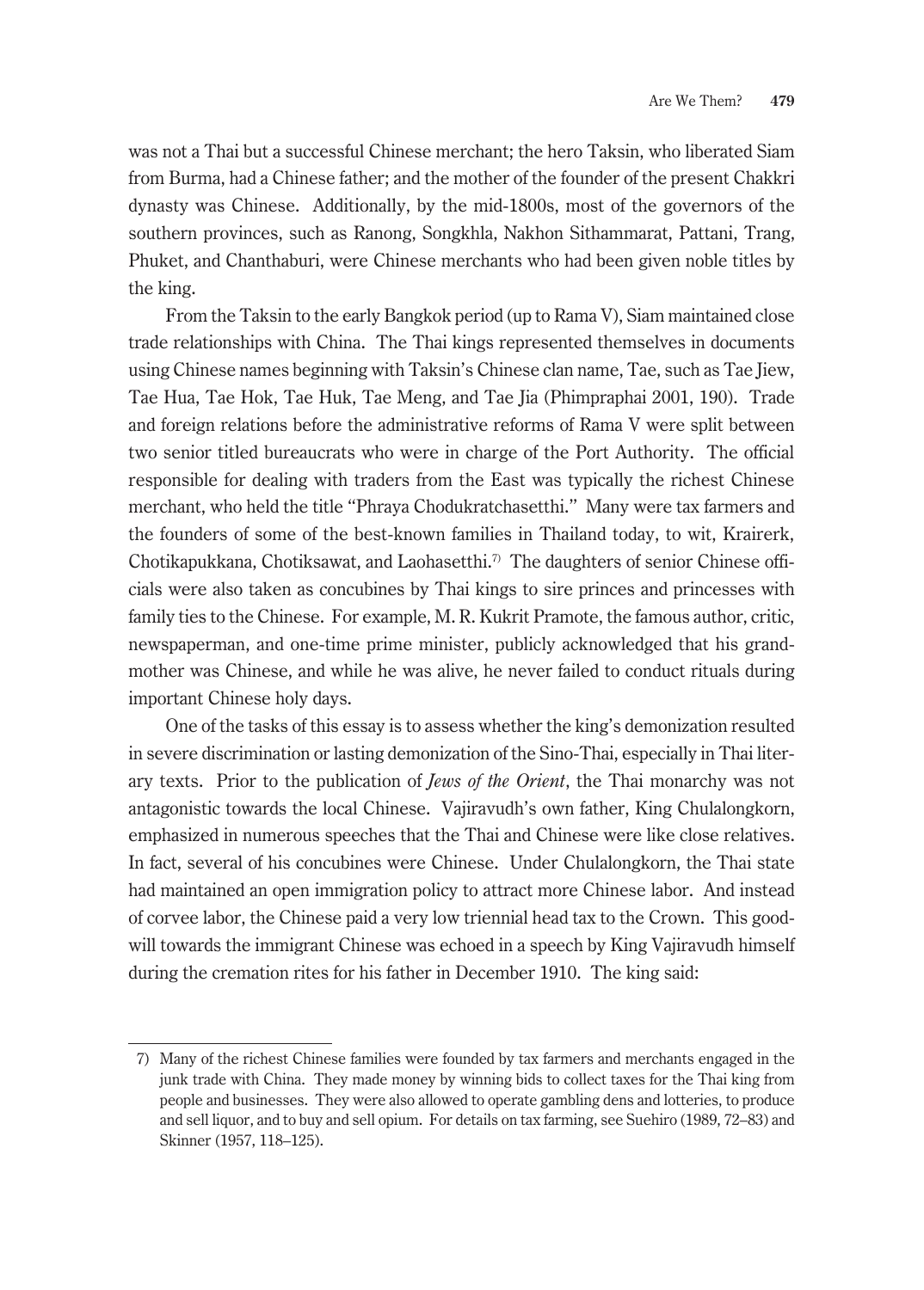was not a Thai but a successful Chinese merchant; the hero Taksin, who liberated Siam from Burma, had a Chinese father; and the mother of the founder of the present Chakkri dynasty was Chinese. Additionally, by the mid-1800s, most of the governors of the southern provinces, such as Ranong, Songkhla, Nakhon Sithammarat, Pattani, Trang, Phuket, and Chanthaburi, were Chinese merchants who had been given noble titles by the king.

From the Taksin to the early Bangkok period (up to Rama V), Siam maintained close trade relationships with China. The Thai kings represented themselves in documents using Chinese names beginning with Taksin's Chinese clan name, Tae, such as Tae Jiew, Tae Hua, Tae Hok, Tae Huk, Tae Meng, and Tae Jia (Phimpraphai 2001, 190). Trade and foreign relations before the administrative reforms of Rama V were split between two senior titled bureaucrats who were in charge of the Port Authority. The official responsible for dealing with traders from the East was typically the richest Chinese merchant, who held the title "Phraya Chodukratchasetthi." Many were tax farmers and the founders of some of the best-known families in Thailand today, to wit, Krairerk, Chotikapukkana, Chotiksawat, and Laohasetthi.[7] The daughters of senior Chinese officials were also taken as concubines by Thai kings to sire princes and princesses with family ties to the Chinese. For example, M. R. Kukrit Pramote, the famous author, critic, newspaperman, and one-time prime minister, publicly acknowledged that his grandmother was Chinese, and while he was alive, he never failed to conduct rituals during important Chinese holy days.

One of the tasks of this essay is to assess whether the king's demonization resulted in severe discrimination or lasting demonization of the Sino-Thai, especially in Thai literary texts. Prior to the publication of *Jews of the Orient*, the Thai monarchy was not antagonistic towards the local Chinese. Vajiravudh's own father, King Chulalongkorn, emphasized in numerous speeches that the Thai and Chinese were like close relatives. In fact, several of his concubines were Chinese. Under Chulalongkorn, the Thai state had maintained an open immigration policy to attract more Chinese labor. And instead of corvee labor, the Chinese paid a very low triennial head tax to the Crown. This goodwill towards the immigrant Chinese was echoed in a speech by King Vajiravudh himself during the cremation rites for his father in December 1910. The king said:

---

7) Many of the richest Chinese families were founded by tax farmers and merchants engaged in the junk trade with China. They made money by winning bids to collect taxes for the Thai king from people and businesses. They were also allowed to operate gambling dens and lotteries, to produce and sell liquor, and to buy and sell opium. For details on tax farming, see Suehiro (1989, 72–83) and Skinner (1957, 118–125).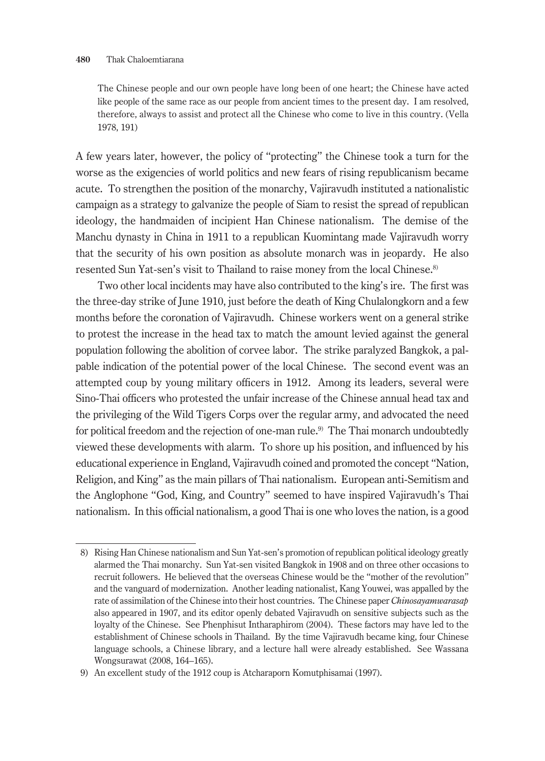> The Chinese people and our own people have long been of one heart; the Chinese have acted like people of the same race as our people from ancient times to the present day. I am resolved, therefore, always to assist and protect all the Chinese who come to live in this country. (Vella 1978, 191)

A few years later, however, the policy of "protecting" the Chinese took a turn for the worse as the exigencies of world politics and new fears of rising republicanism became acute. To strengthen the position of the monarchy, Vajiravudh instituted a nationalistic campaign as a strategy to galvanize the people of Siam to resist the spread of republican ideology, the handmaiden of incipient Han Chinese nationalism. The demise of the Manchu dynasty in China in 1911 to a republican Kuomintang made Vajiravudh worry that the security of his own position as absolute monarch was in jeopardy. He also resented Sun Yat-sen's visit to Thailand to raise money from the local Chinese.[8]

Two other local incidents may have also contributed to the king's ire. The first was the three-day strike of June 1910, just before the death of King Chulalongkorn and a few months before the coronation of Vajiravudh. Chinese workers went on a general strike to protest the increase in the head tax to match the amount levied against the general population following the abolition of corvee labor. The strike paralyzed Bangkok, a palpable indication of the potential power of the local Chinese. The second event was an attempted coup by young military officers in 1912. Among its leaders, several were Sino-Thai officers who protested the unfair increase of the Chinese annual head tax and the privileging of the Wild Tigers Corps over the regular army, and advocated the need for political freedom and the rejection of one-man rule.[9] The Thai monarch undoubtedly viewed these developments with alarm. To shore up his position, and influenced by his educational experience in England, Vajiravudh coined and promoted the concept "Nation, Religion, and King" as the main pillars of Thai nationalism. European anti-Semitism and the Anglophone "God, King, and Country" seemed to have inspired Vajiravudh's Thai nationalism. In this official nationalism, a good Thai is one who loves the nation, is a good

---

8) Rising Han Chinese nationalism and Sun Yat-sen's promotion of republican political ideology greatly alarmed the Thai monarchy. Sun Yat-sen visited Bangkok in 1908 and on three other occasions to recruit followers. He believed that the overseas Chinese would be the "mother of the revolution" and the vanguard of modernization. Another leading nationalist, Kang Youwei, was appalled by the rate of assimilation of the Chinese into their host countries. The Chinese paper *Chinosayamwarasap* also appeared in 1907, and its editor openly debated Vajiravudh on sensitive subjects such as the loyalty of the Chinese. See Phenphisut Intharaphirom (2004). These factors may have led to the establishment of Chinese schools in Thailand. By the time Vajiravudh became king, four Chinese language schools, a Chinese library, and a lecture hall were already established. See Wassana Wongsurawat (2008, 164–165).

9) An excellent study of the 1912 coup is Atcharaporn Komutphisamai (1997).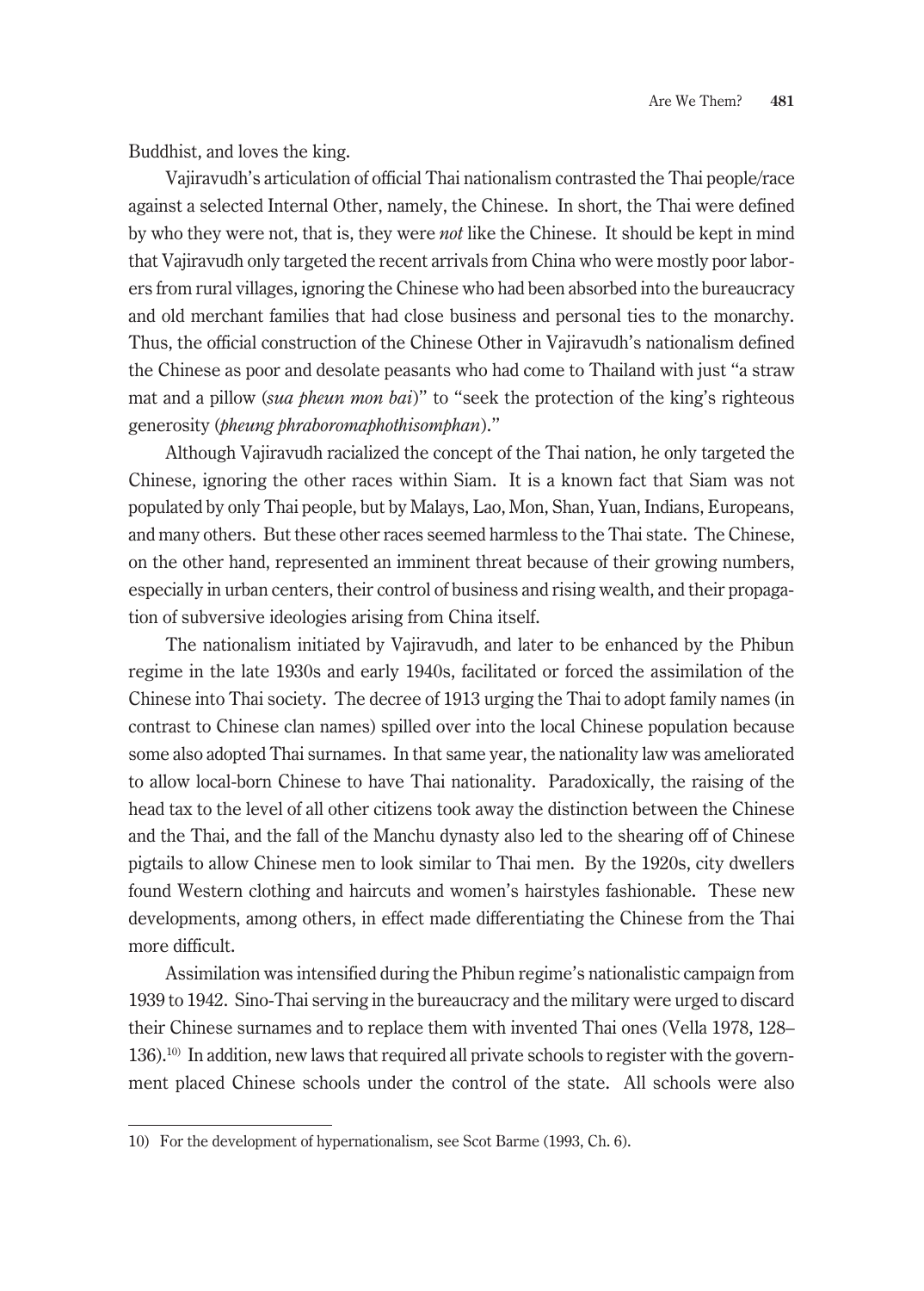Buddhist, and loves the king.

Vajiravudh's articulation of official Thai nationalism contrasted the Thai people/race against a selected Internal Other, namely, the Chinese. In short, the Thai were defined by who they were not, that is, they were *not* like the Chinese. It should be kept in mind that Vajiravudh only targeted the recent arrivals from China who were mostly poor laborers from rural villages, ignoring the Chinese who had been absorbed into the bureaucracy and old merchant families that had close business and personal ties to the monarchy. Thus, the official construction of the Chinese Other in Vajiravudh's nationalism defined the Chinese as poor and desolate peasants who had come to Thailand with just "a straw mat and a pillow (*sua pheun mon bai*)" to "seek the protection of the king's righteous generosity (*pheung phraboromaphothisomphan*)."

Although Vajiravudh racialized the concept of the Thai nation, he only targeted the Chinese, ignoring the other races within Siam. It is a known fact that Siam was not populated by only Thai people, but by Malays, Lao, Mon, Shan, Yuan, Indians, Europeans, and many others. But these other races seemed harmless to the Thai state. The Chinese, on the other hand, represented an imminent threat because of their growing numbers, especially in urban centers, their control of business and rising wealth, and their propagation of subversive ideologies arising from China itself.

The nationalism initiated by Vajiravudh, and later to be enhanced by the Phibun regime in the late 1930s and early 1940s, facilitated or forced the assimilation of the Chinese into Thai society. The decree of 1913 urging the Thai to adopt family names (in contrast to Chinese clan names) spilled over into the local Chinese population because some also adopted Thai surnames. In that same year, the nationality law was ameliorated to allow local-born Chinese to have Thai nationality. Paradoxically, the raising of the head tax to the level of all other citizens took away the distinction between the Chinese and the Thai, and the fall of the Manchu dynasty also led to the shearing off of Chinese pigtails to allow Chinese men to look similar to Thai men. By the 1920s, city dwellers found Western clothing and haircuts and women's hairstyles fashionable. These new developments, among others, in effect made differentiating the Chinese from the Thai more difficult.

Assimilation was intensified during the Phibun regime's nationalistic campaign from 1939 to 1942. Sino-Thai serving in the bureaucracy and the military were urged to discard their Chinese surnames and to replace them with invented Thai ones (Vella 1978, 128–136).[10] In addition, new laws that required all private schools to register with the government placed Chinese schools under the control of the state. All schools were also

---

10) For the development of hypernationalism, see Scot Barme (1993, Ch. 6).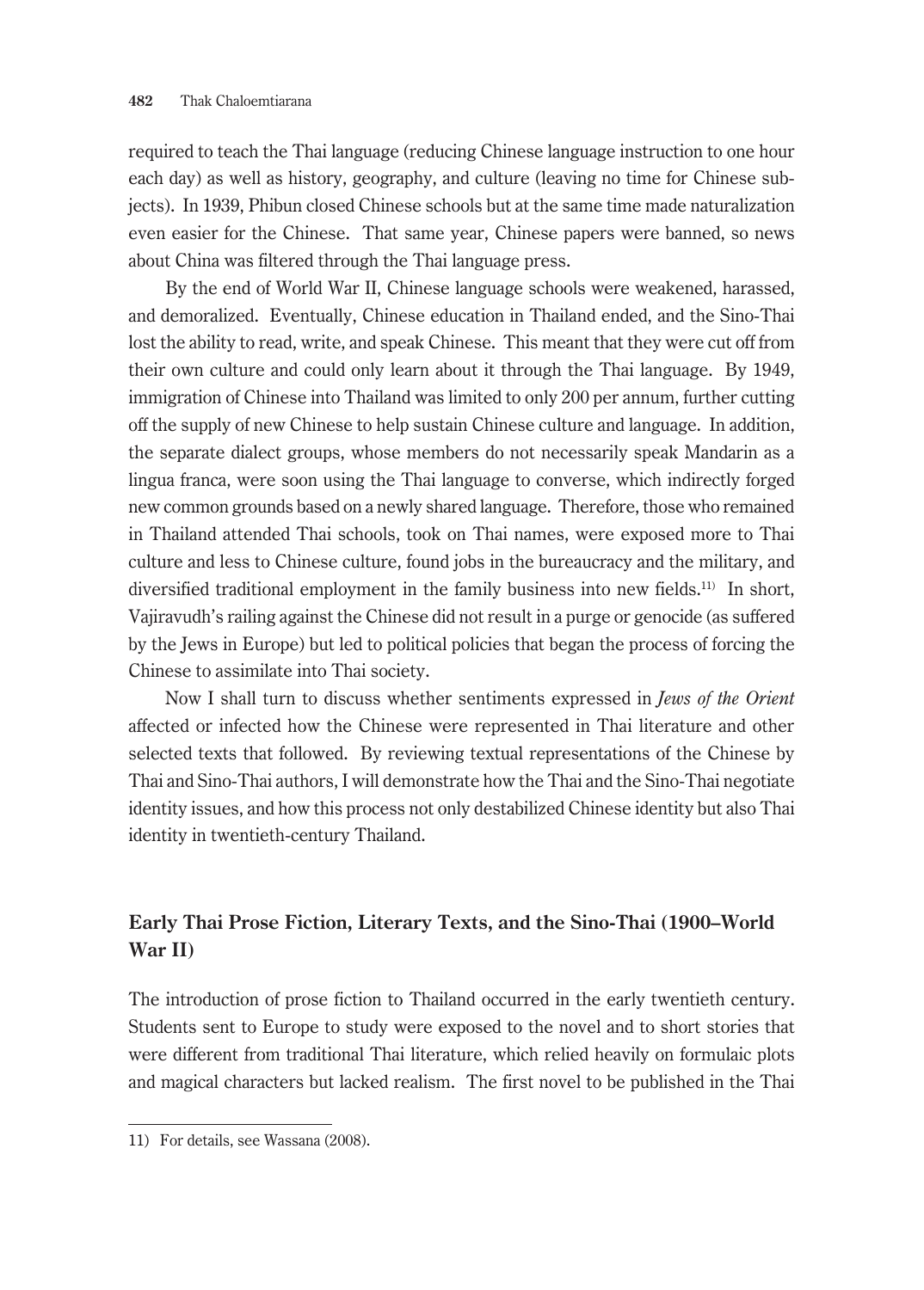required to teach the Thai language (reducing Chinese language instruction to one hour each day) as well as history, geography, and culture (leaving no time for Chinese subjects). In 1939, Phibun closed Chinese schools but at the same time made naturalization even easier for the Chinese. That same year, Chinese papers were banned, so news about China was filtered through the Thai language press.

By the end of World War II, Chinese language schools were weakened, harassed, and demoralized. Eventually, Chinese education in Thailand ended, and the Sino-Thai lost the ability to read, write, and speak Chinese. This meant that they were cut off from their own culture and could only learn about it through the Thai language. By 1949, immigration of Chinese into Thailand was limited to only 200 per annum, further cutting off the supply of new Chinese to help sustain Chinese culture and language. In addition, the separate dialect groups, whose members do not necessarily speak Mandarin as a lingua franca, were soon using the Thai language to converse, which indirectly forged new common grounds based on a newly shared language. Therefore, those who remained in Thailand attended Thai schools, took on Thai names, were exposed more to Thai culture and less to Chinese culture, found jobs in the bureaucracy and the military, and diversified traditional employment in the family business into new fields.[11] In short, Vajiravudh's railing against the Chinese did not result in a purge or genocide (as suffered by the Jews in Europe) but led to political policies that began the process of forcing the Chinese to assimilate into Thai society.

Now I shall turn to discuss whether sentiments expressed in *Jews of the Orient* affected or infected how the Chinese were represented in Thai literature and other selected texts that followed. By reviewing textual representations of the Chinese by Thai and Sino-Thai authors, I will demonstrate how the Thai and the Sino-Thai negotiate identity issues, and how this process not only destabilized Chinese identity but also Thai identity in twentieth-century Thailand.

## Early Thai Prose Fiction, Literary Texts, and the Sino-Thai (1900–World War II)

The introduction of prose fiction to Thailand occurred in the early twentieth century. Students sent to Europe to study were exposed to the novel and to short stories that were different from traditional Thai literature, which relied heavily on formulaic plots and magical characters but lacked realism. The first novel to be published in the Thai

11) For details, see Wassana (2008).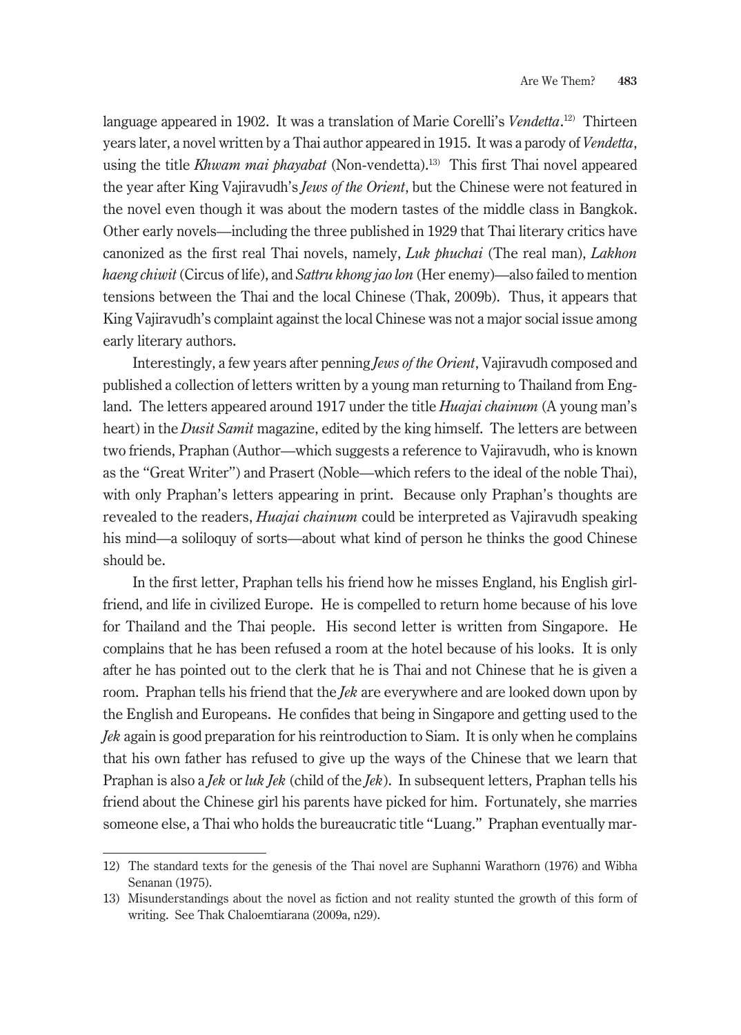language appeared in 1902. It was a translation of Marie Corelli's *Vendetta*.[12] Thirteen years later, a novel written by a Thai author appeared in 1915. It was a parody of *Vendetta*, using the title *Khwam mai phayabat* (Non-vendetta).[13] This first Thai novel appeared the year after King Vajiravudh's *Jews of the Orient*, but the Chinese were not featured in the novel even though it was about the modern tastes of the middle class in Bangkok. Other early novels—including the three published in 1929 that Thai literary critics have canonized as the first real Thai novels, namely, *Luk phuchai* (The real man), *Lakhon haeng chiwit* (Circus of life), and *Sattru khong jao lon* (Her enemy)—also failed to mention tensions between the Thai and the local Chinese (Thak, 2009b). Thus, it appears that King Vajiravudh's complaint against the local Chinese was not a major social issue among early literary authors.

Interestingly, a few years after penning *Jews of the Orient*, Vajiravudh composed and published a collection of letters written by a young man returning to Thailand from England. The letters appeared around 1917 under the title *Huajai chainum* (A young man's heart) in the *Dusit Samit* magazine, edited by the king himself. The letters are between two friends, Praphan (Author—which suggests a reference to Vajiravudh, who is known as the "Great Writer") and Prasert (Noble—which refers to the ideal of the noble Thai), with only Praphan's letters appearing in print. Because only Praphan's thoughts are revealed to the readers, *Huajai chainum* could be interpreted as Vajiravudh speaking his mind—a soliloquy of sorts—about what kind of person he thinks the good Chinese should be.

In the first letter, Praphan tells his friend how he misses England, his English girlfriend, and life in civilized Europe. He is compelled to return home because of his love for Thailand and the Thai people. His second letter is written from Singapore. He complains that he has been refused a room at the hotel because of his looks. It is only after he has pointed out to the clerk that he is Thai and not Chinese that he is given a room. Praphan tells his friend that the *Jek* are everywhere and are looked down upon by the English and Europeans. He confides that being in Singapore and getting used to the *Jek* again is good preparation for his reintroduction to Siam. It is only when he complains that his own father has refused to give up the ways of the Chinese that we learn that Praphan is also a *Jek* or *luk Jek* (child of the *Jek*). In subsequent letters, Praphan tells his friend about the Chinese girl his parents have picked for him. Fortunately, she marries someone else, a Thai who holds the bureaucratic title "Luang." Praphan eventually mar-

---

12) The standard texts for the genesis of the Thai novel are Suphanni Warathorn (1976) and Wibha Senanan (1975).

13) Misunderstandings about the novel as fiction and not reality stunted the growth of this form of writing. See Thak Chaloemtiarana (2009a, n29).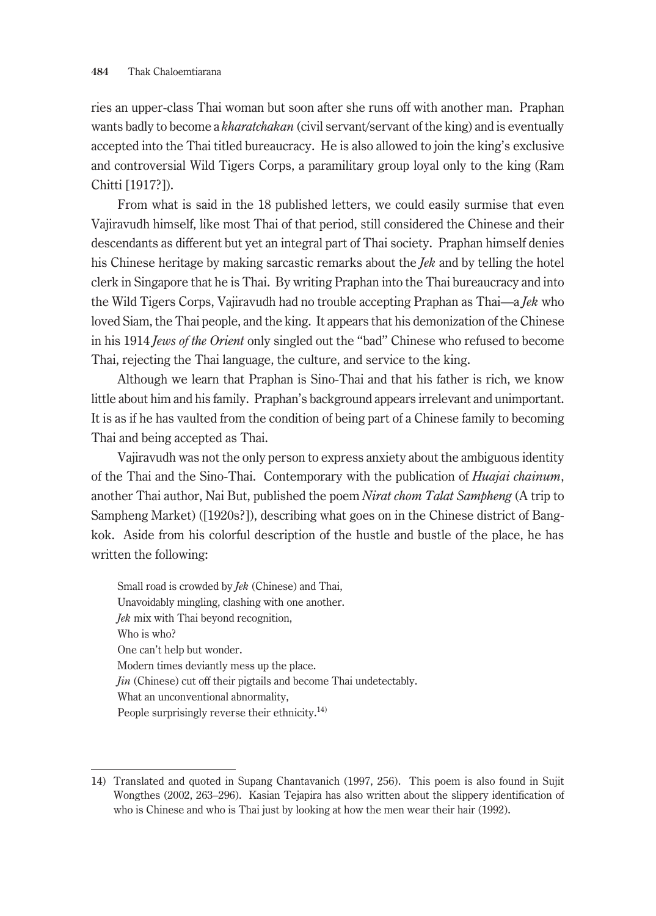ries an upper-class Thai woman but soon after she runs off with another man. Praphan wants badly to become a *kharatchakan* (civil servant/servant of the king) and is eventually accepted into the Thai titled bureaucracy. He is also allowed to join the king's exclusive and controversial Wild Tigers Corps, a paramilitary group loyal only to the king (Ram Chitti [1917?]).

From what is said in the 18 published letters, we could easily surmise that even Vajiravudh himself, like most Thai of that period, still considered the Chinese and their descendants as different but yet an integral part of Thai society. Praphan himself denies his Chinese heritage by making sarcastic remarks about the *Jek* and by telling the hotel clerk in Singapore that he is Thai. By writing Praphan into the Thai bureaucracy and into the Wild Tigers Corps, Vajiravudh had no trouble accepting Praphan as Thai—a *Jek* who loved Siam, the Thai people, and the king. It appears that his demonization of the Chinese in his 1914 *Jews of the Orient* only singled out the "bad" Chinese who refused to become Thai, rejecting the Thai language, the culture, and service to the king.

Although we learn that Praphan is Sino-Thai and that his father is rich, we know little about him and his family. Praphan's background appears irrelevant and unimportant. It is as if he has vaulted from the condition of being part of a Chinese family to becoming Thai and being accepted as Thai.

Vajiravudh was not the only person to express anxiety about the ambiguous identity of the Thai and the Sino-Thai. Contemporary with the publication of *Huajai chainum*, another Thai author, Nai But, published the poem *Nirat chom Talat Sampheng* (A trip to Sampheng Market) ([1920s?]), describing what goes on in the Chinese district of Bangkok. Aside from his colorful description of the hustle and bustle of the place, he has written the following:

> Small road is crowded by *Jek* (Chinese) and Thai,
> Unavoidably mingling, clashing with one another.
> *Jek* mix with Thai beyond recognition,
> Who is who?
> One can't help but wonder.
> Modern times deviantly mess up the place.
> *Jin* (Chinese) cut off their pigtails and become Thai undetectably.
> What an unconventional abnormality,
> People surprisingly reverse their ethnicity.[14]

---

14) Translated and quoted in Supang Chantavanich (1997, 256). This poem is also found in Sujit Wongthes (2002, 263–296). Kasian Tejapira has also written about the slippery identification of who is Chinese and who is Thai just by looking at how the men wear their hair (1992).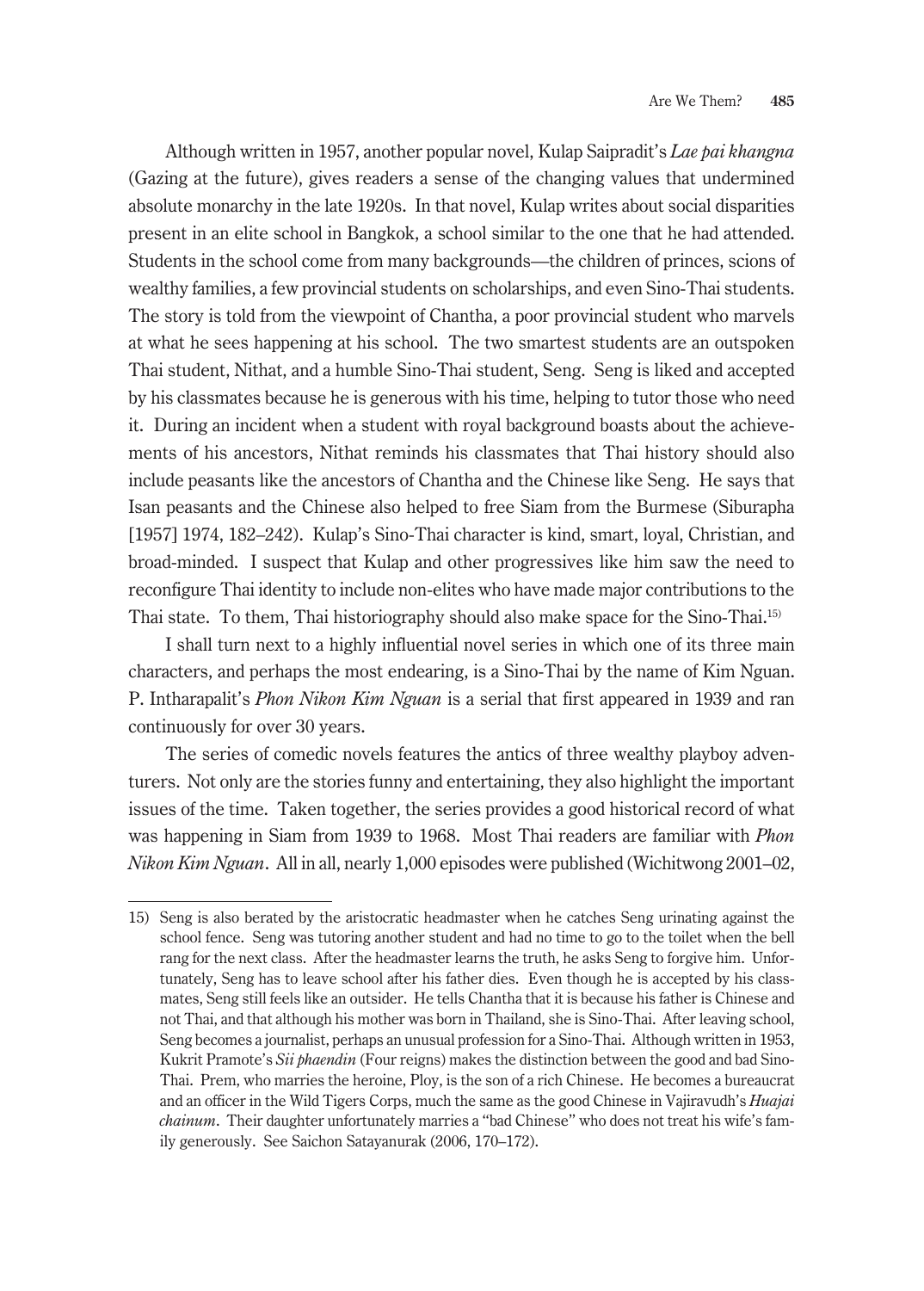Although written in 1957, another popular novel, Kulap Saipradit's *Lae pai khangna* (Gazing at the future), gives readers a sense of the changing values that undermined absolute monarchy in the late 1920s. In that novel, Kulap writes about social disparities present in an elite school in Bangkok, a school similar to the one that he had attended. Students in the school come from many backgrounds—the children of princes, scions of wealthy families, a few provincial students on scholarships, and even Sino-Thai students. The story is told from the viewpoint of Chantha, a poor provincial student who marvels at what he sees happening at his school. The two smartest students are an outspoken Thai student, Nithat, and a humble Sino-Thai student, Seng. Seng is liked and accepted by his classmates because he is generous with his time, helping to tutor those who need it. During an incident when a student with royal background boasts about the achievements of his ancestors, Nithat reminds his classmates that Thai history should also include peasants like the ancestors of Chantha and the Chinese like Seng. He says that Isan peasants and the Chinese also helped to free Siam from the Burmese (Siburapha [1957] 1974, 182–242). Kulap's Sino-Thai character is kind, smart, loyal, Christian, and broad-minded. I suspect that Kulap and other progressives like him saw the need to reconfigure Thai identity to include non-elites who have made major contributions to the Thai state. To them, Thai historiography should also make space for the Sino-Thai.[15]

I shall turn next to a highly influential novel series in which one of its three main characters, and perhaps the most endearing, is a Sino-Thai by the name of Kim Nguan. P. Intharapalit's *Phon Nikon Kim Nguan* is a serial that first appeared in 1939 and ran continuously for over 30 years.

The series of comedic novels features the antics of three wealthy playboy adventurers. Not only are the stories funny and entertaining, they also highlight the important issues of the time. Taken together, the series provides a good historical record of what was happening in Siam from 1939 to 1968. Most Thai readers are familiar with *Phon Nikon Kim Nguan*. All in all, nearly 1,000 episodes were published (Wichitwong 2001–02,

15) Seng is also berated by the aristocratic headmaster when he catches Seng urinating against the school fence. Seng was tutoring another student and had no time to go to the toilet when the bell rang for the next class. After the headmaster learns the truth, he asks Seng to forgive him. Unfortunately, Seng has to leave school after his father dies. Even though he is accepted by his classmates, Seng still feels like an outsider. He tells Chantha that it is because his father is Chinese and not Thai, and that although his mother was born in Thailand, she is Sino-Thai. After leaving school, Seng becomes a journalist, perhaps an unusual profession for a Sino-Thai. Although written in 1953, Kukrit Pramote's *Sii phaendin* (Four reigns) makes the distinction between the good and bad Sino-Thai. Prem, who marries the heroine, Ploy, is the son of a rich Chinese. He becomes a bureaucrat and an officer in the Wild Tigers Corps, much the same as the good Chinese in Vajiravudh's *Huajai chainum*. Their daughter unfortunately marries a "bad Chinese" who does not treat his wife's family generously. See Saichon Satayanurak (2006, 170–172).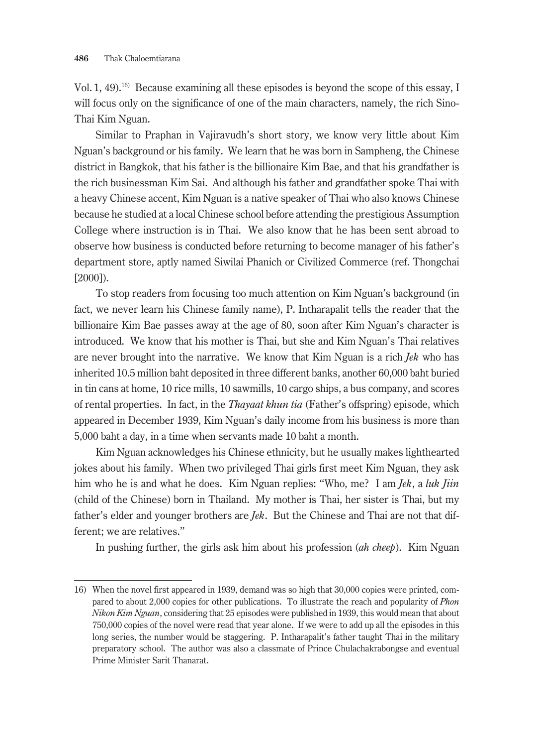Vol. 1, 49).[16] Because examining all these episodes is beyond the scope of this essay, I will focus only on the significance of one of the main characters, namely, the rich Sino-Thai Kim Nguan.

Similar to Praphan in Vajiravudh's short story, we know very little about Kim Nguan's background or his family. We learn that he was born in Sampheng, the Chinese district in Bangkok, that his father is the billionaire Kim Bae, and that his grandfather is the rich businessman Kim Sai. And although his father and grandfather spoke Thai with a heavy Chinese accent, Kim Nguan is a native speaker of Thai who also knows Chinese because he studied at a local Chinese school before attending the prestigious Assumption College where instruction is in Thai. We also know that he has been sent abroad to observe how business is conducted before returning to become manager of his father's department store, aptly named Siwilai Phanich or Civilized Commerce (ref. Thongchai [2000]).

To stop readers from focusing too much attention on Kim Nguan's background (in fact, we never learn his Chinese family name), P. Intharapalit tells the reader that the billionaire Kim Bae passes away at the age of 80, soon after Kim Nguan's character is introduced. We know that his mother is Thai, but she and Kim Nguan's Thai relatives are never brought into the narrative. We know that Kim Nguan is a rich ***Jek*** who has inherited 10.5 million baht deposited in three different banks, another 60,000 baht buried in tin cans at home, 10 rice mills, 10 sawmills, 10 cargo ships, a bus company, and scores of rental properties. In fact, in the *Thayaat khun tia* (Father's offspring) episode, which appeared in December 1939, Kim Nguan's daily income from his business is more than 5,000 baht a day, in a time when servants made 10 baht a month.

Kim Nguan acknowledges his Chinese ethnicity, but he usually makes lighthearted jokes about his family. When two privileged Thai girls first meet Kim Nguan, they ask him who he is and what he does. Kim Nguan replies: "Who, me? I am ***Jek***, a *luk Jiin* (child of the Chinese) born in Thailand. My mother is Thai, her sister is Thai, but my father's elder and younger brothers are ***Jek***. But the Chinese and Thai are not that different; we are relatives."

In pushing further, the girls ask him about his profession (*ah cheep*). Kim Nguan

---

16) When the novel first appeared in 1939, demand was so high that 30,000 copies were printed, compared to about 2,000 copies for other publications. To illustrate the reach and popularity of *Phon Nikon Kim Nguan*, considering that 25 episodes were published in 1939, this would mean that about 750,000 copies of the novel were read that year alone. If we were to add up all the episodes in this long series, the number would be staggering. P. Intharapalit's father taught Thai in the military preparatory school. The author was also a classmate of Prince Chulachakrabongse and eventual Prime Minister Sarit Thanarat.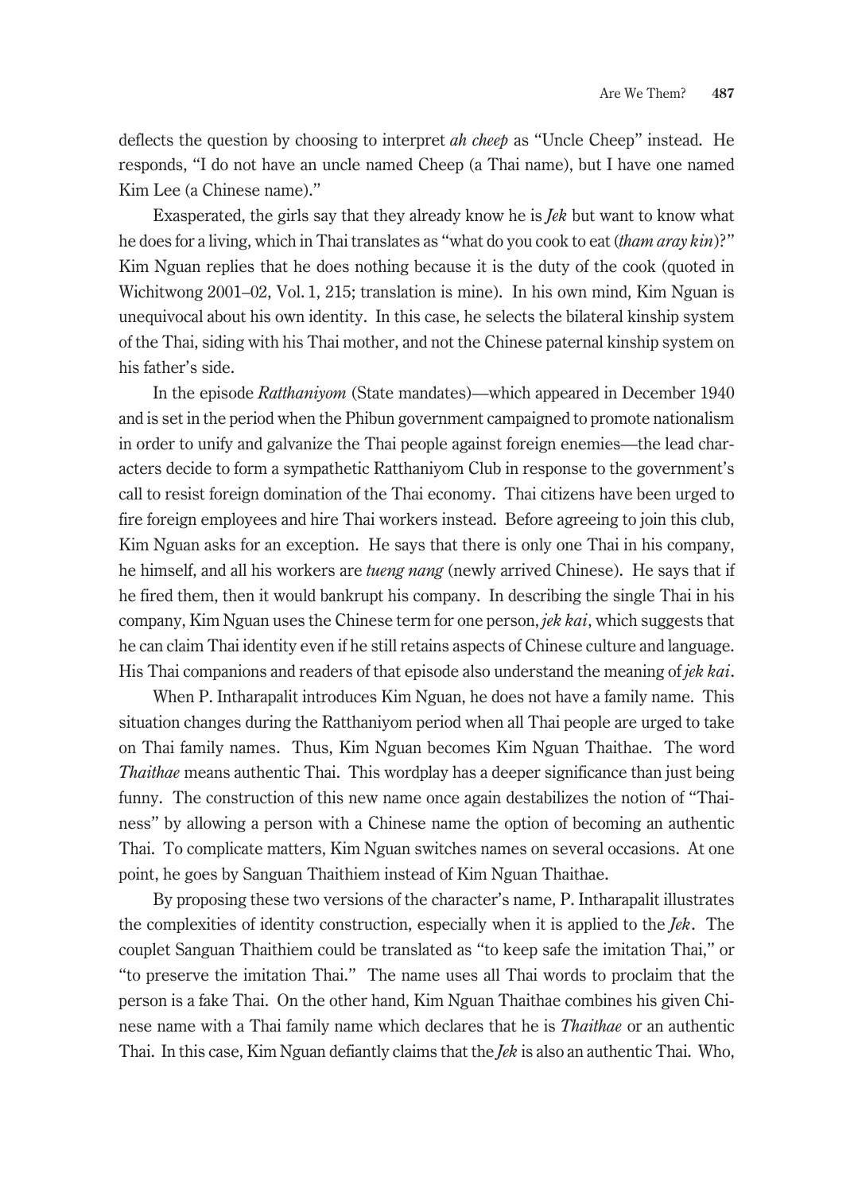deflects the question by choosing to interpret *ah cheep* as "Uncle Cheep" instead. He responds, "I do not have an uncle named Cheep (a Thai name), but I have one named Kim Lee (a Chinese name)."

Exasperated, the girls say that they already know he is *Jek* but want to know what he does for a living, which in Thai translates as "what do you cook to eat (*tham aray kin*)?" Kim Nguan replies that he does nothing because it is the duty of the cook (quoted in Wichitwong 2001–02, Vol. 1, 215; translation is mine). In his own mind, Kim Nguan is unequivocal about his own identity. In this case, he selects the bilateral kinship system of the Thai, siding with his Thai mother, and not the Chinese paternal kinship system on his father's side.

In the episode *Ratthaniyom* (State mandates)—which appeared in December 1940 and is set in the period when the Phibun government campaigned to promote nationalism in order to unify and galvanize the Thai people against foreign enemies—the lead characters decide to form a sympathetic Ratthaniyom Club in response to the government's call to resist foreign domination of the Thai economy. Thai citizens have been urged to fire foreign employees and hire Thai workers instead. Before agreeing to join this club, Kim Nguan asks for an exception. He says that there is only one Thai in his company, he himself, and all his workers are *tueng nang* (newly arrived Chinese). He says that if he fired them, then it would bankrupt his company. In describing the single Thai in his company, Kim Nguan uses the Chinese term for one person, *jek kai*, which suggests that he can claim Thai identity even if he still retains aspects of Chinese culture and language. His Thai companions and readers of that episode also understand the meaning of *jek kai*.

When P. Intharapalit introduces Kim Nguan, he does not have a family name. This situation changes during the Ratthaniyom period when all Thai people are urged to take on Thai family names. Thus, Kim Nguan becomes Kim Nguan Thaithae. The word *Thaithae* means authentic Thai. This wordplay has a deeper significance than just being funny. The construction of this new name once again destabilizes the notion of "Thai-ness" by allowing a person with a Chinese name the option of becoming an authentic Thai. To complicate matters, Kim Nguan switches names on several occasions. At one point, he goes by Sanguan Thaithiem instead of Kim Nguan Thaithae.

By proposing these two versions of the character's name, P. Intharapalit illustrates the complexities of identity construction, especially when it is applied to the *Jek*. The couplet Sanguan Thaithiem could be translated as "to keep safe the imitation Thai," or "to preserve the imitation Thai." The name uses all Thai words to proclaim that the person is a fake Thai. On the other hand, Kim Nguan Thaithae combines his given Chinese name with a Thai family name which declares that he is *Thaithae* or an authentic Thai. In this case, Kim Nguan defiantly claims that the *Jek* is also an authentic Thai. Who,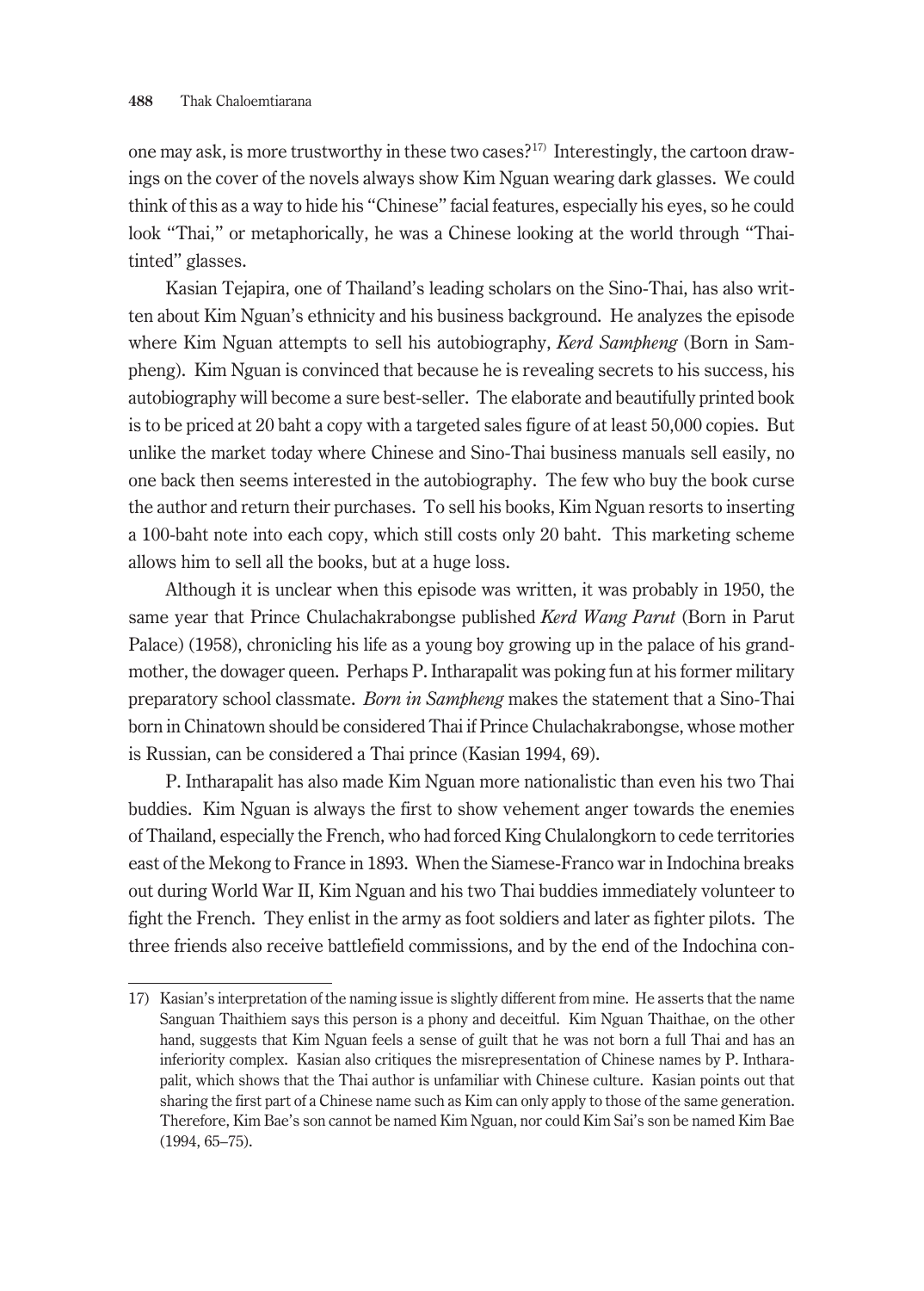one may ask, is more trustworthy in these two cases?[17] Interestingly, the cartoon drawings on the cover of the novels always show Kim Nguan wearing dark glasses. We could think of this as a way to hide his "Chinese" facial features, especially his eyes, so he could look "Thai," or metaphorically, he was a Chinese looking at the world through "Thai-tinted" glasses.

Kasian Tejapira, one of Thailand's leading scholars on the Sino-Thai, has also written about Kim Nguan's ethnicity and his business background. He analyzes the episode where Kim Nguan attempts to sell his autobiography, *Kerd Sampheng* (Born in Sampheng). Kim Nguan is convinced that because he is revealing secrets to his success, his autobiography will become a sure best-seller. The elaborate and beautifully printed book is to be priced at 20 baht a copy with a targeted sales figure of at least 50,000 copies. But unlike the market today where Chinese and Sino-Thai business manuals sell easily, no one back then seems interested in the autobiography. The few who buy the book curse the author and return their purchases. To sell his books, Kim Nguan resorts to inserting a 100-baht note into each copy, which still costs only 20 baht. This marketing scheme allows him to sell all the books, but at a huge loss.

Although it is unclear when this episode was written, it was probably in 1950, the same year that Prince Chulachakrabongse published *Kerd Wang Parut* (Born in Parut Palace) (1958), chronicling his life as a young boy growing up in the palace of his grandmother, the dowager queen. Perhaps P. Intharapalit was poking fun at his former military preparatory school classmate. *Born in Sampheng* makes the statement that a Sino-Thai born in Chinatown should be considered Thai if Prince Chulachakrabongse, whose mother is Russian, can be considered a Thai prince (Kasian 1994, 69).

P. Intharapalit has also made Kim Nguan more nationalistic than even his two Thai buddies. Kim Nguan is always the first to show vehement anger towards the enemies of Thailand, especially the French, who had forced King Chulalongkorn to cede territories east of the Mekong to France in 1893. When the Siamese-Franco war in Indochina breaks out during World War II, Kim Nguan and his two Thai buddies immediately volunteer to fight the French. They enlist in the army as foot soldiers and later as fighter pilots. The three friends also receive battlefield commissions, and by the end of the Indochina con-

---

17) Kasian's interpretation of the naming issue is slightly different from mine. He asserts that the name Sanguan Thaithiem says this person is a phony and deceitful. Kim Nguan Thaithae, on the other hand, suggests that Kim Nguan feels a sense of guilt that he was not born a full Thai and has an inferiority complex. Kasian also critiques the misrepresentation of Chinese names by P. Intharapalit, which shows that the Thai author is unfamiliar with Chinese culture. Kasian points out that sharing the first part of a Chinese name such as Kim can only apply to those of the same generation. Therefore, Kim Bae's son cannot be named Kim Nguan, nor could Kim Sai's son be named Kim Bae (1994, 65–75).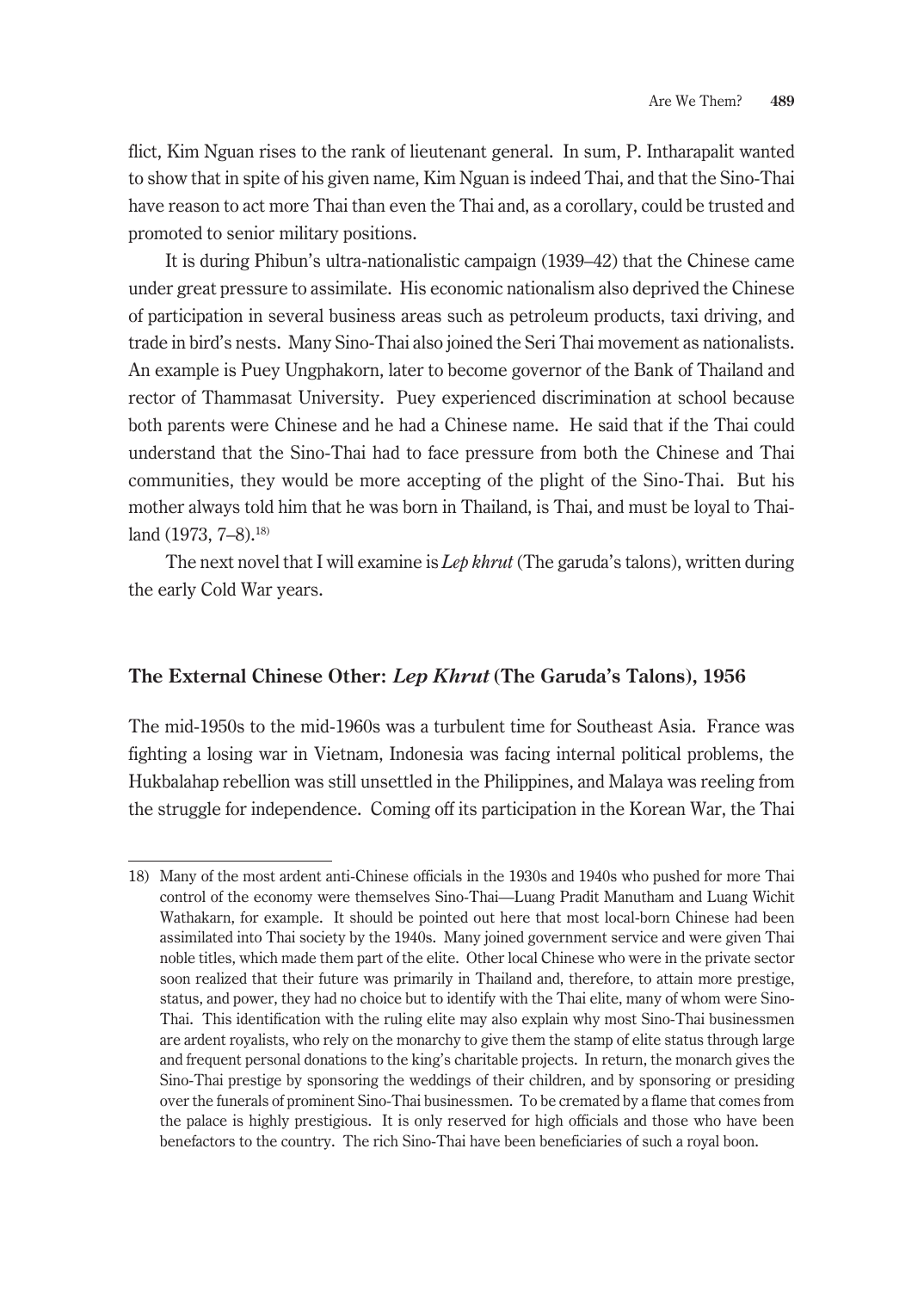flict, Kim Nguan rises to the rank of lieutenant general. In sum, P. Intharapalit wanted to show that in spite of his given name, Kim Nguan is indeed Thai, and that the Sino-Thai have reason to act more Thai than even the Thai and, as a corollary, could be trusted and promoted to senior military positions.

It is during Phibun's ultra-nationalistic campaign (1939–42) that the Chinese came under great pressure to assimilate. His economic nationalism also deprived the Chinese of participation in several business areas such as petroleum products, taxi driving, and trade in bird's nests. Many Sino-Thai also joined the Seri Thai movement as nationalists. An example is Puey Ungphakorn, later to become governor of the Bank of Thailand and rector of Thammasat University. Puey experienced discrimination at school because both parents were Chinese and he had a Chinese name. He said that if the Thai could understand that the Sino-Thai had to face pressure from both the Chinese and Thai communities, they would be more accepting of the plight of the Sino-Thai. But his mother always told him that he was born in Thailand, is Thai, and must be loyal to Thailand (1973, 7–8).[18]

The next novel that I will examine is *Lep khrut* (The garuda's talons), written during the early Cold War years.

## The External Chinese Other: *Lep Khrut* (The Garuda's Talons), 1956

The mid-1950s to the mid-1960s was a turbulent time for Southeast Asia. France was fighting a losing war in Vietnam, Indonesia was facing internal political problems, the Hukbalahap rebellion was still unsettled in the Philippines, and Malaya was reeling from the struggle for independence. Coming off its participation in the Korean War, the Thai

18) Many of the most ardent anti-Chinese officials in the 1930s and 1940s who pushed for more Thai control of the economy were themselves Sino-Thai—Luang Pradit Manutham and Luang Wichit Wathakarn, for example. It should be pointed out here that most local-born Chinese had been assimilated into Thai society by the 1940s. Many joined government service and were given Thai noble titles, which made them part of the elite. Other local Chinese who were in the private sector soon realized that their future was primarily in Thailand and, therefore, to attain more prestige, status, and power, they had no choice but to identify with the Thai elite, many of whom were Sino-Thai. This identification with the ruling elite may also explain why most Sino-Thai businessmen are ardent royalists, who rely on the monarchy to give them the stamp of elite status through large and frequent personal donations to the king's charitable projects. In return, the monarch gives the Sino-Thai prestige by sponsoring the weddings of their children, and by sponsoring or presiding over the funerals of prominent Sino-Thai businessmen. To be cremated by a flame that comes from the palace is highly prestigious. It is only reserved for high officials and those who have been benefactors to the country. The rich Sino-Thai have been beneficiaries of such a royal boon.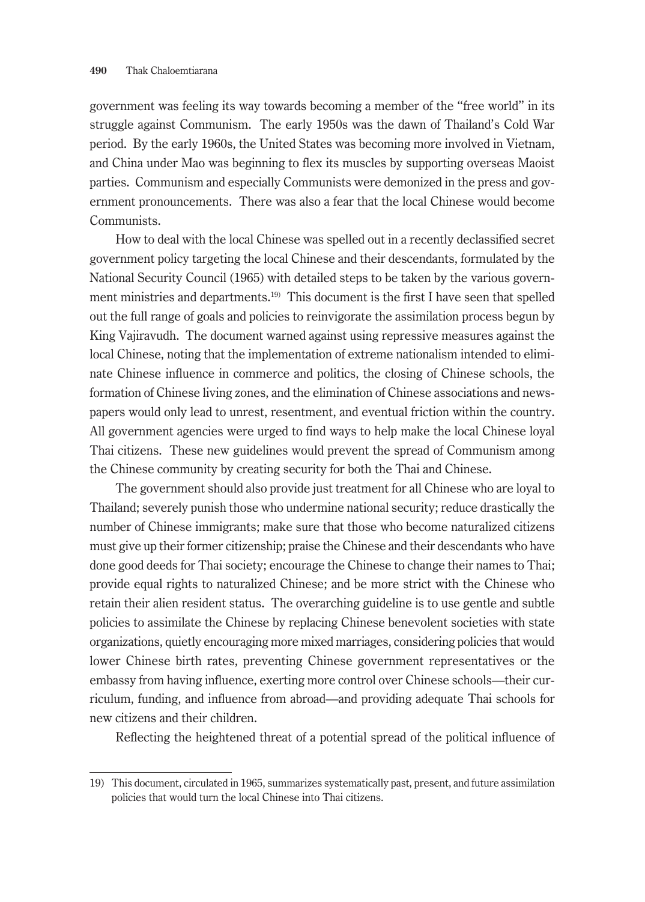government was feeling its way towards becoming a member of the "free world" in its struggle against Communism. The early 1950s was the dawn of Thailand's Cold War period. By the early 1960s, the United States was becoming more involved in Vietnam, and China under Mao was beginning to flex its muscles by supporting overseas Maoist parties. Communism and especially Communists were demonized in the press and government pronouncements. There was also a fear that the local Chinese would become Communists.

How to deal with the local Chinese was spelled out in a recently declassified secret government policy targeting the local Chinese and their descendants, formulated by the National Security Council (1965) with detailed steps to be taken by the various government ministries and departments.[19] This document is the first I have seen that spelled out the full range of goals and policies to reinvigorate the assimilation process begun by King Vajiravudh. The document warned against using repressive measures against the local Chinese, noting that the implementation of extreme nationalism intended to eliminate Chinese influence in commerce and politics, the closing of Chinese schools, the formation of Chinese living zones, and the elimination of Chinese associations and newspapers would only lead to unrest, resentment, and eventual friction within the country. All government agencies were urged to find ways to help make the local Chinese loyal Thai citizens. These new guidelines would prevent the spread of Communism among the Chinese community by creating security for both the Thai and Chinese.

The government should also provide just treatment for all Chinese who are loyal to Thailand; severely punish those who undermine national security; reduce drastically the number of Chinese immigrants; make sure that those who become naturalized citizens must give up their former citizenship; praise the Chinese and their descendants who have done good deeds for Thai society; encourage the Chinese to change their names to Thai; provide equal rights to naturalized Chinese; and be more strict with the Chinese who retain their alien resident status. The overarching guideline is to use gentle and subtle policies to assimilate the Chinese by replacing Chinese benevolent societies with state organizations, quietly encouraging more mixed marriages, considering policies that would lower Chinese birth rates, preventing Chinese government representatives or the embassy from having influence, exerting more control over Chinese schools—their curriculum, funding, and influence from abroad—and providing adequate Thai schools for new citizens and their children.

Reflecting the heightened threat of a potential spread of the political influence of

---

19) This document, circulated in 1965, summarizes systematically past, present, and future assimilation policies that would turn the local Chinese into Thai citizens.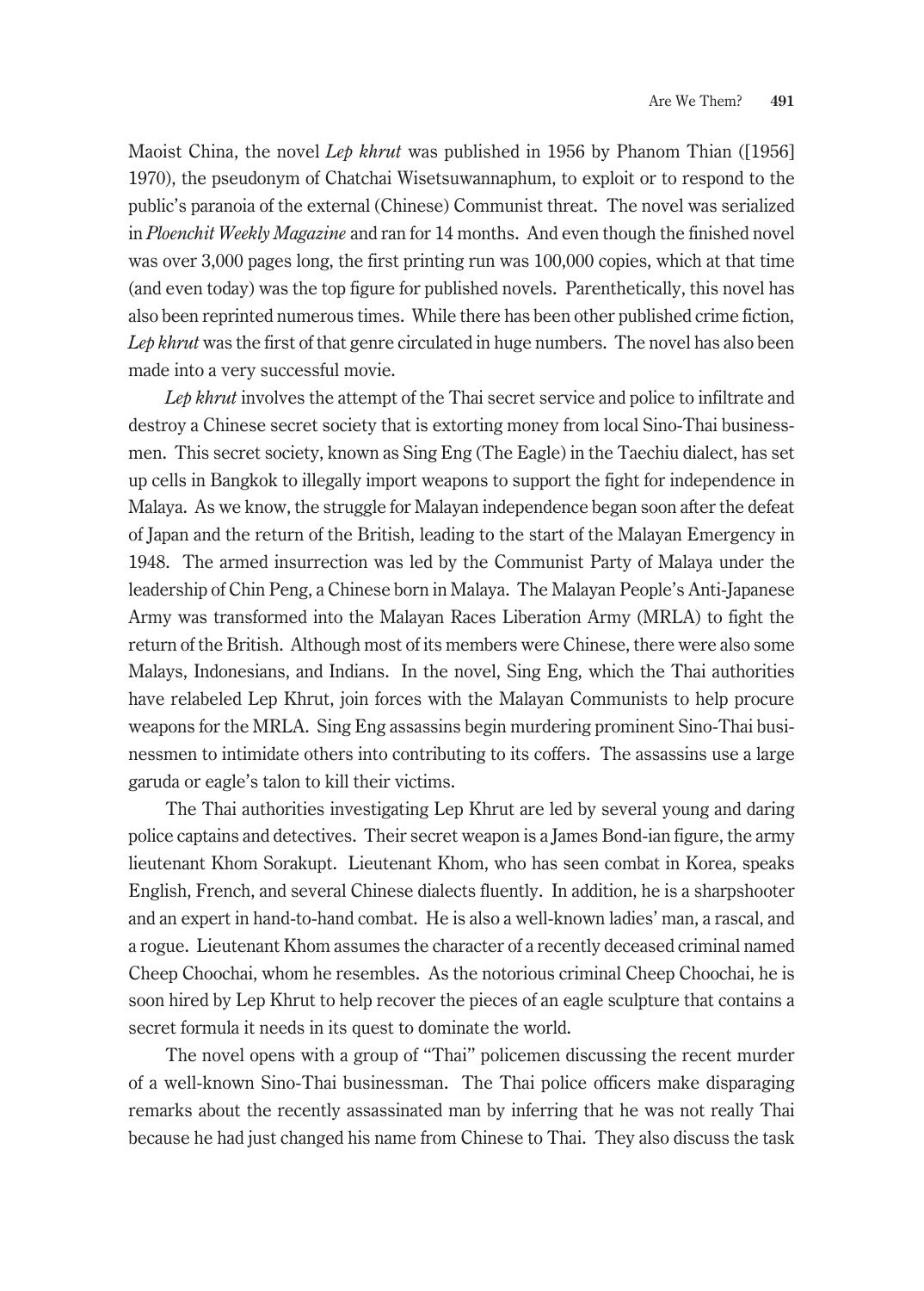Maoist China, the novel *Lep khrut* was published in 1956 by Phanom Thian ([1956] 1970), the pseudonym of Chatchai Wisetsuwannaphum, to exploit or to respond to the public's paranoia of the external (Chinese) Communist threat. The novel was serialized in *Ploenchit Weekly Magazine* and ran for 14 months. And even though the finished novel was over 3,000 pages long, the first printing run was 100,000 copies, which at that time (and even today) was the top figure for published novels. Parenthetically, this novel has also been reprinted numerous times. While there has been other published crime fiction, *Lep khrut* was the first of that genre circulated in huge numbers. The novel has also been made into a very successful movie.

*Lep khrut* involves the attempt of the Thai secret service and police to infiltrate and destroy a Chinese secret society that is extorting money from local Sino-Thai businessmen. This secret society, known as Sing Eng (The Eagle) in the Taechiu dialect, has set up cells in Bangkok to illegally import weapons to support the fight for independence in Malaya. As we know, the struggle for Malayan independence began soon after the defeat of Japan and the return of the British, leading to the start of the Malayan Emergency in 1948. The armed insurrection was led by the Communist Party of Malaya under the leadership of Chin Peng, a Chinese born in Malaya. The Malayan People's Anti-Japanese Army was transformed into the Malayan Races Liberation Army (MRLA) to fight the return of the British. Although most of its members were Chinese, there were also some Malays, Indonesians, and Indians. In the novel, Sing Eng, which the Thai authorities have relabeled Lep Khrut, join forces with the Malayan Communists to help procure weapons for the MRLA. Sing Eng assassins begin murdering prominent Sino-Thai businessmen to intimidate others into contributing to its coffers. The assassins use a large garuda or eagle's talon to kill their victims.

The Thai authorities investigating Lep Khrut are led by several young and daring police captains and detectives. Their secret weapon is a James Bond-ian figure, the army lieutenant Khom Sorakupt. Lieutenant Khom, who has seen combat in Korea, speaks English, French, and several Chinese dialects fluently. In addition, he is a sharpshooter and an expert in hand-to-hand combat. He is also a well-known ladies' man, a rascal, and a rogue. Lieutenant Khom assumes the character of a recently deceased criminal named Cheep Choochai, whom he resembles. As the notorious criminal Cheep Choochai, he is soon hired by Lep Khrut to help recover the pieces of an eagle sculpture that contains a secret formula it needs in its quest to dominate the world.

The novel opens with a group of "Thai" policemen discussing the recent murder of a well-known Sino-Thai businessman. The Thai police officers make disparaging remarks about the recently assassinated man by inferring that he was not really Thai because he had just changed his name from Chinese to Thai. They also discuss the task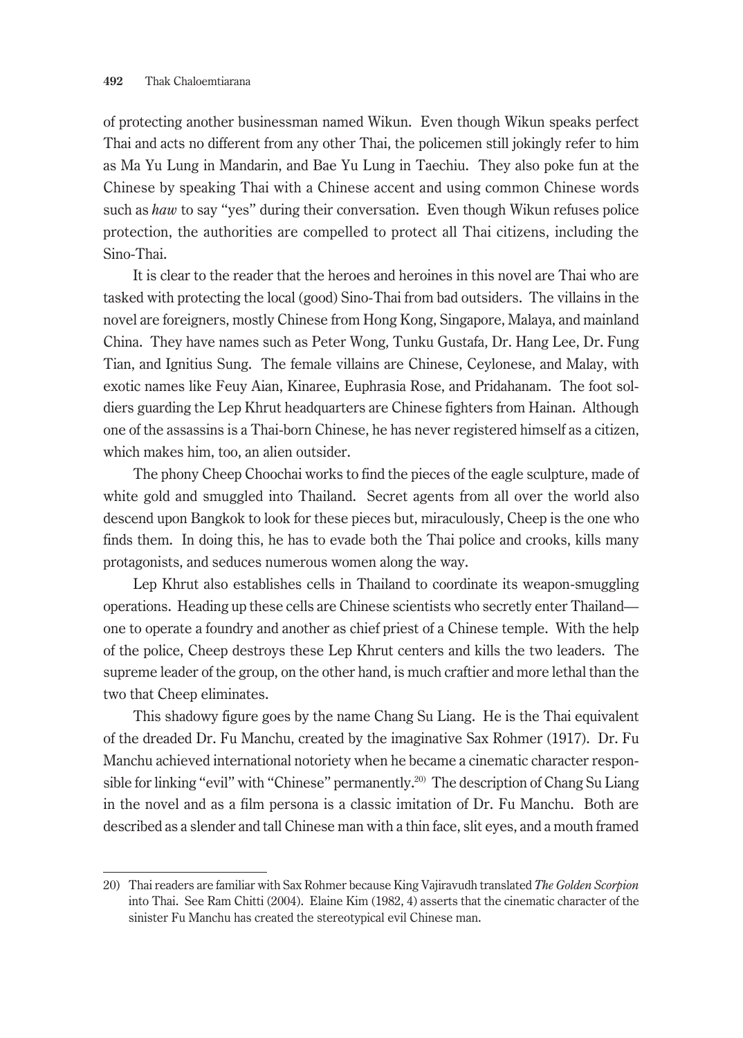of protecting another businessman named Wikun. Even though Wikun speaks perfect Thai and acts no different from any other Thai, the policemen still jokingly refer to him as Ma Yu Lung in Mandarin, and Bae Yu Lung in Taechiu. They also poke fun at the Chinese by speaking Thai with a Chinese accent and using common Chinese words such as *haw* to say "yes" during their conversation. Even though Wikun refuses police protection, the authorities are compelled to protect all Thai citizens, including the Sino-Thai.

It is clear to the reader that the heroes and heroines in this novel are Thai who are tasked with protecting the local (good) Sino-Thai from bad outsiders. The villains in the novel are foreigners, mostly Chinese from Hong Kong, Singapore, Malaya, and mainland China. They have names such as Peter Wong, Tunku Gustafa, Dr. Hang Lee, Dr. Fung Tian, and Ignitius Sung. The female villains are Chinese, Ceylonese, and Malay, with exotic names like Feuy Aian, Kinaree, Euphrasia Rose, and Pridahanam. The foot soldiers guarding the Lep Khrut headquarters are Chinese fighters from Hainan. Although one of the assassins is a Thai-born Chinese, he has never registered himself as a citizen, which makes him, too, an alien outsider.

The phony Cheep Choochai works to find the pieces of the eagle sculpture, made of white gold and smuggled into Thailand. Secret agents from all over the world also descend upon Bangkok to look for these pieces but, miraculously, Cheep is the one who finds them. In doing this, he has to evade both the Thai police and crooks, kills many protagonists, and seduces numerous women along the way.

Lep Khrut also establishes cells in Thailand to coordinate its weapon-smuggling operations. Heading up these cells are Chinese scientists who secretly enter Thailand—one to operate a foundry and another as chief priest of a Chinese temple. With the help of the police, Cheep destroys these Lep Khrut centers and kills the two leaders. The supreme leader of the group, on the other hand, is much craftier and more lethal than the two that Cheep eliminates.

This shadowy figure goes by the name Chang Su Liang. He is the Thai equivalent of the dreaded Dr. Fu Manchu, created by the imaginative Sax Rohmer (1917). Dr. Fu Manchu achieved international notoriety when he became a cinematic character responsible for linking "evil" with "Chinese" permanently.[20] The description of Chang Su Liang in the novel and as a film persona is a classic imitation of Dr. Fu Manchu. Both are described as a slender and tall Chinese man with a thin face, slit eyes, and a mouth framed

20) Thai readers are familiar with Sax Rohmer because King Vajiravudh translated *The Golden Scorpion* into Thai. See Ram Chitti (2004). Elaine Kim (1982, 4) asserts that the cinematic character of the sinister Fu Manchu has created the stereotypical evil Chinese man.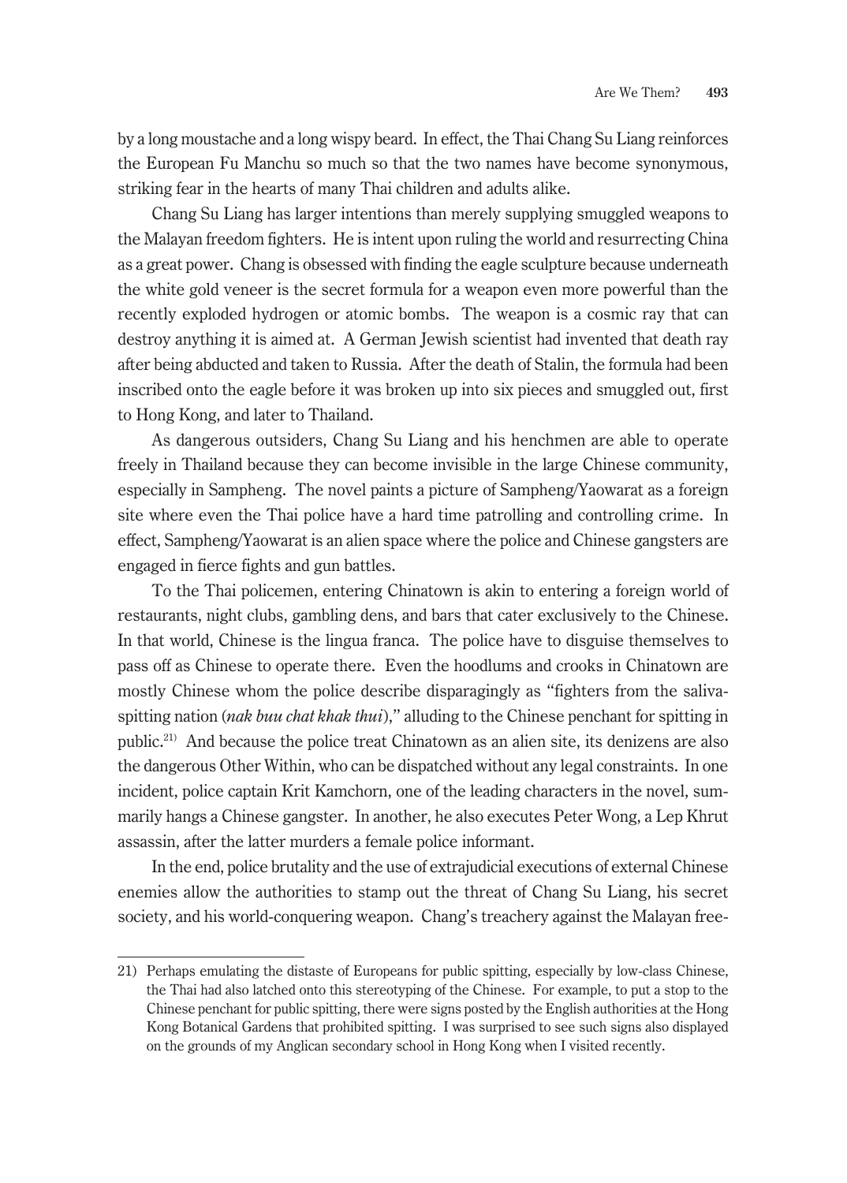by a long moustache and a long wispy beard. In effect, the Thai Chang Su Liang reinforces the European Fu Manchu so much so that the two names have become synonymous, striking fear in the hearts of many Thai children and adults alike.

Chang Su Liang has larger intentions than merely supplying smuggled weapons to the Malayan freedom fighters. He is intent upon ruling the world and resurrecting China as a great power. Chang is obsessed with finding the eagle sculpture because underneath the white gold veneer is the secret formula for a weapon even more powerful than the recently exploded hydrogen or atomic bombs. The weapon is a cosmic ray that can destroy anything it is aimed at. A German Jewish scientist had invented that death ray after being abducted and taken to Russia. After the death of Stalin, the formula had been inscribed onto the eagle before it was broken up into six pieces and smuggled out, first to Hong Kong, and later to Thailand.

As dangerous outsiders, Chang Su Liang and his henchmen are able to operate freely in Thailand because they can become invisible in the large Chinese community, especially in Sampheng. The novel paints a picture of Sampheng/Yaowarat as a foreign site where even the Thai police have a hard time patrolling and controlling crime. In effect, Sampheng/Yaowarat is an alien space where the police and Chinese gangsters are engaged in fierce fights and gun battles.

To the Thai policemen, entering Chinatown is akin to entering a foreign world of restaurants, night clubs, gambling dens, and bars that cater exclusively to the Chinese. In that world, Chinese is the lingua franca. The police have to disguise themselves to pass off as Chinese to operate there. Even the hoodlums and crooks in Chinatown are mostly Chinese whom the police describe disparagingly as "fighters from the saliva-spitting nation (*nak buu chat khak thui*)," alluding to the Chinese penchant for spitting in public.[21] And because the police treat Chinatown as an alien site, its denizens are also the dangerous Other Within, who can be dispatched without any legal constraints. In one incident, police captain Krit Kamchorn, one of the leading characters in the novel, summarily hangs a Chinese gangster. In another, he also executes Peter Wong, a Lep Khrut assassin, after the latter murders a female police informant.

In the end, police brutality and the use of extrajudicial executions of external Chinese enemies allow the authorities to stamp out the threat of Chang Su Liang, his secret society, and his world-conquering weapon. Chang's treachery against the Malayan free-

---

21) Perhaps emulating the distaste of Europeans for public spitting, especially by low-class Chinese, the Thai had also latched onto this stereotyping of the Chinese. For example, to put a stop to the Chinese penchant for public spitting, there were signs posted by the English authorities at the Hong Kong Botanical Gardens that prohibited spitting. I was surprised to see such signs also displayed on the grounds of my Anglican secondary school in Hong Kong when I visited recently.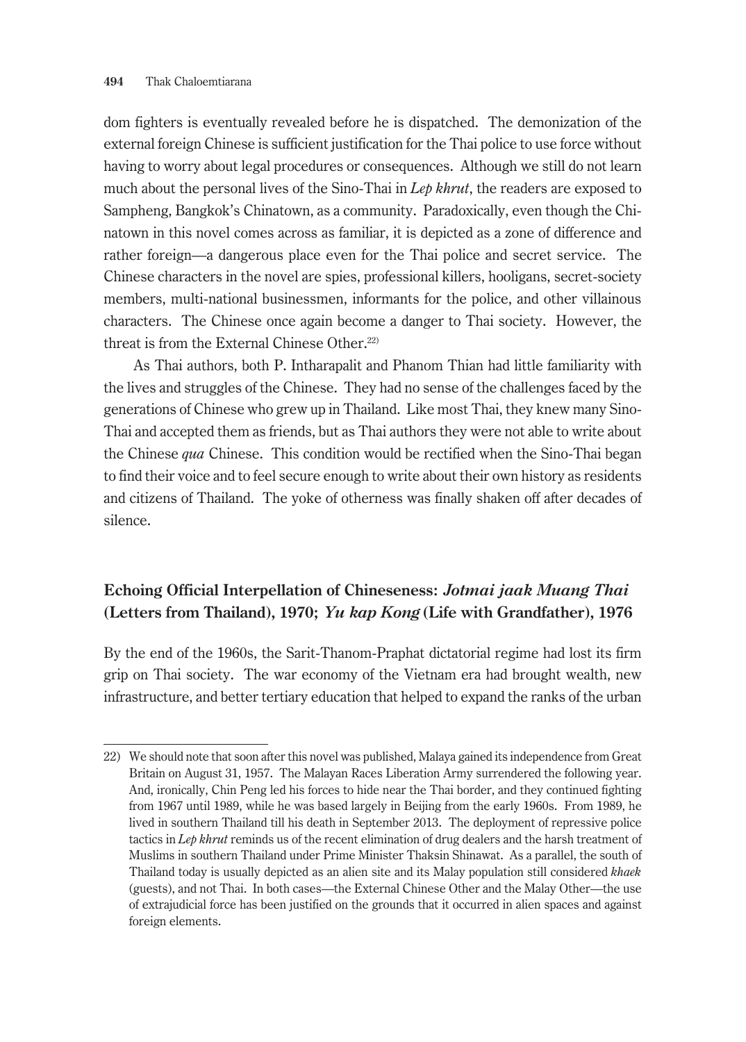dom fighters is eventually revealed before he is dispatched. The demonization of the external foreign Chinese is sufficient justification for the Thai police to use force without having to worry about legal procedures or consequences. Although we still do not learn much about the personal lives of the Sino-Thai in *Lep khrut*, the readers are exposed to Sampheng, Bangkok's Chinatown, as a community. Paradoxically, even though the Chinatown in this novel comes across as familiar, it is depicted as a zone of difference and rather foreign—a dangerous place even for the Thai police and secret service. The Chinese characters in the novel are spies, professional killers, hooligans, secret-society members, multi-national businessmen, informants for the police, and other villainous characters. The Chinese once again become a danger to Thai society. However, the threat is from the External Chinese Other.[22]

As Thai authors, both P. Intharapalit and Phanom Thian had little familiarity with the lives and struggles of the Chinese. They had no sense of the challenges faced by the generations of Chinese who grew up in Thailand. Like most Thai, they knew many Sino-Thai and accepted them as friends, but as Thai authors they were not able to write about the Chinese *qua* Chinese. This condition would be rectified when the Sino-Thai began to find their voice and to feel secure enough to write about their own history as residents and citizens of Thailand. The yoke of otherness was finally shaken off after decades of silence.

## Echoing Official Interpellation of Chineseness: *Jotmai jaak Muang Thai* (Letters from Thailand), 1970; *Yu kap Kong* (Life with Grandfather), 1976

By the end of the 1960s, the Sarit-Thanom-Praphat dictatorial regime had lost its firm grip on Thai society. The war economy of the Vietnam era had brought wealth, new infrastructure, and better tertiary education that helped to expand the ranks of the urban

22) We should note that soon after this novel was published, Malaya gained its independence from Great Britain on August 31, 1957. The Malayan Races Liberation Army surrendered the following year. And, ironically, Chin Peng led his forces to hide near the Thai border, and they continued fighting from 1967 until 1989, while he was based largely in Beijing from the early 1960s. From 1989, he lived in southern Thailand till his death in September 2013. The deployment of repressive police tactics in *Lep khrut* reminds us of the recent elimination of drug dealers and the harsh treatment of Muslims in southern Thailand under Prime Minister Thaksin Shinawat. As a parallel, the south of Thailand today is usually depicted as an alien site and its Malay population still considered *khaek* (guests), and not Thai. In both cases—the External Chinese Other and the Malay Other—the use of extrajudicial force has been justified on the grounds that it occurred in alien spaces and against foreign elements.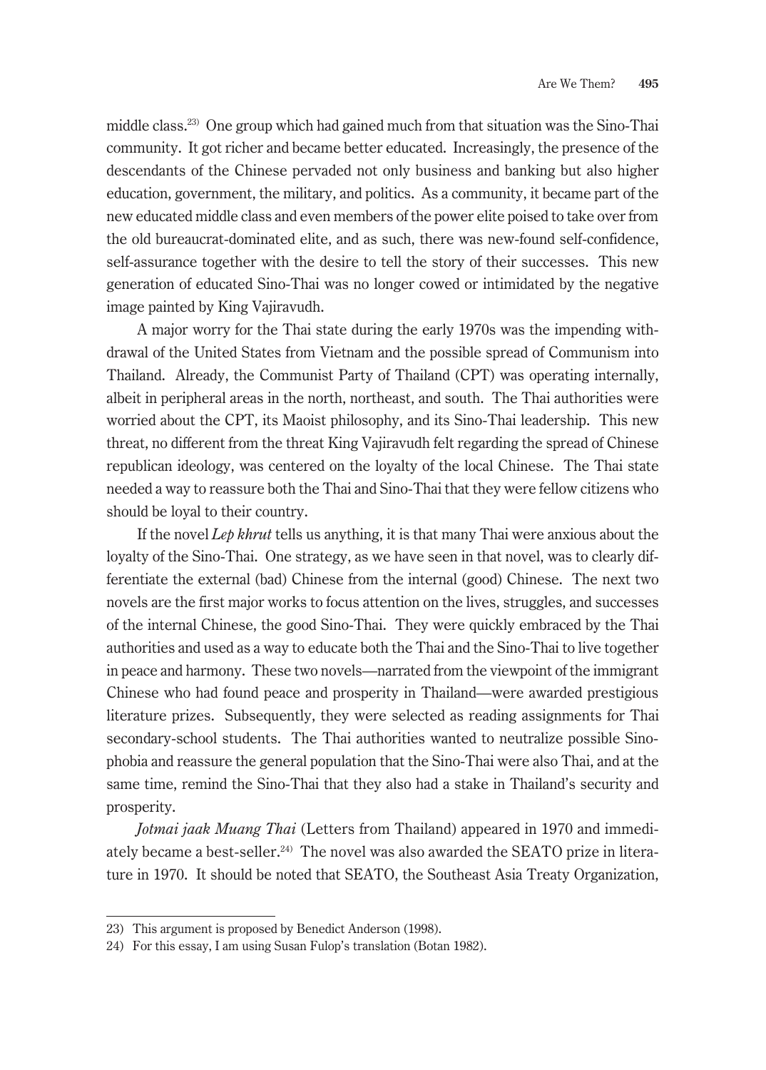middle class.[23] One group which had gained much from that situation was the Sino-Thai community. It got richer and became better educated. Increasingly, the presence of the descendants of the Chinese pervaded not only business and banking but also higher education, government, the military, and politics. As a community, it became part of the new educated middle class and even members of the power elite poised to take over from the old bureaucrat-dominated elite, and as such, there was new-found self-confidence, self-assurance together with the desire to tell the story of their successes. This new generation of educated Sino-Thai was no longer cowed or intimidated by the negative image painted by King Vajiravudh.

A major worry for the Thai state during the early 1970s was the impending withdrawal of the United States from Vietnam and the possible spread of Communism into Thailand. Already, the Communist Party of Thailand (CPT) was operating internally, albeit in peripheral areas in the north, northeast, and south. The Thai authorities were worried about the CPT, its Maoist philosophy, and its Sino-Thai leadership. This new threat, no different from the threat King Vajiravudh felt regarding the spread of Chinese republican ideology, was centered on the loyalty of the local Chinese. The Thai state needed a way to reassure both the Thai and Sino-Thai that they were fellow citizens who should be loyal to their country.

If the novel *Lep khrut* tells us anything, it is that many Thai were anxious about the loyalty of the Sino-Thai. One strategy, as we have seen in that novel, was to clearly differentiate the external (bad) Chinese from the internal (good) Chinese. The next two novels are the first major works to focus attention on the lives, struggles, and successes of the internal Chinese, the good Sino-Thai. They were quickly embraced by the Thai authorities and used as a way to educate both the Thai and the Sino-Thai to live together in peace and harmony. These two novels—narrated from the viewpoint of the immigrant Chinese who had found peace and prosperity in Thailand—were awarded prestigious literature prizes. Subsequently, they were selected as reading assignments for Thai secondary-school students. The Thai authorities wanted to neutralize possible Sinophobia and reassure the general population that the Sino-Thai were also Thai, and at the same time, remind the Sino-Thai that they also had a stake in Thailand's security and prosperity.

*Jotmai jaak Muang Thai* (Letters from Thailand) appeared in 1970 and immediately became a best-seller.[24] The novel was also awarded the SEATO prize in literature in 1970. It should be noted that SEATO, the Southeast Asia Treaty Organization,

---

23) This argument is proposed by Benedict Anderson (1998).

24) For this essay, I am using Susan Fulop's translation (Botan 1982).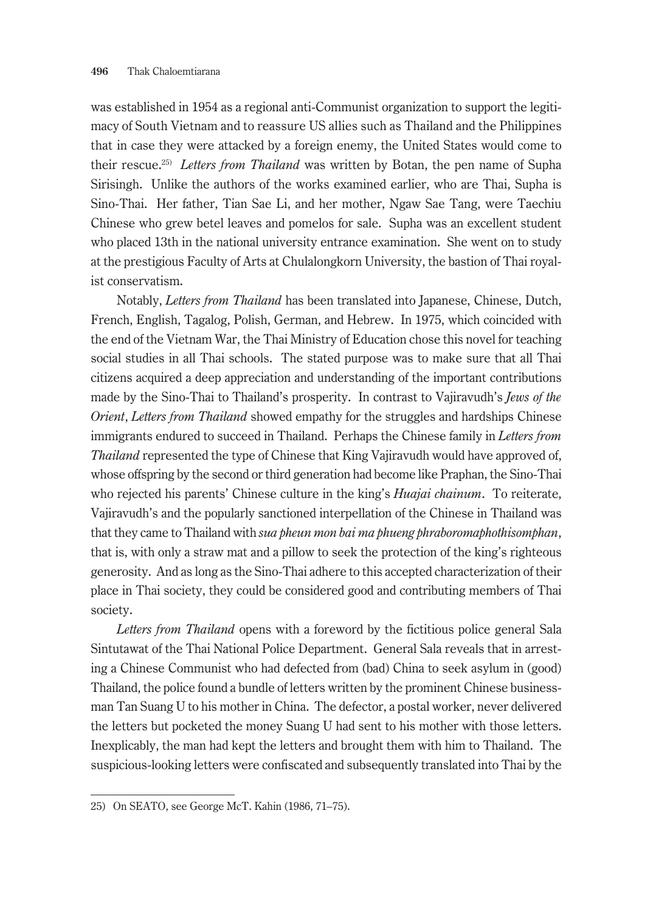was established in 1954 as a regional anti-Communist organization to support the legitimacy of South Vietnam and to reassure US allies such as Thailand and the Philippines that in case they were attacked by a foreign enemy, the United States would come to their rescue.[25] *Letters from Thailand* was written by Botan, the pen name of Supha Sirisingh. Unlike the authors of the works examined earlier, who are Thai, Supha is Sino-Thai. Her father, Tian Sae Li, and her mother, Ngaw Sae Tang, were Taechiu Chinese who grew betel leaves and pomelos for sale. Supha was an excellent student who placed 13th in the national university entrance examination. She went on to study at the prestigious Faculty of Arts at Chulalongkorn University, the bastion of Thai royalist conservatism.

Notably, *Letters from Thailand* has been translated into Japanese, Chinese, Dutch, French, English, Tagalog, Polish, German, and Hebrew. In 1975, which coincided with the end of the Vietnam War, the Thai Ministry of Education chose this novel for teaching social studies in all Thai schools. The stated purpose was to make sure that all Thai citizens acquired a deep appreciation and understanding of the important contributions made by the Sino-Thai to Thailand's prosperity. In contrast to Vajiravudh's *Jews of the Orient*, *Letters from Thailand* showed empathy for the struggles and hardships Chinese immigrants endured to succeed in Thailand. Perhaps the Chinese family in *Letters from Thailand* represented the type of Chinese that King Vajiravudh would have approved of, whose offspring by the second or third generation had become like Praphan, the Sino-Thai who rejected his parents' Chinese culture in the king's *Huajai chainum*. To reiterate, Vajiravudh's and the popularly sanctioned interpellation of the Chinese in Thailand was that they came to Thailand with *sua pheun mon bai ma phueng phraboromaphothisomphan*, that is, with only a straw mat and a pillow to seek the protection of the king's righteous generosity. And as long as the Sino-Thai adhere to this accepted characterization of their place in Thai society, they could be considered good and contributing members of Thai society.

*Letters from Thailand* opens with a foreword by the fictitious police general Sala Sintutawat of the Thai National Police Department. General Sala reveals that in arresting a Chinese Communist who had defected from (bad) China to seek asylum in (good) Thailand, the police found a bundle of letters written by the prominent Chinese businessman Tan Suang U to his mother in China. The defector, a postal worker, never delivered the letters but pocketed the money Suang U had sent to his mother with those letters. Inexplicably, the man had kept the letters and brought them with him to Thailand. The suspicious-looking letters were confiscated and subsequently translated into Thai by the

25) On SEATO, see George McT. Kahin (1986, 71–75).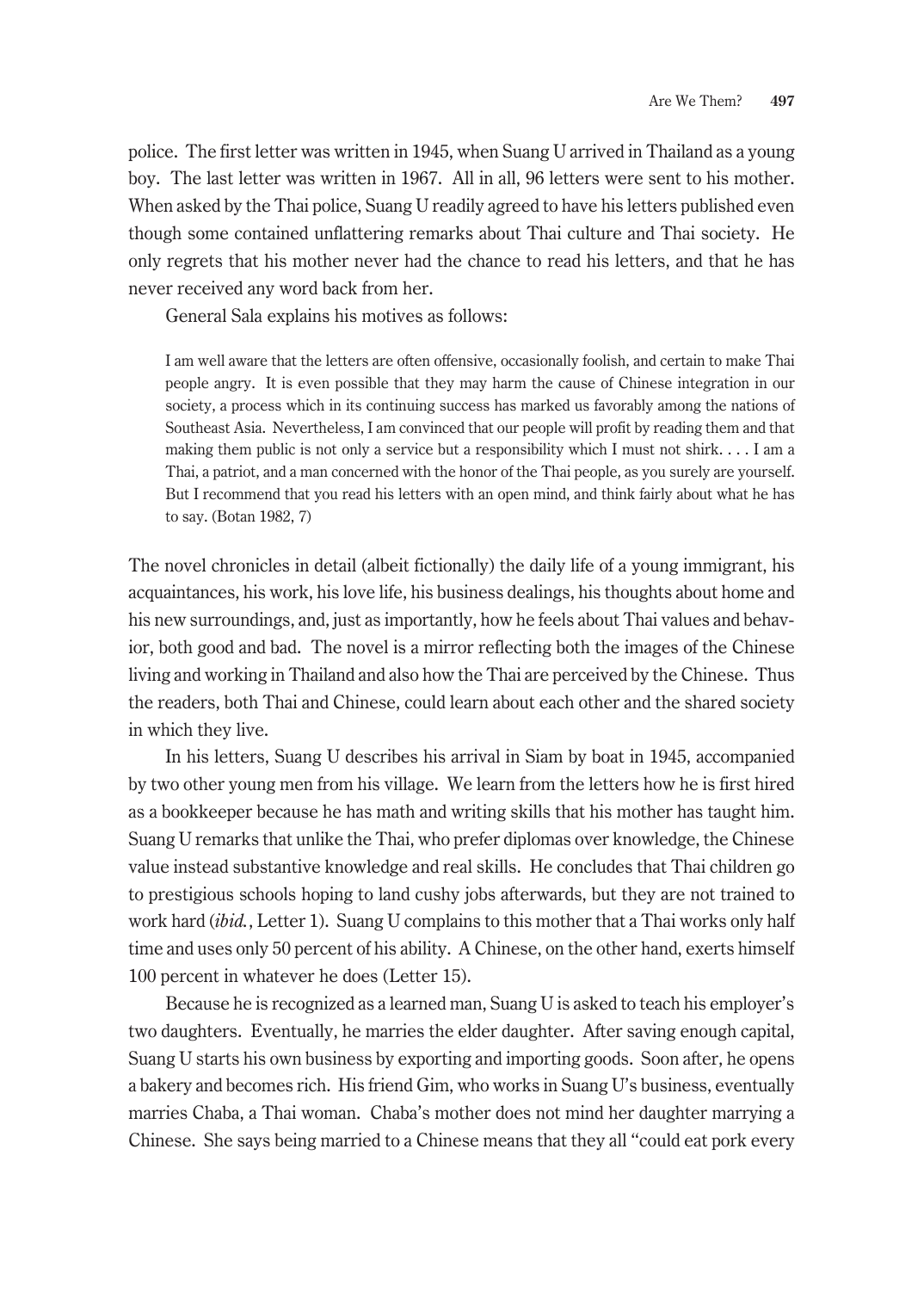police. The first letter was written in 1945, when Suang U arrived in Thailand as a young boy. The last letter was written in 1967. All in all, 96 letters were sent to his mother. When asked by the Thai police, Suang U readily agreed to have his letters published even though some contained unflattering remarks about Thai culture and Thai society. He only regrets that his mother never had the chance to read his letters, and that he has never received any word back from her.

General Sala explains his motives as follows:

> I am well aware that the letters are often offensive, occasionally foolish, and certain to make Thai people angry. It is even possible that they may harm the cause of Chinese integration in our society, a process which in its continuing success has marked us favorably among the nations of Southeast Asia. Nevertheless, I am convinced that our people will profit by reading them and that making them public is not only a service but a responsibility which I must not shirk. . . . I am a Thai, a patriot, and a man concerned with the honor of the Thai people, as you surely are yourself. But I recommend that you read his letters with an open mind, and think fairly about what he has to say. (Botan 1982, 7)

The novel chronicles in detail (albeit fictionally) the daily life of a young immigrant, his acquaintances, his work, his love life, his business dealings, his thoughts about home and his new surroundings, and, just as importantly, how he feels about Thai values and behavior, both good and bad. The novel is a mirror reflecting both the images of the Chinese living and working in Thailand and also how the Thai are perceived by the Chinese. Thus the readers, both Thai and Chinese, could learn about each other and the shared society in which they live.

In his letters, Suang U describes his arrival in Siam by boat in 1945, accompanied by two other young men from his village. We learn from the letters how he is first hired as a bookkeeper because he has math and writing skills that his mother has taught him. Suang U remarks that unlike the Thai, who prefer diplomas over knowledge, the Chinese value instead substantive knowledge and real skills. He concludes that Thai children go to prestigious schools hoping to land cushy jobs afterwards, but they are not trained to work hard (*ibid.*, Letter 1). Suang U complains to this mother that a Thai works only half time and uses only 50 percent of his ability. A Chinese, on the other hand, exerts himself 100 percent in whatever he does (Letter 15).

Because he is recognized as a learned man, Suang U is asked to teach his employer's two daughters. Eventually, he marries the elder daughter. After saving enough capital, Suang U starts his own business by exporting and importing goods. Soon after, he opens a bakery and becomes rich. His friend Gim, who works in Suang U's business, eventually marries Chaba, a Thai woman. Chaba's mother does not mind her daughter marrying a Chinese. She says being married to a Chinese means that they all "could eat pork every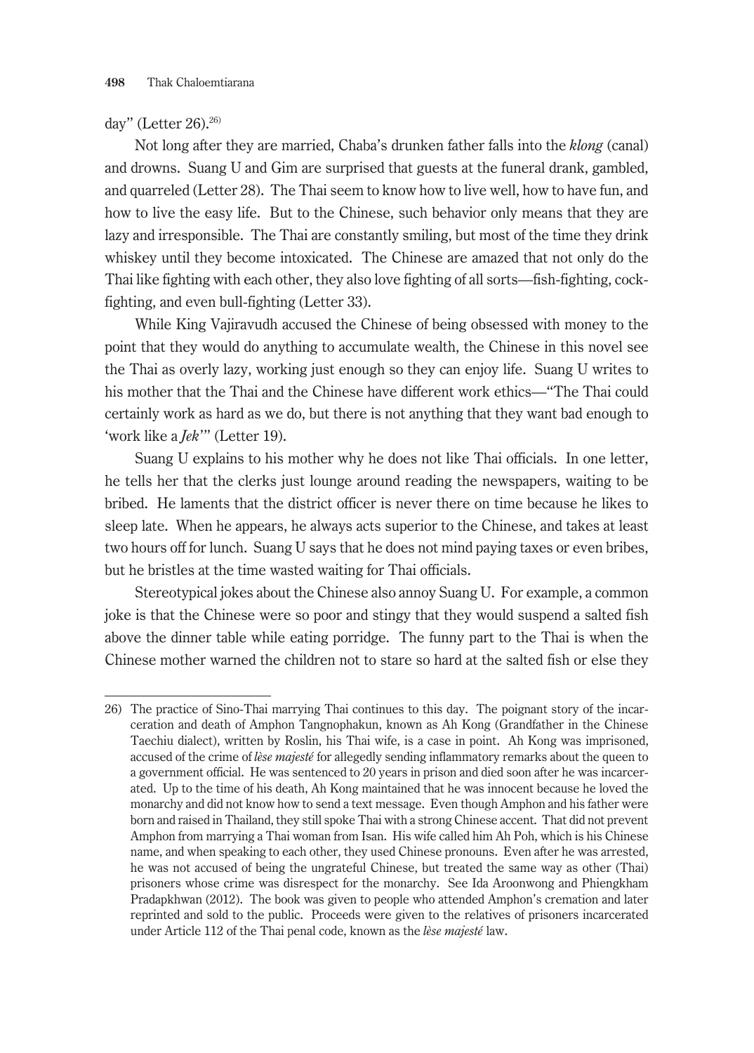day" (Letter 26).[26]

Not long after they are married, Chaba's drunken father falls into the *klong* (canal) and drowns. Suang U and Gim are surprised that guests at the funeral drank, gambled, and quarreled (Letter 28). The Thai seem to know how to live well, how to have fun, and how to live the easy life. But to the Chinese, such behavior only means that they are lazy and irresponsible. The Thai are constantly smiling, but most of the time they drink whiskey until they become intoxicated. The Chinese are amazed that not only do the Thai like fighting with each other, they also love fighting of all sorts—fish-fighting, cock-fighting, and even bull-fighting (Letter 33).

While King Vajiravudh accused the Chinese of being obsessed with money to the point that they would do anything to accumulate wealth, the Chinese in this novel see the Thai as overly lazy, working just enough so they can enjoy life. Suang U writes to his mother that the Thai and the Chinese have different work ethics—"The Thai could certainly work as hard as we do, but there is not anything that they want bad enough to 'work like a *Jek*'" (Letter 19).

Suang U explains to his mother why he does not like Thai officials. In one letter, he tells her that the clerks just lounge around reading the newspapers, waiting to be bribed. He laments that the district officer is never there on time because he likes to sleep late. When he appears, he always acts superior to the Chinese, and takes at least two hours off for lunch. Suang U says that he does not mind paying taxes or even bribes, but he bristles at the time wasted waiting for Thai officials.

Stereotypical jokes about the Chinese also annoy Suang U. For example, a common joke is that the Chinese were so poor and stingy that they would suspend a salted fish above the dinner table while eating porridge. The funny part to the Thai is when the Chinese mother warned the children not to stare so hard at the salted fish or else they

---

26) The practice of Sino-Thai marrying Thai continues to this day. The poignant story of the incarceration and death of Amphon Tangnophakun, known as Ah Kong (Grandfather in the Chinese Taechiu dialect), written by Roslin, his Thai wife, is a case in point. Ah Kong was imprisoned, accused of the crime of *lèse majesté* for allegedly sending inflammatory remarks about the queen to a government official. He was sentenced to 20 years in prison and died soon after he was incarcerated. Up to the time of his death, Ah Kong maintained that he was innocent because he loved the monarchy and did not know how to send a text message. Even though Amphon and his father were born and raised in Thailand, they still spoke Thai with a strong Chinese accent. That did not prevent Amphon from marrying a Thai woman from Isan. His wife called him Ah Poh, which is his Chinese name, and when speaking to each other, they used Chinese pronouns. Even after he was arrested, he was not accused of being the ungrateful Chinese, but treated the same way as other (Thai) prisoners whose crime was disrespect for the monarchy. See Ida Aroonwong and Phiengkham Pradapkhwan (2012). The book was given to people who attended Amphon's cremation and later reprinted and sold to the public. Proceeds were given to the relatives of prisoners incarcerated under Article 112 of the Thai penal code, known as the *lèse majesté* law.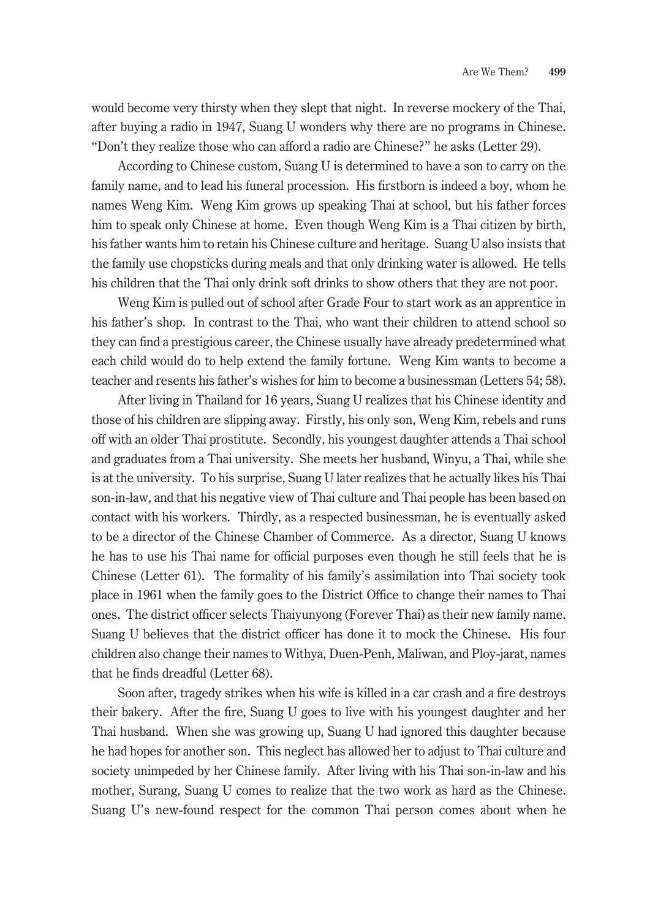would become very thirsty when they slept that night. In reverse mockery of the Thai, after buying a radio in 1947, Suang U wonders why there are no programs in Chinese. "Don't they realize those who can afford a radio are Chinese?" he asks (Letter 29).

According to Chinese custom, Suang U is determined to have a son to carry on the family name, and to lead his funeral procession. His firstborn is indeed a boy, whom he names Weng Kim. Weng Kim grows up speaking Thai at school, but his father forces him to speak only Chinese at home. Even though Weng Kim is a Thai citizen by birth, his father wants him to retain his Chinese culture and heritage. Suang U also insists that the family use chopsticks during meals and that only drinking water is allowed. He tells his children that the Thai only drink soft drinks to show others that they are not poor.

Weng Kim is pulled out of school after Grade Four to start work as an apprentice in his father's shop. In contrast to the Thai, who want their children to attend school so they can find a prestigious career, the Chinese usually have already predetermined what each child would do to help extend the family fortune. Weng Kim wants to become a teacher and resents his father's wishes for him to become a businessman (Letters 54; 58).

After living in Thailand for 16 years, Suang U realizes that his Chinese identity and those of his children are slipping away. Firstly, his only son, Weng Kim, rebels and runs off with an older Thai prostitute. Secondly, his youngest daughter attends a Thai school and graduates from a Thai university. She meets her husband, Winyu, a Thai, while she is at the university. To his surprise, Suang U later realizes that he actually likes his Thai son-in-law, and that his negative view of Thai culture and Thai people has been based on contact with his workers. Thirdly, as a respected businessman, he is eventually asked to be a director of the Chinese Chamber of Commerce. As a director, Suang U knows he has to use his Thai name for official purposes even though he still feels that he is Chinese (Letter 61). The formality of his family's assimilation into Thai society took place in 1961 when the family goes to the District Office to change their names to Thai ones. The district officer selects Thaiyunyong (Forever Thai) as their new family name. Suang U believes that the district officer has done it to mock the Chinese. His four children also change their names to Withya, Duen-Penh, Maliwan, and Ploy-jarat, names that he finds dreadful (Letter 68).

Soon after, tragedy strikes when his wife is killed in a car crash and a fire destroys their bakery. After the fire, Suang U goes to live with his youngest daughter and her Thai husband. When she was growing up, Suang U had ignored this daughter because he had hopes for another son. This neglect has allowed her to adjust to Thai culture and society unimpeded by her Chinese family. After living with his Thai son-in-law and his mother, Surang, Suang U comes to realize that the two work as hard as the Chinese. Suang U's new-found respect for the common Thai person comes about when he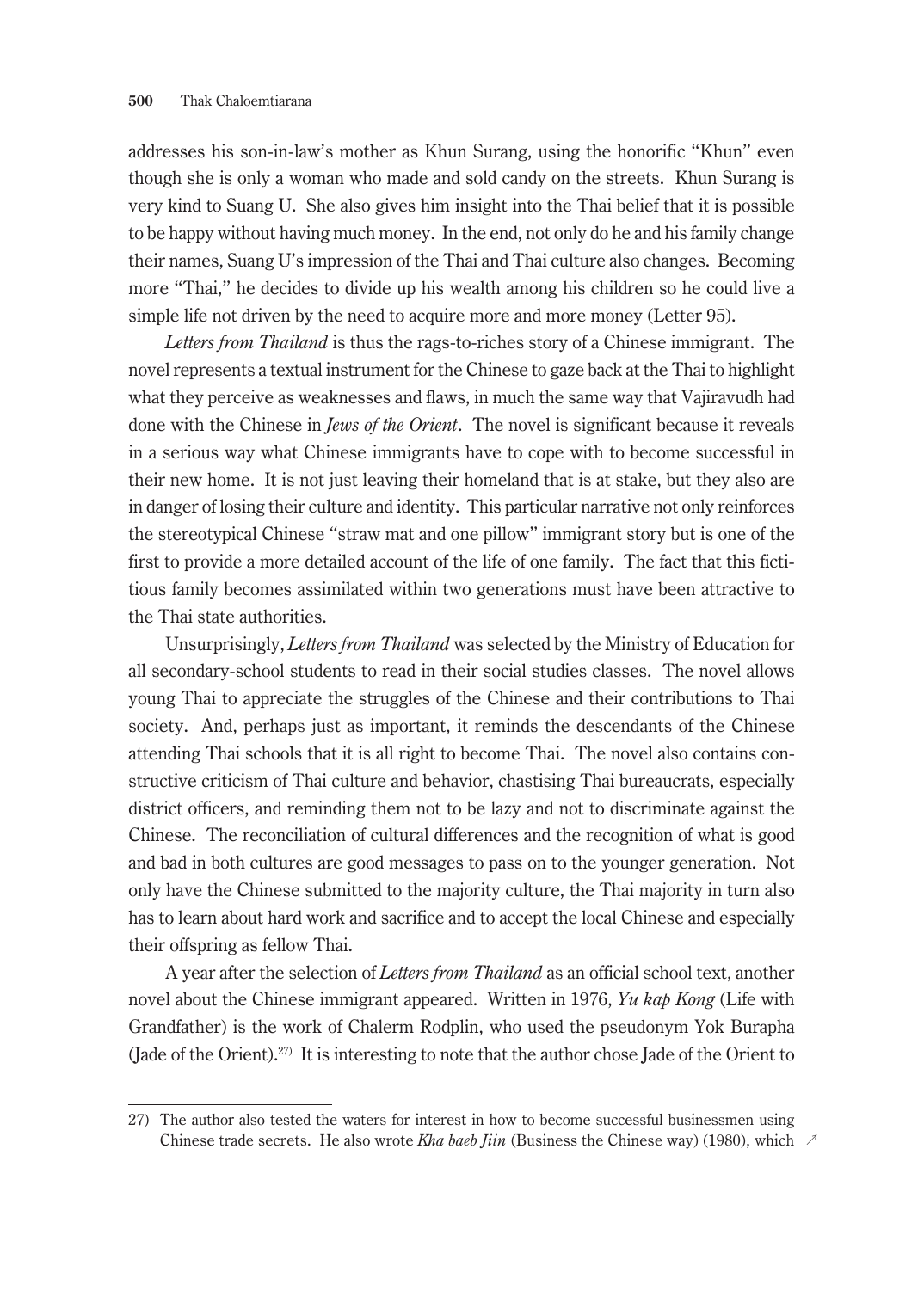addresses his son-in-law's mother as Khun Surang, using the honorific "Khun" even though she is only a woman who made and sold candy on the streets. Khun Surang is very kind to Suang U. She also gives him insight into the Thai belief that it is possible to be happy without having much money. In the end, not only do he and his family change their names, Suang U's impression of the Thai and Thai culture also changes. Becoming more "Thai," he decides to divide up his wealth among his children so he could live a simple life not driven by the need to acquire more and more money (Letter 95).

*Letters from Thailand* is thus the rags-to-riches story of a Chinese immigrant. The novel represents a textual instrument for the Chinese to gaze back at the Thai to highlight what they perceive as weaknesses and flaws, in much the same way that Vajiravudh had done with the Chinese in *Jews of the Orient*. The novel is significant because it reveals in a serious way what Chinese immigrants have to cope with to become successful in their new home. It is not just leaving their homeland that is at stake, but they also are in danger of losing their culture and identity. This particular narrative not only reinforces the stereotypical Chinese "straw mat and one pillow" immigrant story but is one of the first to provide a more detailed account of the life of one family. The fact that this fictitious family becomes assimilated within two generations must have been attractive to the Thai state authorities.

Unsurprisingly, *Letters from Thailand* was selected by the Ministry of Education for all secondary-school students to read in their social studies classes. The novel allows young Thai to appreciate the struggles of the Chinese and their contributions to Thai society. And, perhaps just as important, it reminds the descendants of the Chinese attending Thai schools that it is all right to become Thai. The novel also contains constructive criticism of Thai culture and behavior, chastising Thai bureaucrats, especially district officers, and reminding them not to be lazy and not to discriminate against the Chinese. The reconciliation of cultural differences and the recognition of what is good and bad in both cultures are good messages to pass on to the younger generation. Not only have the Chinese submitted to the majority culture, the Thai majority in turn also has to learn about hard work and sacrifice and to accept the local Chinese and especially their offspring as fellow Thai.

A year after the selection of *Letters from Thailand* as an official school text, another novel about the Chinese immigrant appeared. Written in 1976, *Yu kap Kong* (Life with Grandfather) is the work of Chalerm Rodplin, who used the pseudonym Yok Burapha (Jade of the Orient).[27] It is interesting to note that the author chose Jade of the Orient to

---

27) The author also tested the waters for interest in how to become successful businessmen using Chinese trade secrets. He also wrote *Kha baeb Jiin* (Business the Chinese way) (1980), which ↗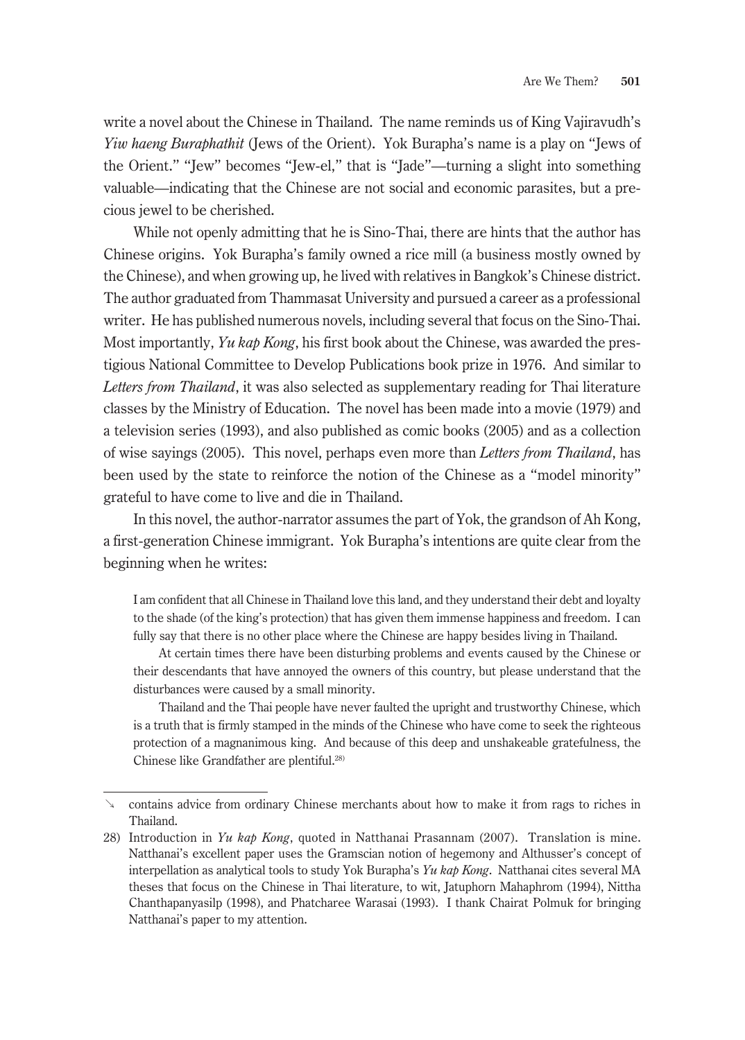write a novel about the Chinese in Thailand. The name reminds us of King Vajiravudh's *Yiw haeng Buraphathit* (Jews of the Orient). Yok Burapha's name is a play on "Jews of the Orient." "Jew" becomes "Jew-el," that is "Jade"—turning a slight into something valuable—indicating that the Chinese are not social and economic parasites, but a precious jewel to be cherished.

While not openly admitting that he is Sino-Thai, there are hints that the author has Chinese origins. Yok Burapha's family owned a rice mill (a business mostly owned by the Chinese), and when growing up, he lived with relatives in Bangkok's Chinese district. The author graduated from Thammasat University and pursued a career as a professional writer. He has published numerous novels, including several that focus on the Sino-Thai. Most importantly, *Yu kap Kong*, his first book about the Chinese, was awarded the prestigious National Committee to Develop Publications book prize in 1976. And similar to *Letters from Thailand*, it was also selected as supplementary reading for Thai literature classes by the Ministry of Education. The novel has been made into a movie (1979) and a television series (1993), and also published as comic books (2005) and as a collection of wise sayings (2005). This novel, perhaps even more than *Letters from Thailand*, has been used by the state to reinforce the notion of the Chinese as a "model minority" grateful to have come to live and die in Thailand.

In this novel, the author-narrator assumes the part of Yok, the grandson of Ah Kong, a first-generation Chinese immigrant. Yok Burapha's intentions are quite clear from the beginning when he writes:

> I am confident that all Chinese in Thailand love this land, and they understand their debt and loyalty to the shade (of the king's protection) that has given them immense happiness and freedom. I can fully say that there is no other place where the Chinese are happy besides living in Thailand.
>
> At certain times there have been disturbing problems and events caused by the Chinese or their descendants that have annoyed the owners of this country, but please understand that the disturbances were caused by a small minority.
>
> Thailand and the Thai people have never faulted the upright and trustworthy Chinese, which is a truth that is firmly stamped in the minds of the Chinese who have come to seek the righteous protection of a magnanimous king. And because of this deep and unshakeable gratefulness, the Chinese like Grandfather are plentiful.[28]

---

↘ contains advice from ordinary Chinese merchants about how to make it from rags to riches in Thailand.

28) Introduction in *Yu kap Kong*, quoted in Natthanai Prasannam (2007). Translation is mine. Natthanai's excellent paper uses the Gramscian notion of hegemony and Althusser's concept of interpellation as analytical tools to study Yok Burapha's *Yu kap Kong*. Natthanai cites several MA theses that focus on the Chinese in Thai literature, to wit, Jatuphorn Mahaphrom (1994), Nittha Chanthapanyasilp (1998), and Phatcharee Warasai (1993). I thank Chairat Polmuk for bringing Natthanai's paper to my attention.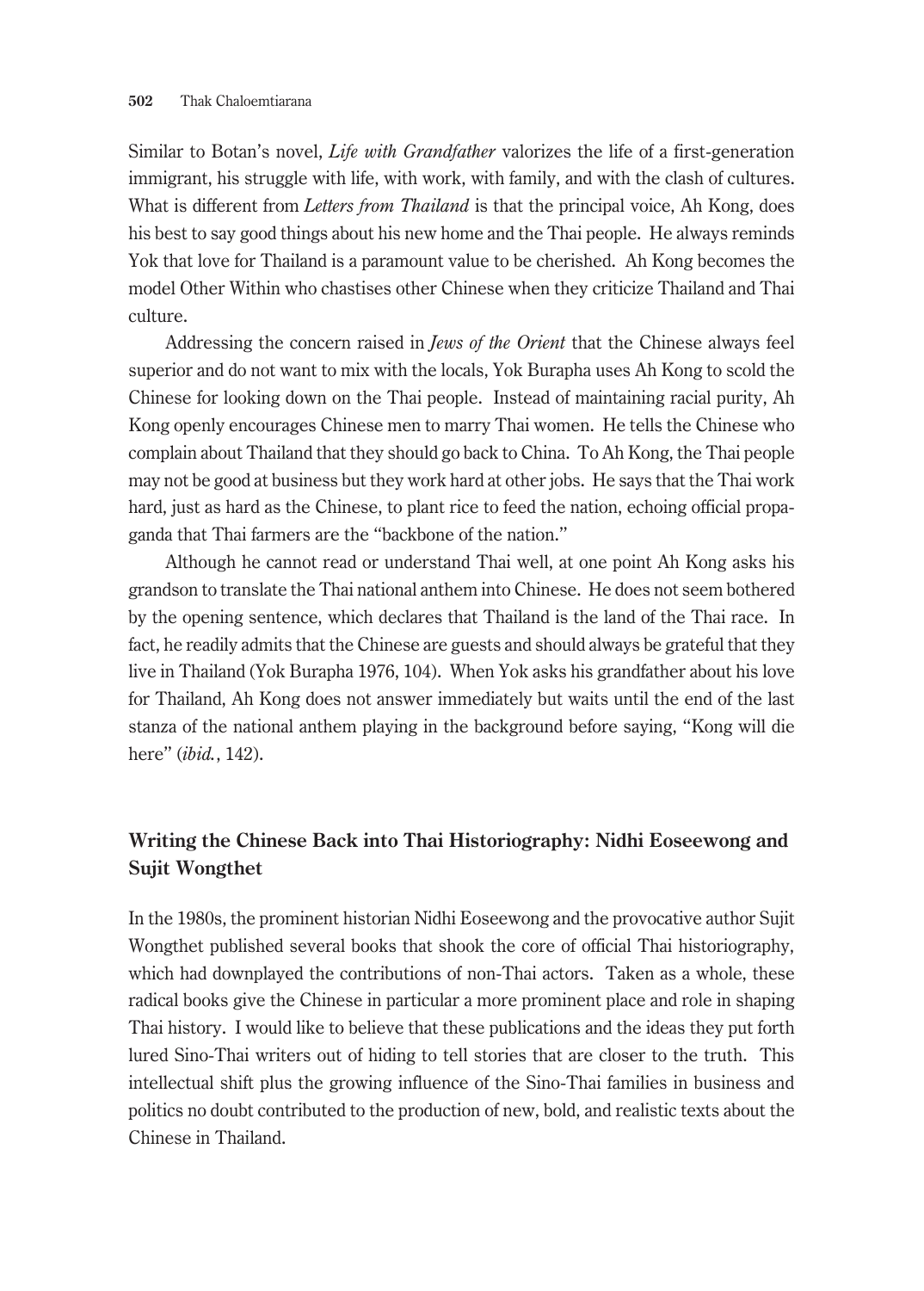Similar to Botan's novel, *Life with Grandfather* valorizes the life of a first-generation immigrant, his struggle with life, with work, with family, and with the clash of cultures. What is different from *Letters from Thailand* is that the principal voice, Ah Kong, does his best to say good things about his new home and the Thai people. He always reminds Yok that love for Thailand is a paramount value to be cherished. Ah Kong becomes the model Other Within who chastises other Chinese when they criticize Thailand and Thai culture.

Addressing the concern raised in *Jews of the Orient* that the Chinese always feel superior and do not want to mix with the locals, Yok Burapha uses Ah Kong to scold the Chinese for looking down on the Thai people. Instead of maintaining racial purity, Ah Kong openly encourages Chinese men to marry Thai women. He tells the Chinese who complain about Thailand that they should go back to China. To Ah Kong, the Thai people may not be good at business but they work hard at other jobs. He says that the Thai work hard, just as hard as the Chinese, to plant rice to feed the nation, echoing official propaganda that Thai farmers are the "backbone of the nation."

Although he cannot read or understand Thai well, at one point Ah Kong asks his grandson to translate the Thai national anthem into Chinese. He does not seem bothered by the opening sentence, which declares that Thailand is the land of the Thai race. In fact, he readily admits that the Chinese are guests and should always be grateful that they live in Thailand (Yok Burapha 1976, 104). When Yok asks his grandfather about his love for Thailand, Ah Kong does not answer immediately but waits until the end of the last stanza of the national anthem playing in the background before saying, "Kong will die here" (*ibid.*, 142).

## Writing the Chinese Back into Thai Historiography: Nidhi Eoseewong and Sujit Wongthet

In the 1980s, the prominent historian Nidhi Eoseewong and the provocative author Sujit Wongthet published several books that shook the core of official Thai historiography, which had downplayed the contributions of non-Thai actors. Taken as a whole, these radical books give the Chinese in particular a more prominent place and role in shaping Thai history. I would like to believe that these publications and the ideas they put forth lured Sino-Thai writers out of hiding to tell stories that are closer to the truth. This intellectual shift plus the growing influence of the Sino-Thai families in business and politics no doubt contributed to the production of new, bold, and realistic texts about the Chinese in Thailand.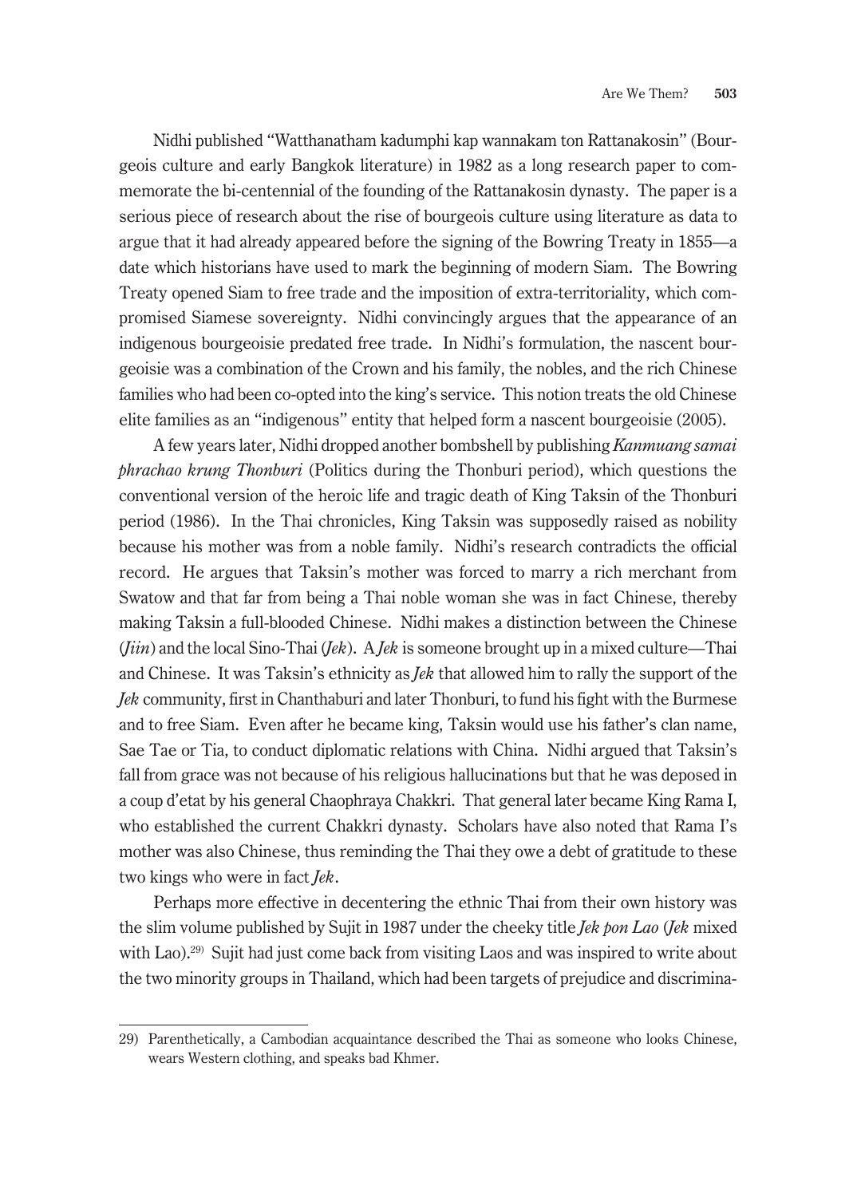Nidhi published "Watthanatham kadumphi kap wannakam ton Rattanakosin" (Bourgeois culture and early Bangkok literature) in 1982 as a long research paper to commemorate the bi-centennial of the founding of the Rattanakosin dynasty. The paper is a serious piece of research about the rise of bourgeois culture using literature as data to argue that it had already appeared before the signing of the Bowring Treaty in 1855—a date which historians have used to mark the beginning of modern Siam. The Bowring Treaty opened Siam to free trade and the imposition of extra-territoriality, which compromised Siamese sovereignty. Nidhi convincingly argues that the appearance of an indigenous bourgeoisie predated free trade. In Nidhi's formulation, the nascent bourgeoisie was a combination of the Crown and his family, the nobles, and the rich Chinese families who had been co-opted into the king's service. This notion treats the old Chinese elite families as an "indigenous" entity that helped form a nascent bourgeoisie (2005).

A few years later, Nidhi dropped another bombshell by publishing *Kanmuang samai phrachao krung Thonburi* (Politics during the Thonburi period), which questions the conventional version of the heroic life and tragic death of King Taksin of the Thonburi period (1986). In the Thai chronicles, King Taksin was supposedly raised as nobility because his mother was from a noble family. Nidhi's research contradicts the official record. He argues that Taksin's mother was forced to marry a rich merchant from Swatow and that far from being a Thai noble woman she was in fact Chinese, thereby making Taksin a full-blooded Chinese. Nidhi makes a distinction between the Chinese (*Jiin*) and the local Sino-Thai (*Jek*). A *Jek* is someone brought up in a mixed culture—Thai and Chinese. It was Taksin's ethnicity as *Jek* that allowed him to rally the support of the *Jek* community, first in Chanthaburi and later Thonburi, to fund his fight with the Burmese and to free Siam. Even after he became king, Taksin would use his father's clan name, Sae Tae or Tia, to conduct diplomatic relations with China. Nidhi argued that Taksin's fall from grace was not because of his religious hallucinations but that he was deposed in a coup d'etat by his general Chaophraya Chakkri. That general later became King Rama I, who established the current Chakkri dynasty. Scholars have also noted that Rama I's mother was also Chinese, thus reminding the Thai they owe a debt of gratitude to these two kings who were in fact *Jek*.

Perhaps more effective in decentering the ethnic Thai from their own history was the slim volume published by Sujit in 1987 under the cheeky title *Jek pon Lao* (*Jek* mixed with Lao).[29] Sujit had just come back from visiting Laos and was inspired to write about the two minority groups in Thailand, which had been targets of prejudice and discrimina-

29) Parenthetically, a Cambodian acquaintance described the Thai as someone who looks Chinese, wears Western clothing, and speaks bad Khmer.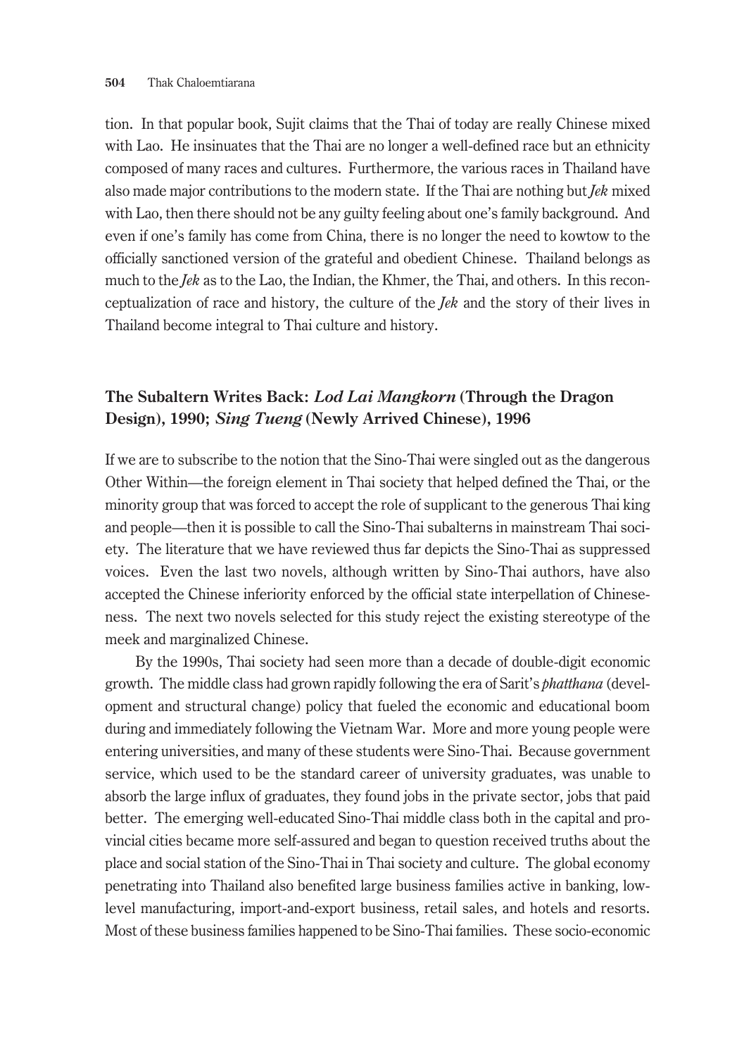tion. In that popular book, Sujit claims that the Thai of today are really Chinese mixed with Lao. He insinuates that the Thai are no longer a well-defined race but an ethnicity composed of many races and cultures. Furthermore, the various races in Thailand have also made major contributions to the modern state. If the Thai are nothing but *Jek* mixed with Lao, then there should not be any guilty feeling about one's family background. And even if one's family has come from China, there is no longer the need to kowtow to the officially sanctioned version of the grateful and obedient Chinese. Thailand belongs as much to the *Jek* as to the Lao, the Indian, the Khmer, the Thai, and others. In this reconceptualization of race and history, the culture of the *Jek* and the story of their lives in Thailand become integral to Thai culture and history.

## The Subaltern Writes Back: *Lod Lai Mangkorn* (Through the Dragon Design), 1990; *Sing Tueng* (Newly Arrived Chinese), 1996

If we are to subscribe to the notion that the Sino-Thai were singled out as the dangerous Other Within—the foreign element in Thai society that helped defined the Thai, or the minority group that was forced to accept the role of supplicant to the generous Thai king and people—then it is possible to call the Sino-Thai subalterns in mainstream Thai society. The literature that we have reviewed thus far depicts the Sino-Thai as suppressed voices. Even the last two novels, although written by Sino-Thai authors, have also accepted the Chinese inferiority enforced by the official state interpellation of Chineseness. The next two novels selected for this study reject the existing stereotype of the meek and marginalized Chinese.

By the 1990s, Thai society had seen more than a decade of double-digit economic growth. The middle class had grown rapidly following the era of Sarit's *phatthana* (development and structural change) policy that fueled the economic and educational boom during and immediately following the Vietnam War. More and more young people were entering universities, and many of these students were Sino-Thai. Because government service, which used to be the standard career of university graduates, was unable to absorb the large influx of graduates, they found jobs in the private sector, jobs that paid better. The emerging well-educated Sino-Thai middle class both in the capital and provincial cities became more self-assured and began to question received truths about the place and social station of the Sino-Thai in Thai society and culture. The global economy penetrating into Thailand also benefited large business families active in banking, low-level manufacturing, import-and-export business, retail sales, and hotels and resorts. Most of these business families happened to be Sino-Thai families. These socio-economic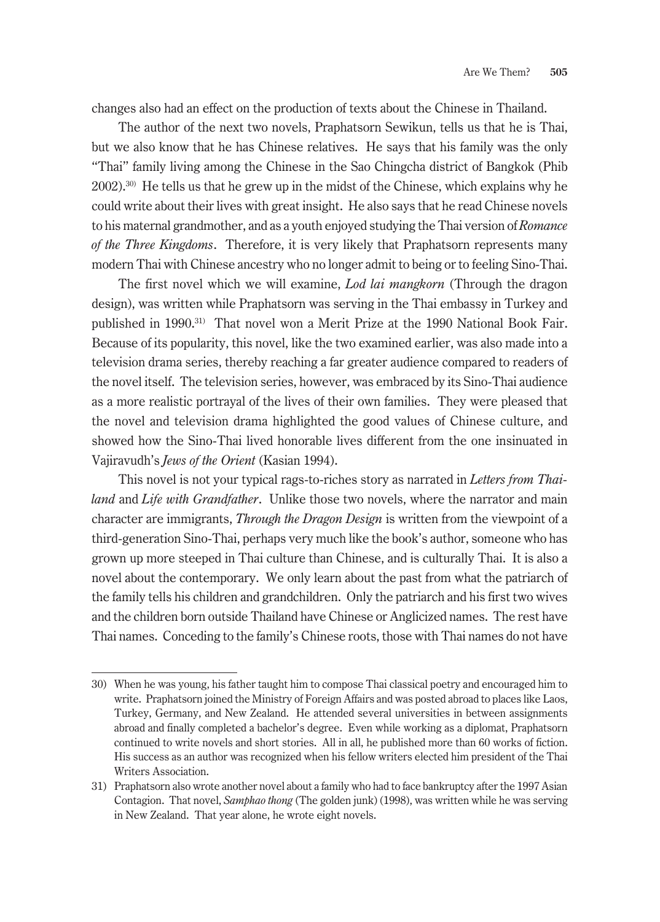changes also had an effect on the production of texts about the Chinese in Thailand.

The author of the next two novels, Praphatsorn Sewikun, tells us that he is Thai, but we also know that he has Chinese relatives. He says that his family was the only "Thai" family living among the Chinese in the Sao Chingcha district of Bangkok (Phib 2002).[30] He tells us that he grew up in the midst of the Chinese, which explains why he could write about their lives with great insight. He also says that he read Chinese novels to his maternal grandmother, and as a youth enjoyed studying the Thai version of *Romance of the Three Kingdoms*. Therefore, it is very likely that Praphatsorn represents many modern Thai with Chinese ancestry who no longer admit to being or to feeling Sino-Thai.

The first novel which we will examine, *Lod lai mangkorn* (Through the dragon design), was written while Praphatsorn was serving in the Thai embassy in Turkey and published in 1990.[31] That novel won a Merit Prize at the 1990 National Book Fair. Because of its popularity, this novel, like the two examined earlier, was also made into a television drama series, thereby reaching a far greater audience compared to readers of the novel itself. The television series, however, was embraced by its Sino-Thai audience as a more realistic portrayal of the lives of their own families. They were pleased that the novel and television drama highlighted the good values of Chinese culture, and showed how the Sino-Thai lived honorable lives different from the one insinuated in Vajiravudh's *Jews of the Orient* (Kasian 1994).

This novel is not your typical rags-to-riches story as narrated in *Letters from Thailand* and *Life with Grandfather*. Unlike those two novels, where the narrator and main character are immigrants, *Through the Dragon Design* is written from the viewpoint of a third-generation Sino-Thai, perhaps very much like the book's author, someone who has grown up more steeped in Thai culture than Chinese, and is culturally Thai. It is also a novel about the contemporary. We only learn about the past from what the patriarch of the family tells his children and grandchildren. Only the patriarch and his first two wives and the children born outside Thailand have Chinese or Anglicized names. The rest have Thai names. Conceding to the family's Chinese roots, those with Thai names do not have

---

30) When he was young, his father taught him to compose Thai classical poetry and encouraged him to write. Praphatsorn joined the Ministry of Foreign Affairs and was posted abroad to places like Laos, Turkey, Germany, and New Zealand. He attended several universities in between assignments abroad and finally completed a bachelor's degree. Even while working as a diplomat, Praphatsorn continued to write novels and short stories. All in all, he published more than 60 works of fiction. His success as an author was recognized when his fellow writers elected him president of the Thai Writers Association.

31) Praphatsorn also wrote another novel about a family who had to face bankruptcy after the 1997 Asian Contagion. That novel, *Samphao thong* (The golden junk) (1998), was written while he was serving in New Zealand. That year alone, he wrote eight novels.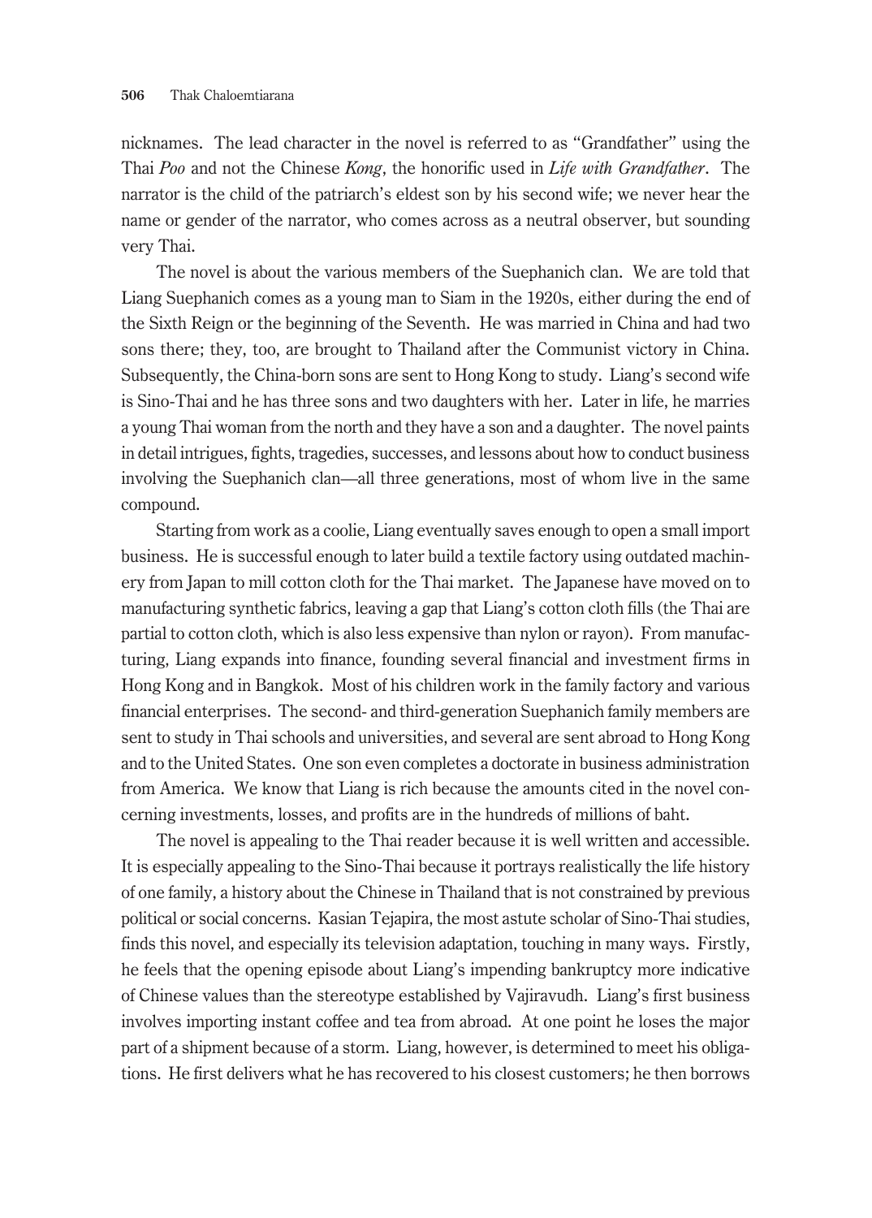nicknames. The lead character in the novel is referred to as "Grandfather" using the Thai *Poo* and not the Chinese *Kong*, the honorific used in *Life with Grandfather*. The narrator is the child of the patriarch's eldest son by his second wife; we never hear the name or gender of the narrator, who comes across as a neutral observer, but sounding very Thai.

The novel is about the various members of the Suephanich clan. We are told that Liang Suephanich comes as a young man to Siam in the 1920s, either during the end of the Sixth Reign or the beginning of the Seventh. He was married in China and had two sons there; they, too, are brought to Thailand after the Communist victory in China. Subsequently, the China-born sons are sent to Hong Kong to study. Liang's second wife is Sino-Thai and he has three sons and two daughters with her. Later in life, he marries a young Thai woman from the north and they have a son and a daughter. The novel paints in detail intrigues, fights, tragedies, successes, and lessons about how to conduct business involving the Suephanich clan—all three generations, most of whom live in the same compound.

Starting from work as a coolie, Liang eventually saves enough to open a small import business. He is successful enough to later build a textile factory using outdated machinery from Japan to mill cotton cloth for the Thai market. The Japanese have moved on to manufacturing synthetic fabrics, leaving a gap that Liang's cotton cloth fills (the Thai are partial to cotton cloth, which is also less expensive than nylon or rayon). From manufacturing, Liang expands into finance, founding several financial and investment firms in Hong Kong and in Bangkok. Most of his children work in the family factory and various financial enterprises. The second- and third-generation Suephanich family members are sent to study in Thai schools and universities, and several are sent abroad to Hong Kong and to the United States. One son even completes a doctorate in business administration from America. We know that Liang is rich because the amounts cited in the novel concerning investments, losses, and profits are in the hundreds of millions of baht.

The novel is appealing to the Thai reader because it is well written and accessible. It is especially appealing to the Sino-Thai because it portrays realistically the life history of one family, a history about the Chinese in Thailand that is not constrained by previous political or social concerns. Kasian Tejapira, the most astute scholar of Sino-Thai studies, finds this novel, and especially its television adaptation, touching in many ways. Firstly, he feels that the opening episode about Liang's impending bankruptcy more indicative of Chinese values than the stereotype established by Vajiravudh. Liang's first business involves importing instant coffee and tea from abroad. At one point he loses the major part of a shipment because of a storm. Liang, however, is determined to meet his obligations. He first delivers what he has recovered to his closest customers; he then borrows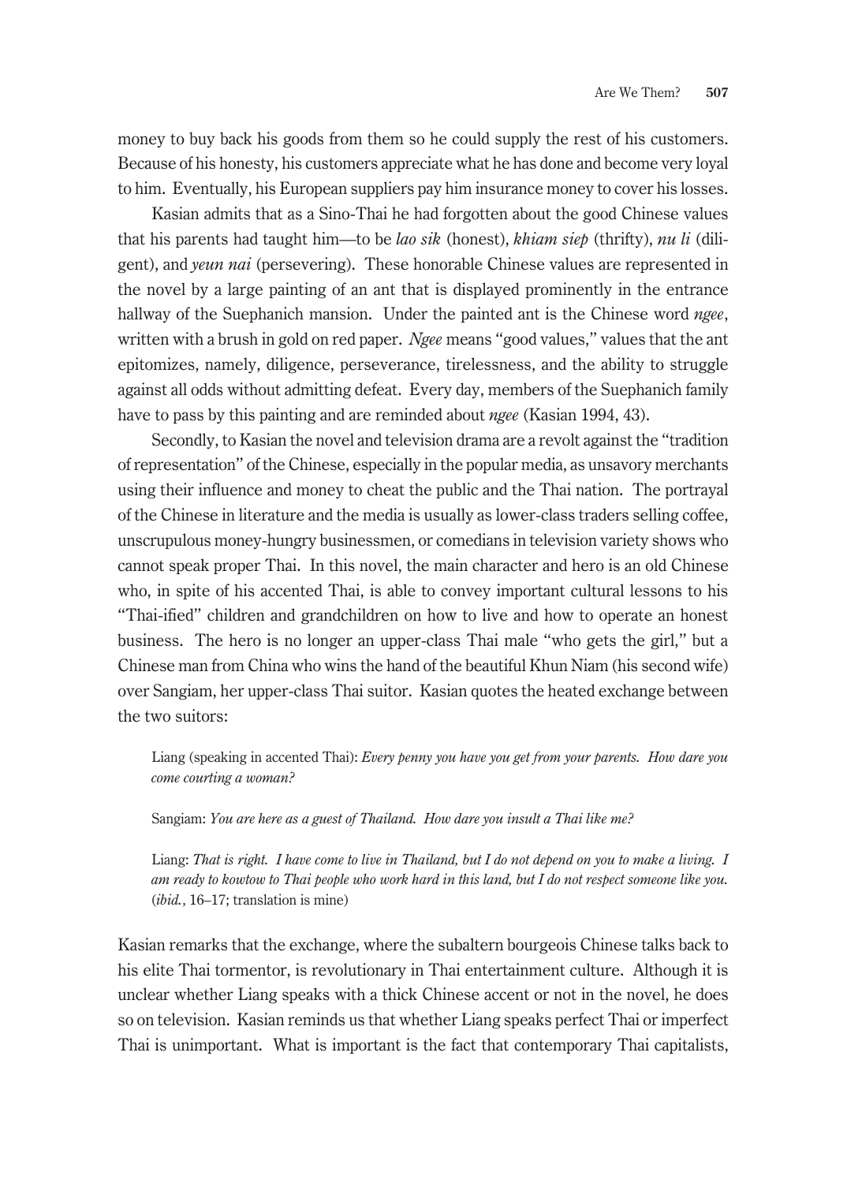money to buy back his goods from them so he could supply the rest of his customers. Because of his honesty, his customers appreciate what he has done and become very loyal to him. Eventually, his European suppliers pay him insurance money to cover his losses.

Kasian admits that as a Sino-Thai he had forgotten about the good Chinese values that his parents had taught him—to be *lao sik* (honest), *khiam siep* (thrifty), *nu li* (diligent), and *yeun nai* (persevering). These honorable Chinese values are represented in the novel by a large painting of an ant that is displayed prominently in the entrance hallway of the Suephanich mansion. Under the painted ant is the Chinese word *ngee*, written with a brush in gold on red paper. *Ngee* means "good values," values that the ant epitomizes, namely, diligence, perseverance, tirelessness, and the ability to struggle against all odds without admitting defeat. Every day, members of the Suephanich family have to pass by this painting and are reminded about *ngee* (Kasian 1994, 43).

Secondly, to Kasian the novel and television drama are a revolt against the "tradition of representation" of the Chinese, especially in the popular media, as unsavory merchants using their influence and money to cheat the public and the Thai nation. The portrayal of the Chinese in literature and the media is usually as lower-class traders selling coffee, unscrupulous money-hungry businessmen, or comedians in television variety shows who cannot speak proper Thai. In this novel, the main character and hero is an old Chinese who, in spite of his accented Thai, is able to convey important cultural lessons to his "Thai-ified" children and grandchildren on how to live and how to operate an honest business. The hero is no longer an upper-class Thai male "who gets the girl," but a Chinese man from China who wins the hand of the beautiful Khun Niam (his second wife) over Sangiam, her upper-class Thai suitor. Kasian quotes the heated exchange between the two suitors:

> Liang (speaking in accented Thai): *Every penny you have you get from your parents. How dare you come courting a woman?*
>
> Sangiam: *You are here as a guest of Thailand. How dare you insult a Thai like me?*
>
> Liang: *That is right. I have come to live in Thailand, but I do not depend on you to make a living. I am ready to kowtow to Thai people who work hard in this land, but I do not respect someone like you.* (*ibid.*, 16–17; translation is mine)

Kasian remarks that the exchange, where the subaltern bourgeois Chinese talks back to his elite Thai tormentor, is revolutionary in Thai entertainment culture. Although it is unclear whether Liang speaks with a thick Chinese accent or not in the novel, he does so on television. Kasian reminds us that whether Liang speaks perfect Thai or imperfect Thai is unimportant. What is important is the fact that contemporary Thai capitalists,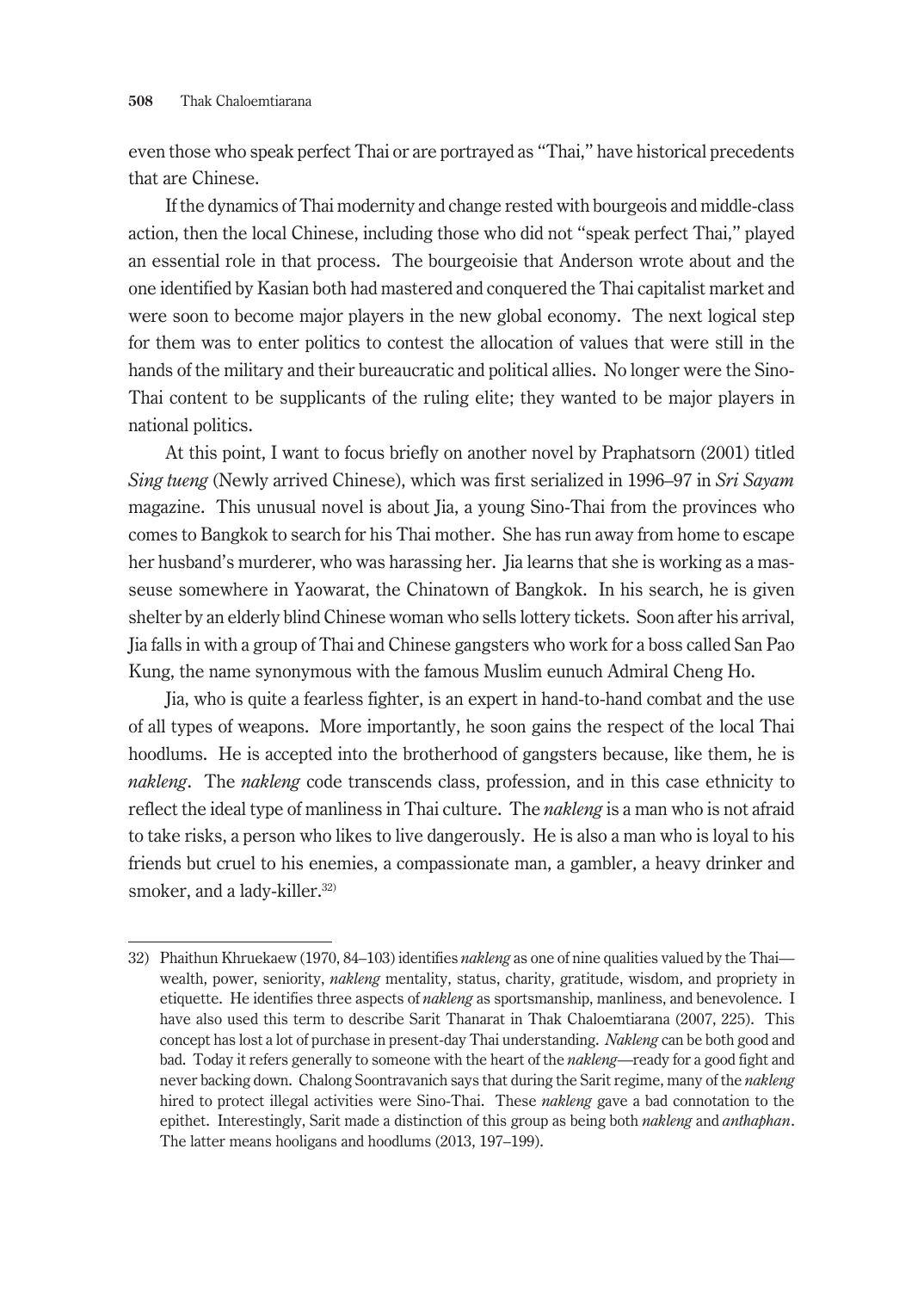even those who speak perfect Thai or are portrayed as "Thai," have historical precedents that are Chinese.

If the dynamics of Thai modernity and change rested with bourgeois and middle-class action, then the local Chinese, including those who did not "speak perfect Thai," played an essential role in that process. The bourgeoisie that Anderson wrote about and the one identified by Kasian both had mastered and conquered the Thai capitalist market and were soon to become major players in the new global economy. The next logical step for them was to enter politics to contest the allocation of values that were still in the hands of the military and their bureaucratic and political allies. No longer were the Sino-Thai content to be supplicants of the ruling elite; they wanted to be major players in national politics.

At this point, I want to focus briefly on another novel by Praphatsorn (2001) titled *Sing tueng* (Newly arrived Chinese), which was first serialized in 1996–97 in *Sri Sayam* magazine. This unusual novel is about Jia, a young Sino-Thai from the provinces who comes to Bangkok to search for his Thai mother. She has run away from home to escape her husband's murderer, who was harassing her. Jia learns that she is working as a masseuse somewhere in Yaowarat, the Chinatown of Bangkok. In his search, he is given shelter by an elderly blind Chinese woman who sells lottery tickets. Soon after his arrival, Jia falls in with a group of Thai and Chinese gangsters who work for a boss called San Pao Kung, the name synonymous with the famous Muslim eunuch Admiral Cheng Ho.

Jia, who is quite a fearless fighter, is an expert in hand-to-hand combat and the use of all types of weapons. More importantly, he soon gains the respect of the local Thai hoodlums. He is accepted into the brotherhood of gangsters because, like them, he is *nakleng*. The *nakleng* code transcends class, profession, and in this case ethnicity to reflect the ideal type of manliness in Thai culture. The *nakleng* is a man who is not afraid to take risks, a person who likes to live dangerously. He is also a man who is loyal to his friends but cruel to his enemies, a compassionate man, a gambler, a heavy drinker and smoker, and a lady-killer.[32]

---

32) Phaithun Khruekaew (1970, 84–103) identifies *nakleng* as one of nine qualities valued by the Thai—wealth, power, seniority, *nakleng* mentality, status, charity, gratitude, wisdom, and propriety in etiquette. He identifies three aspects of *nakleng* as sportsmanship, manliness, and benevolence. I have also used this term to describe Sarit Thanarat in Thak Chaloemtiarana (2007, 225). This concept has lost a lot of purchase in present-day Thai understanding. *Nakleng* can be both good and bad. Today it refers generally to someone with the heart of the *nakleng*—ready for a good fight and never backing down. Chalong Soontravanich says that during the Sarit regime, many of the *nakleng* hired to protect illegal activities were Sino-Thai. These *nakleng* gave a bad connotation to the epithet. Interestingly, Sarit made a distinction of this group as being both *nakleng* and *anthaphan*. The latter means hooligans and hoodlums (2013, 197–199).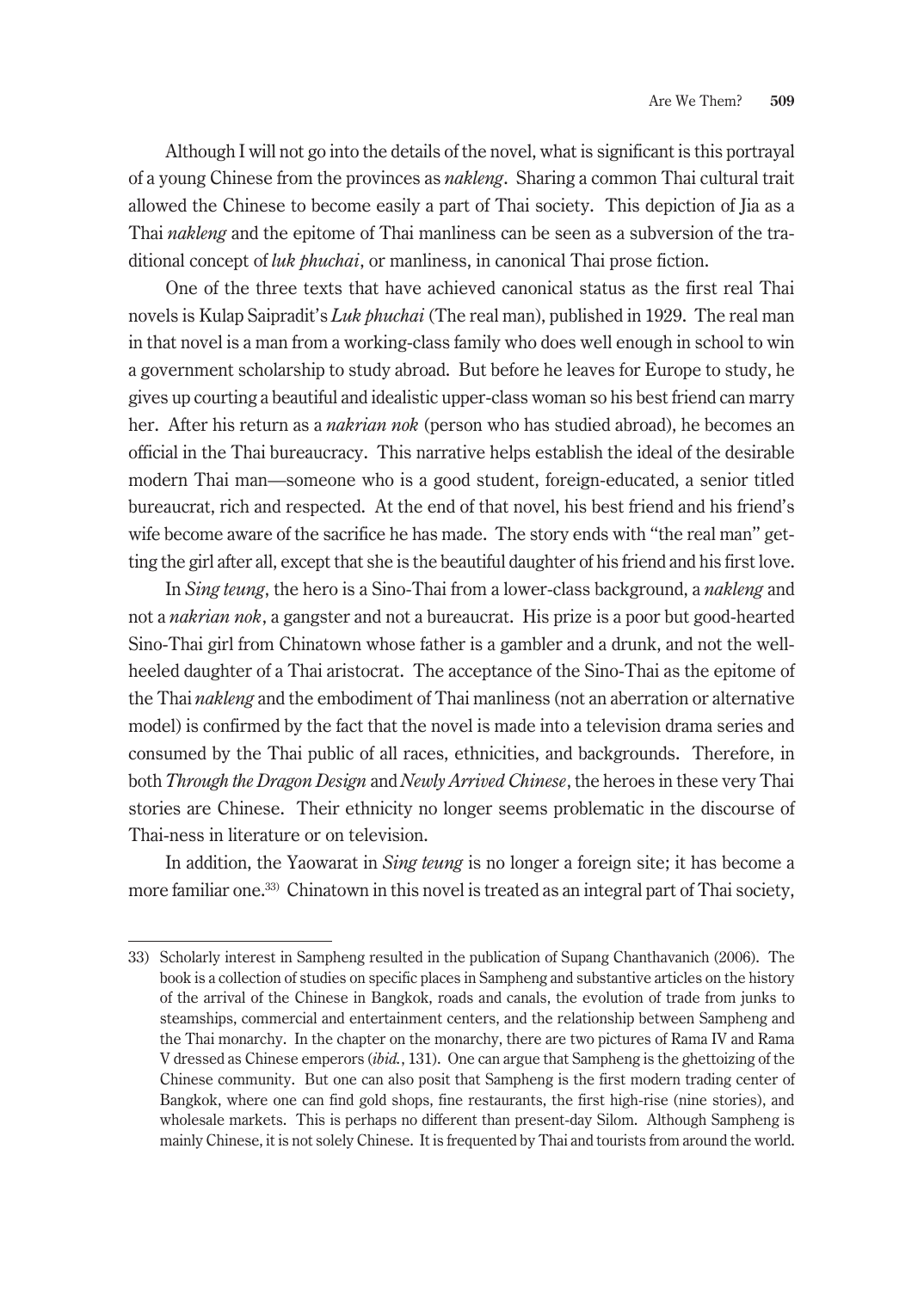Although I will not go into the details of the novel, what is significant is this portrayal of a young Chinese from the provinces as *nakleng*. Sharing a common Thai cultural trait allowed the Chinese to become easily a part of Thai society. This depiction of Jia as a Thai *nakleng* and the epitome of Thai manliness can be seen as a subversion of the traditional concept of *luk phuchai*, or manliness, in canonical Thai prose fiction.

One of the three texts that have achieved canonical status as the first real Thai novels is Kulap Saipradit's *Luk phuchai* (The real man), published in 1929. The real man in that novel is a man from a working-class family who does well enough in school to win a government scholarship to study abroad. But before he leaves for Europe to study, he gives up courting a beautiful and idealistic upper-class woman so his best friend can marry her. After his return as a *nakrian nok* (person who has studied abroad), he becomes an official in the Thai bureaucracy. This narrative helps establish the ideal of the desirable modern Thai man—someone who is a good student, foreign-educated, a senior titled bureaucrat, rich and respected. At the end of that novel, his best friend and his friend's wife become aware of the sacrifice he has made. The story ends with "the real man" getting the girl after all, except that she is the beautiful daughter of his friend and his first love.

In *Sing teung*, the hero is a Sino-Thai from a lower-class background, a *nakleng* and not a *nakrian nok*, a gangster and not a bureaucrat. His prize is a poor but good-hearted Sino-Thai girl from Chinatown whose father is a gambler and a drunk, and not the well-heeled daughter of a Thai aristocrat. The acceptance of the Sino-Thai as the epitome of the Thai *nakleng* and the embodiment of Thai manliness (not an aberration or alternative model) is confirmed by the fact that the novel is made into a television drama series and consumed by the Thai public of all races, ethnicities, and backgrounds. Therefore, in both *Through the Dragon Design* and *Newly Arrived Chinese*, the heroes in these very Thai stories are Chinese. Their ethnicity no longer seems problematic in the discourse of Thai-ness in literature or on television.

In addition, the Yaowarat in *Sing teung* is no longer a foreign site; it has become a more familiar one.[33] Chinatown in this novel is treated as an integral part of Thai society,

---

33) Scholarly interest in Sampheng resulted in the publication of Supang Chanthavanich (2006). The book is a collection of studies on specific places in Sampheng and substantive articles on the history of the arrival of the Chinese in Bangkok, roads and canals, the evolution of trade from junks to steamships, commercial and entertainment centers, and the relationship between Sampheng and the Thai monarchy. In the chapter on the monarchy, there are two pictures of Rama IV and Rama V dressed as Chinese emperors (*ibid.*, 131). One can argue that Sampheng is the ghettoizing of the Chinese community. But one can also posit that Sampheng is the first modern trading center of Bangkok, where one can find gold shops, fine restaurants, the first high-rise (nine stories), and wholesale markets. This is perhaps no different than present-day Silom. Although Sampheng is mainly Chinese, it is not solely Chinese. It is frequented by Thai and tourists from around the world.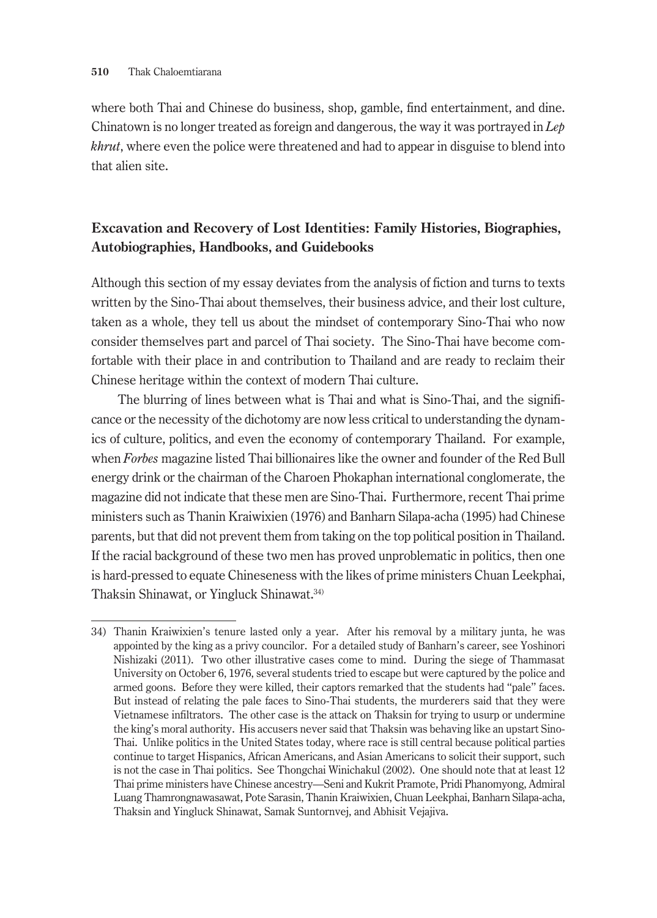where both Thai and Chinese do business, shop, gamble, find entertainment, and dine. Chinatown is no longer treated as foreign and dangerous, the way it was portrayed in *Lep khrut*, where even the police were threatened and had to appear in disguise to blend into that alien site.

## Excavation and Recovery of Lost Identities: Family Histories, Biographies, Autobiographies, Handbooks, and Guidebooks

Although this section of my essay deviates from the analysis of fiction and turns to texts written by the Sino-Thai about themselves, their business advice, and their lost culture, taken as a whole, they tell us about the mindset of contemporary Sino-Thai who now consider themselves part and parcel of Thai society. The Sino-Thai have become comfortable with their place in and contribution to Thailand and are ready to reclaim their Chinese heritage within the context of modern Thai culture.

The blurring of lines between what is Thai and what is Sino-Thai, and the significance or the necessity of the dichotomy are now less critical to understanding the dynamics of culture, politics, and even the economy of contemporary Thailand. For example, when *Forbes* magazine listed Thai billionaires like the owner and founder of the Red Bull energy drink or the chairman of the Charoen Phokaphan international conglomerate, the magazine did not indicate that these men are Sino-Thai. Furthermore, recent Thai prime ministers such as Thanin Kraiwixien (1976) and Banharn Silapa-acha (1995) had Chinese parents, but that did not prevent them from taking on the top political position in Thailand. If the racial background of these two men has proved unproblematic in politics, then one is hard-pressed to equate Chineseness with the likes of prime ministers Chuan Leekphai, Thaksin Shinawat, or Yingluck Shinawat.[34]

---

34) Thanin Kraiwixien's tenure lasted only a year. After his removal by a military junta, he was appointed by the king as a privy councilor. For a detailed study of Banharn's career, see Yoshinori Nishizaki (2011). Two other illustrative cases come to mind. During the siege of Thammasat University on October 6, 1976, several students tried to escape but were captured by the police and armed goons. Before they were killed, their captors remarked that the students had "pale" faces. But instead of relating the pale faces to Sino-Thai students, the murderers said that they were Vietnamese infiltrators. The other case is the attack on Thaksin for trying to usurp or undermine the king's moral authority. His accusers never said that Thaksin was behaving like an upstart Sino-Thai. Unlike politics in the United States today, where race is still central because political parties continue to target Hispanics, African Americans, and Asian Americans to solicit their support, such is not the case in Thai politics. See Thongchai Winichakul (2002). One should note that at least 12 Thai prime ministers have Chinese ancestry—Seni and Kukrit Pramote, Pridi Phanomyong, Admiral Luang Thamrongnawasawat, Pote Sarasin, Thanin Kraiwixien, Chuan Leekphai, Banharn Silapa-acha, Thaksin and Yingluck Shinawat, Samak Suntornvej, and Abhisit Vejajiva.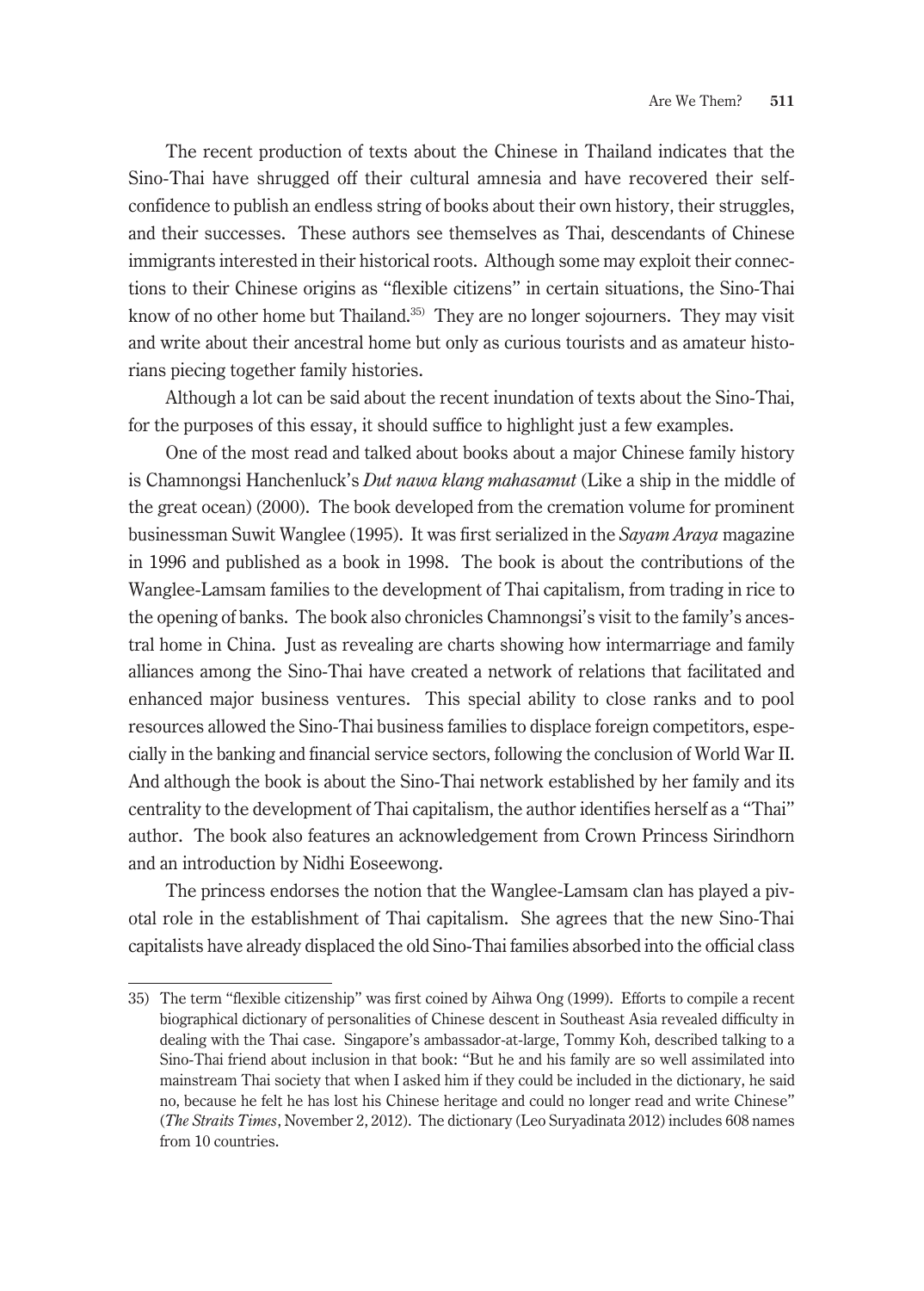The recent production of texts about the Chinese in Thailand indicates that the Sino-Thai have shrugged off their cultural amnesia and have recovered their self-confidence to publish an endless string of books about their own history, their struggles, and their successes. These authors see themselves as Thai, descendants of Chinese immigrants interested in their historical roots. Although some may exploit their connections to their Chinese origins as "flexible citizens" in certain situations, the Sino-Thai know of no other home but Thailand.[35] They are no longer sojourners. They may visit and write about their ancestral home but only as curious tourists and as amateur historians piecing together family histories.

Although a lot can be said about the recent inundation of texts about the Sino-Thai, for the purposes of this essay, it should suffice to highlight just a few examples.

One of the most read and talked about books about a major Chinese family history is Chamnongsi Hanchenluck's *Dut nawa klang mahasamut* (Like a ship in the middle of the great ocean) (2000). The book developed from the cremation volume for prominent businessman Suwit Wanglee (1995). It was first serialized in the *Sayam Araya* magazine in 1996 and published as a book in 1998. The book is about the contributions of the Wanglee-Lamsam families to the development of Thai capitalism, from trading in rice to the opening of banks. The book also chronicles Chamnongsi's visit to the family's ancestral home in China. Just as revealing are charts showing how intermarriage and family alliances among the Sino-Thai have created a network of relations that facilitated and enhanced major business ventures. This special ability to close ranks and to pool resources allowed the Sino-Thai business families to displace foreign competitors, especially in the banking and financial service sectors, following the conclusion of World War II. And although the book is about the Sino-Thai network established by her family and its centrality to the development of Thai capitalism, the author identifies herself as a "Thai" author. The book also features an acknowledgement from Crown Princess Sirindhorn and an introduction by Nidhi Eoseewong.

The princess endorses the notion that the Wanglee-Lamsam clan has played a pivotal role in the establishment of Thai capitalism. She agrees that the new Sino-Thai capitalists have already displaced the old Sino-Thai families absorbed into the official class

---

35) The term "flexible citizenship" was first coined by Aihwa Ong (1999). Efforts to compile a recent biographical dictionary of personalities of Chinese descent in Southeast Asia revealed difficulty in dealing with the Thai case. Singapore's ambassador-at-large, Tommy Koh, described talking to a Sino-Thai friend about inclusion in that book: "But he and his family are so well assimilated into mainstream Thai society that when I asked him if they could be included in the dictionary, he said no, because he felt he has lost his Chinese heritage and could no longer read and write Chinese" (*The Straits Times*, November 2, 2012). The dictionary (Leo Suryadinata 2012) includes 608 names from 10 countries.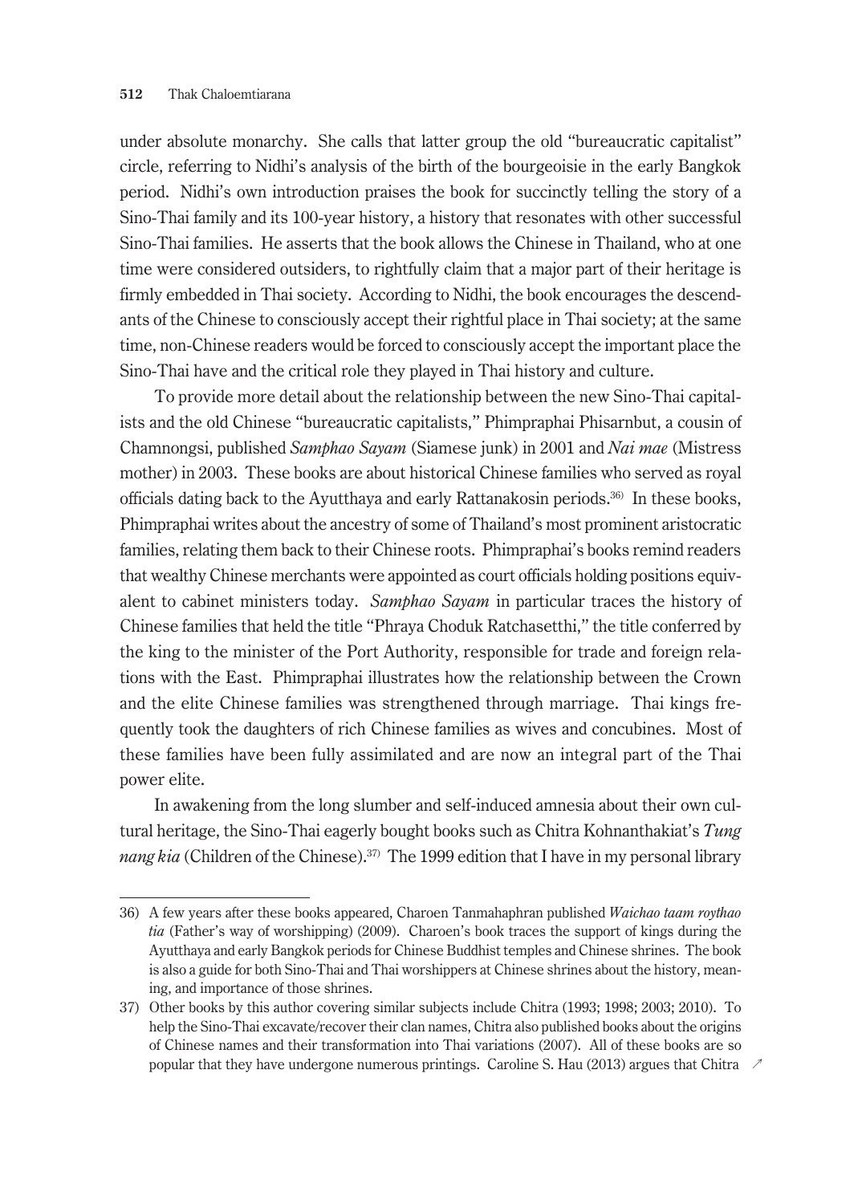under absolute monarchy. She calls that latter group the old "bureaucratic capitalist" circle, referring to Nidhi's analysis of the birth of the bourgeoisie in the early Bangkok period. Nidhi's own introduction praises the book for succinctly telling the story of a Sino-Thai family and its 100-year history, a history that resonates with other successful Sino-Thai families. He asserts that the book allows the Chinese in Thailand, who at one time were considered outsiders, to rightfully claim that a major part of their heritage is firmly embedded in Thai society. According to Nidhi, the book encourages the descendants of the Chinese to consciously accept their rightful place in Thai society; at the same time, non-Chinese readers would be forced to consciously accept the important place the Sino-Thai have and the critical role they played in Thai history and culture.

To provide more detail about the relationship between the new Sino-Thai capitalists and the old Chinese "bureaucratic capitalists," Phimpraphai Phisarnbut, a cousin of Chamnongsi, published *Samphao Sayam* (Siamese junk) in 2001 and *Nai mae* (Mistress mother) in 2003. These books are about historical Chinese families who served as royal officials dating back to the Ayutthaya and early Rattanakosin periods.[36] In these books, Phimpraphai writes about the ancestry of some of Thailand's most prominent aristocratic families, relating them back to their Chinese roots. Phimpraphai's books remind readers that wealthy Chinese merchants were appointed as court officials holding positions equivalent to cabinet ministers today. *Samphao Sayam* in particular traces the history of Chinese families that held the title "Phraya Choduk Ratchasetthi," the title conferred by the king to the minister of the Port Authority, responsible for trade and foreign relations with the East. Phimpraphai illustrates how the relationship between the Crown and the elite Chinese families was strengthened through marriage. Thai kings frequently took the daughters of rich Chinese families as wives and concubines. Most of these families have been fully assimilated and are now an integral part of the Thai power elite.

In awakening from the long slumber and self-induced amnesia about their own cultural heritage, the Sino-Thai eagerly bought books such as Chitra Kohnanthakiat's *Tung nang kia* (Children of the Chinese).[37] The 1999 edition that I have in my personal library

---

36) A few years after these books appeared, Charoen Tanmahaphran published *Waichao taam roythao tia* (Father's way of worshipping) (2009). Charoen's book traces the support of kings during the Ayutthaya and early Bangkok periods for Chinese Buddhist temples and Chinese shrines. The book is also a guide for both Sino-Thai and Thai worshippers at Chinese shrines about the history, meaning, and importance of those shrines.

37) Other books by this author covering similar subjects include Chitra (1993; 1998; 2003; 2010). To help the Sino-Thai excavate/recover their clan names, Chitra also published books about the origins of Chinese names and their transformation into Thai variations (2007). All of these books are so popular that they have undergone numerous printings. Caroline S. Hau (2013) argues that Chitra ↗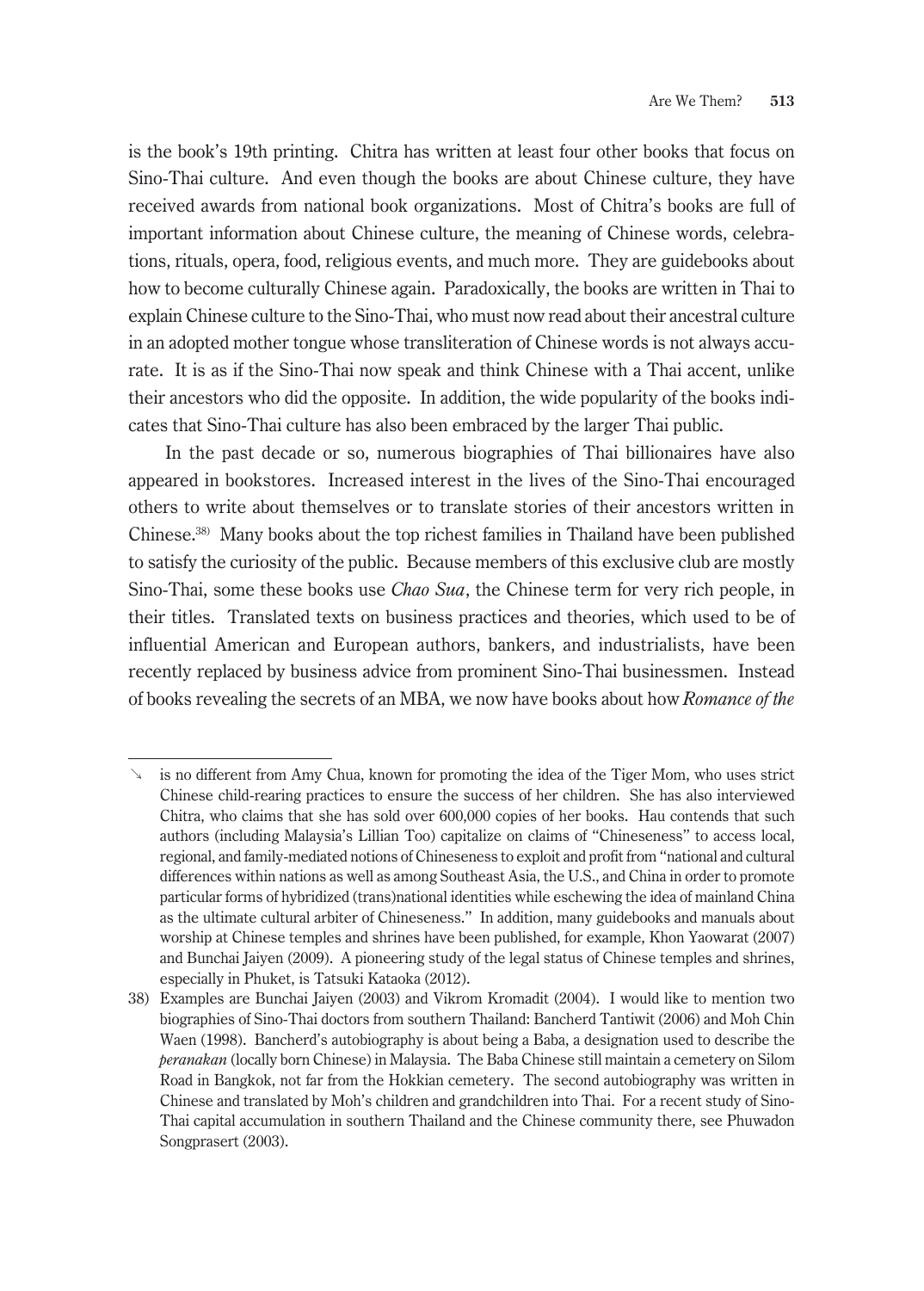is the book's 19th printing. Chitra has written at least four other books that focus on Sino-Thai culture. And even though the books are about Chinese culture, they have received awards from national book organizations. Most of Chitra's books are full of important information about Chinese culture, the meaning of Chinese words, celebrations, rituals, opera, food, religious events, and much more. They are guidebooks about how to become culturally Chinese again. Paradoxically, the books are written in Thai to explain Chinese culture to the Sino-Thai, who must now read about their ancestral culture in an adopted mother tongue whose transliteration of Chinese words is not always accurate. It is as if the Sino-Thai now speak and think Chinese with a Thai accent, unlike their ancestors who did the opposite. In addition, the wide popularity of the books indicates that Sino-Thai culture has also been embraced by the larger Thai public.

In the past decade or so, numerous biographies of Thai billionaires have also appeared in bookstores. Increased interest in the lives of the Sino-Thai encouraged others to write about themselves or to translate stories of their ancestors written in Chinese.[38] Many books about the top richest families in Thailand have been published to satisfy the curiosity of the public. Because members of this exclusive club are mostly Sino-Thai, some these books use *Chao Sua*, the Chinese term for very rich people, in their titles. Translated texts on business practices and theories, which used to be of influential American and European authors, bankers, and industrialists, have been recently replaced by business advice from prominent Sino-Thai businessmen. Instead of books revealing the secrets of an MBA, we now have books about how *Romance of the*

---

↘ is no different from Amy Chua, known for promoting the idea of the Tiger Mom, who uses strict Chinese child-rearing practices to ensure the success of her children. She has also interviewed Chitra, who claims that she has sold over 600,000 copies of her books. Hau contends that such authors (including Malaysia's Lillian Too) capitalize on claims of "Chineseness" to access local, regional, and family-mediated notions of Chineseness to exploit and profit from "national and cultural differences within nations as well as among Southeast Asia, the U.S., and China in order to promote particular forms of hybridized (trans)national identities while eschewing the idea of mainland China as the ultimate cultural arbiter of Chineseness." In addition, many guidebooks and manuals about worship at Chinese temples and shrines have been published, for example, Khon Yaowarat (2007) and Bunchai Jaiyen (2009). A pioneering study of the legal status of Chinese temples and shrines, especially in Phuket, is Tatsuki Kataoka (2012).

38) Examples are Bunchai Jaiyen (2003) and Vikrom Kromadit (2004). I would like to mention two biographies of Sino-Thai doctors from southern Thailand: Bancherd Tantiwit (2006) and Moh Chin Waen (1998). Bancherd's autobiography is about being a Baba, a designation used to describe the *peranakan* (locally born Chinese) in Malaysia. The Baba Chinese still maintain a cemetery on Silom Road in Bangkok, not far from the Hokkian cemetery. The second autobiography was written in Chinese and translated by Moh's children and grandchildren into Thai. For a recent study of Sino-Thai capital accumulation in southern Thailand and the Chinese community there, see Phuwadon Songprasert (2003).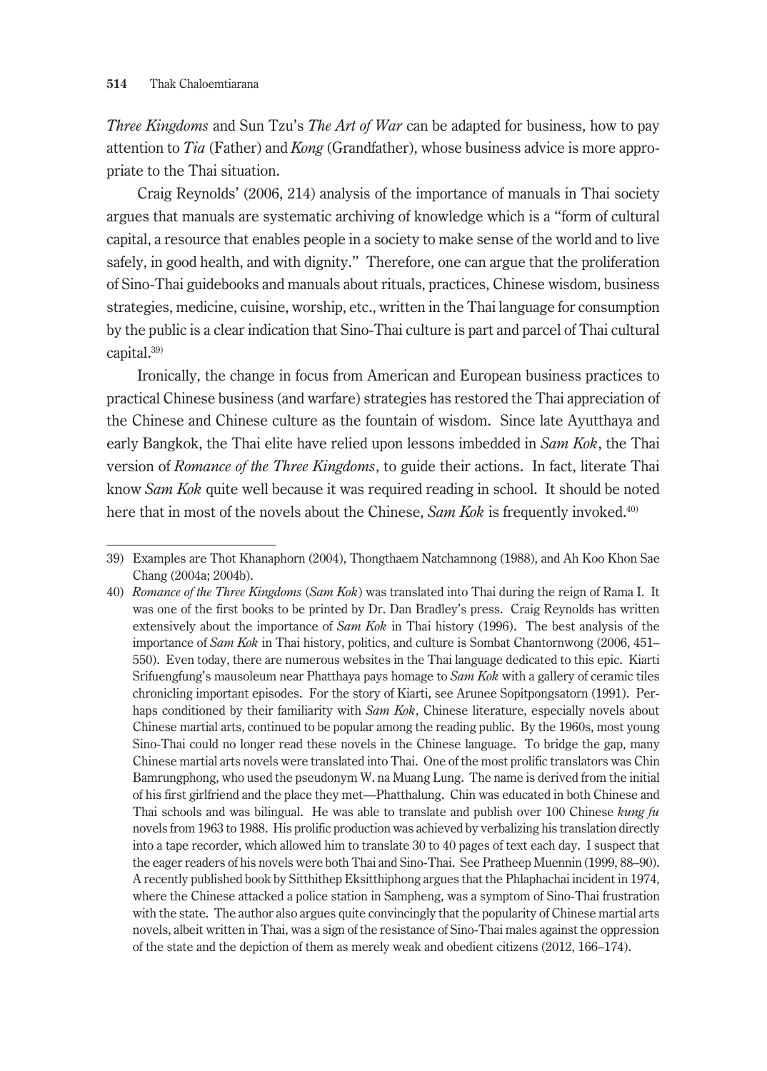*Three Kingdoms* and Sun Tzu's *The Art of War* can be adapted for business, how to pay attention to *Tia* (Father) and *Kong* (Grandfather), whose business advice is more appropriate to the Thai situation.

Craig Reynolds' (2006, 214) analysis of the importance of manuals in Thai society argues that manuals are systematic archiving of knowledge which is a "form of cultural capital, a resource that enables people in a society to make sense of the world and to live safely, in good health, and with dignity." Therefore, one can argue that the proliferation of Sino-Thai guidebooks and manuals about rituals, practices, Chinese wisdom, business strategies, medicine, cuisine, worship, etc., written in the Thai language for consumption by the public is a clear indication that Sino-Thai culture is part and parcel of Thai cultural capital.[39]

Ironically, the change in focus from American and European business practices to practical Chinese business (and warfare) strategies has restored the Thai appreciation of the Chinese and Chinese culture as the fountain of wisdom. Since late Ayutthaya and early Bangkok, the Thai elite have relied upon lessons imbedded in *Sam Kok*, the Thai version of *Romance of the Three Kingdoms*, to guide their actions. In fact, literate Thai know *Sam Kok* quite well because it was required reading in school. It should be noted here that in most of the novels about the Chinese, *Sam Kok* is frequently invoked.[40]

---

39) Examples are Thot Khanaphorn (2004), Thongthaem Natchamnong (1988), and Ah Koo Khon Sae Chang (2004a; 2004b).

40) *Romance of the Three Kingdoms* (*Sam Kok*) was translated into Thai during the reign of Rama I. It was one of the first books to be printed by Dr. Dan Bradley's press. Craig Reynolds has written extensively about the importance of *Sam Kok* in Thai history (1996). The best analysis of the importance of *Sam Kok* in Thai history, politics, and culture is Sombat Chantornwong (2006, 451–550). Even today, there are numerous websites in the Thai language dedicated to this epic. Kiarti Srifuengfung's mausoleum near Phatthaya pays homage to *Sam Kok* with a gallery of ceramic tiles chronicling important episodes. For the story of Kiarti, see Arunee Sopitpongsatorn (1991). Perhaps conditioned by their familiarity with *Sam Kok*, Chinese literature, especially novels about Chinese martial arts, continued to be popular among the reading public. By the 1960s, most young Sino-Thai could no longer read these novels in the Chinese language. To bridge the gap, many Chinese martial arts novels were translated into Thai. One of the most prolific translators was Chin Bamrungphong, who used the pseudonym W. na Muang Lung. The name is derived from the initial of his first girlfriend and the place they met—Phatthalung. Chin was educated in both Chinese and Thai schools and was bilingual. He was able to translate and publish over 100 Chinese *kung fu* novels from 1963 to 1988. His prolific production was achieved by verbalizing his translation directly into a tape recorder, which allowed him to translate 30 to 40 pages of text each day. I suspect that the eager readers of his novels were both Thai and Sino-Thai. See Pratheep Muennin (1999, 88–90). A recently published book by Sitthithep Eksitthiphong argues that the Phlaphachai incident in 1974, where the Chinese attacked a police station in Sampheng, was a symptom of Sino-Thai frustration with the state. The author also argues quite convincingly that the popularity of Chinese martial arts novels, albeit written in Thai, was a sign of the resistance of Sino-Thai males against the oppression of the state and the depiction of them as merely weak and obedient citizens (2012, 166–174).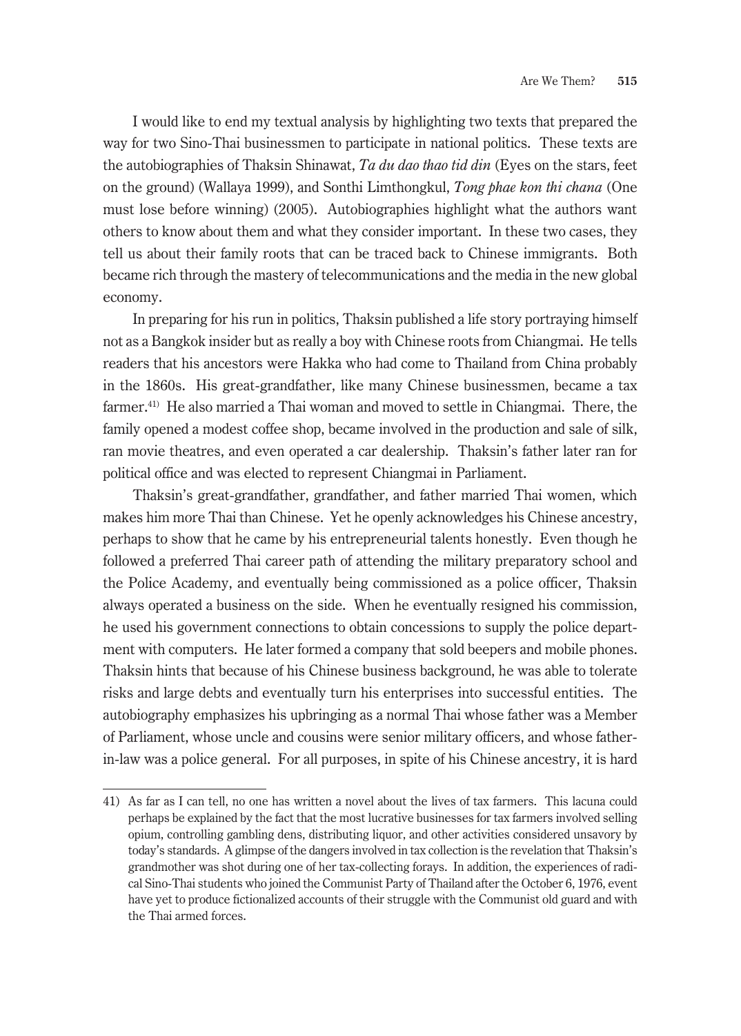I would like to end my textual analysis by highlighting two texts that prepared the way for two Sino-Thai businessmen to participate in national politics. These texts are the autobiographies of Thaksin Shinawat, *Ta du dao thao tid din* (Eyes on the stars, feet on the ground) (Wallaya 1999), and Sonthi Limthongkul, *Tong phae kon thi chana* (One must lose before winning) (2005). Autobiographies highlight what the authors want others to know about them and what they consider important. In these two cases, they tell us about their family roots that can be traced back to Chinese immigrants. Both became rich through the mastery of telecommunications and the media in the new global economy.

In preparing for his run in politics, Thaksin published a life story portraying himself not as a Bangkok insider but as really a boy with Chinese roots from Chiangmai. He tells readers that his ancestors were Hakka who had come to Thailand from China probably in the 1860s. His great-grandfather, like many Chinese businessmen, became a tax farmer.[41] He also married a Thai woman and moved to settle in Chiangmai. There, the family opened a modest coffee shop, became involved in the production and sale of silk, ran movie theatres, and even operated a car dealership. Thaksin's father later ran for political office and was elected to represent Chiangmai in Parliament.

Thaksin's great-grandfather, grandfather, and father married Thai women, which makes him more Thai than Chinese. Yet he openly acknowledges his Chinese ancestry, perhaps to show that he came by his entrepreneurial talents honestly. Even though he followed a preferred Thai career path of attending the military preparatory school and the Police Academy, and eventually being commissioned as a police officer, Thaksin always operated a business on the side. When he eventually resigned his commission, he used his government connections to obtain concessions to supply the police department with computers. He later formed a company that sold beepers and mobile phones. Thaksin hints that because of his Chinese business background, he was able to tolerate risks and large debts and eventually turn his enterprises into successful entities. The autobiography emphasizes his upbringing as a normal Thai whose father was a Member of Parliament, whose uncle and cousins were senior military officers, and whose father-in-law was a police general. For all purposes, in spite of his Chinese ancestry, it is hard

---

41) As far as I can tell, no one has written a novel about the lives of tax farmers. This lacuna could perhaps be explained by the fact that the most lucrative businesses for tax farmers involved selling opium, controlling gambling dens, distributing liquor, and other activities considered unsavory by today's standards. A glimpse of the dangers involved in tax collection is the revelation that Thaksin's grandmother was shot during one of her tax-collecting forays. In addition, the experiences of radical Sino-Thai students who joined the Communist Party of Thailand after the October 6, 1976, event have yet to produce fictionalized accounts of their struggle with the Communist old guard and with the Thai armed forces.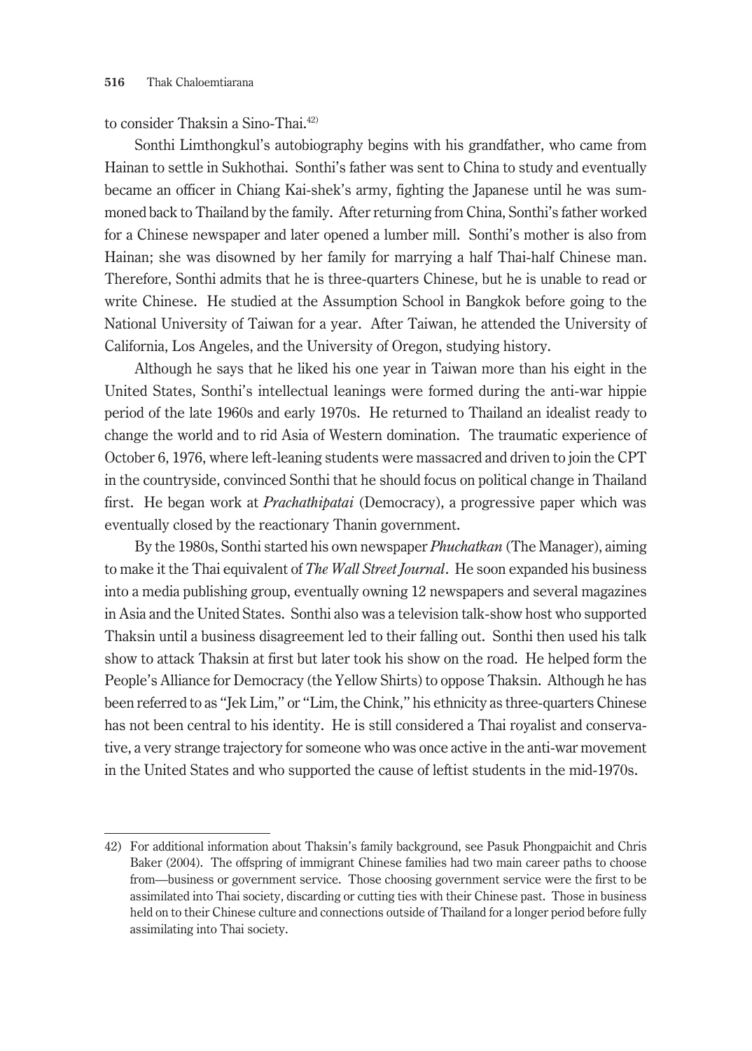to consider Thaksin a Sino-Thai.[42]

Sonthi Limthongkul's autobiography begins with his grandfather, who came from Hainan to settle in Sukhothai. Sonthi's father was sent to China to study and eventually became an officer in Chiang Kai-shek's army, fighting the Japanese until he was summoned back to Thailand by the family. After returning from China, Sonthi's father worked for a Chinese newspaper and later opened a lumber mill. Sonthi's mother is also from Hainan; she was disowned by her family for marrying a half Thai-half Chinese man. Therefore, Sonthi admits that he is three-quarters Chinese, but he is unable to read or write Chinese. He studied at the Assumption School in Bangkok before going to the National University of Taiwan for a year. After Taiwan, he attended the University of California, Los Angeles, and the University of Oregon, studying history.

Although he says that he liked his one year in Taiwan more than his eight in the United States, Sonthi's intellectual leanings were formed during the anti-war hippie period of the late 1960s and early 1970s. He returned to Thailand an idealist ready to change the world and to rid Asia of Western domination. The traumatic experience of October 6, 1976, where left-leaning students were massacred and driven to join the CPT in the countryside, convinced Sonthi that he should focus on political change in Thailand first. He began work at *Prachathipatai* (Democracy), a progressive paper which was eventually closed by the reactionary Thanin government.

By the 1980s, Sonthi started his own newspaper *Phuchatkan* (The Manager), aiming to make it the Thai equivalent of *The Wall Street Journal*. He soon expanded his business into a media publishing group, eventually owning 12 newspapers and several magazines in Asia and the United States. Sonthi also was a television talk-show host who supported Thaksin until a business disagreement led to their falling out. Sonthi then used his talk show to attack Thaksin at first but later took his show on the road. He helped form the People's Alliance for Democracy (the Yellow Shirts) to oppose Thaksin. Although he has been referred to as "Jek Lim," or "Lim, the Chink," his ethnicity as three-quarters Chinese has not been central to his identity. He is still considered a Thai royalist and conservative, a very strange trajectory for someone who was once active in the anti-war movement in the United States and who supported the cause of leftist students in the mid-1970s.

---

42) For additional information about Thaksin's family background, see Pasuk Phongpaichit and Chris Baker (2004). The offspring of immigrant Chinese families had two main career paths to choose from—business or government service. Those choosing government service were the first to be assimilated into Thai society, discarding or cutting ties with their Chinese past. Those in business held on to their Chinese culture and connections outside of Thailand for a longer period before fully assimilating into Thai society.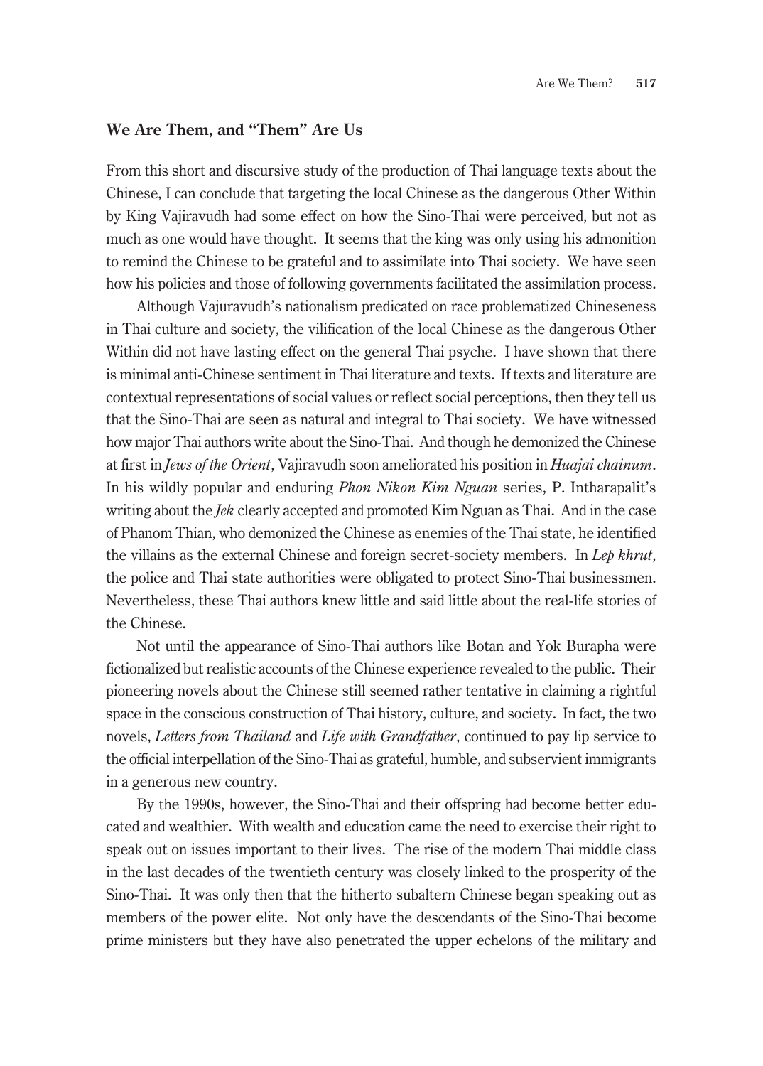## We Are Them, and "Them" Are Us

From this short and discursive study of the production of Thai language texts about the Chinese, I can conclude that targeting the local Chinese as the dangerous Other Within by King Vajiravudh had some effect on how the Sino-Thai were perceived, but not as much as one would have thought. It seems that the king was only using his admonition to remind the Chinese to be grateful and to assimilate into Thai society. We have seen how his policies and those of following governments facilitated the assimilation process.

Although Vajuravudh's nationalism predicated on race problematized Chineseness in Thai culture and society, the vilification of the local Chinese as the dangerous Other Within did not have lasting effect on the general Thai psyche. I have shown that there is minimal anti-Chinese sentiment in Thai literature and texts. If texts and literature are contextual representations of social values or reflect social perceptions, then they tell us that the Sino-Thai are seen as natural and integral to Thai society. We have witnessed how major Thai authors write about the Sino-Thai. And though he demonized the Chinese at first in *Jews of the Orient*, Vajiravudh soon ameliorated his position in *Huajai chainum*. In his wildly popular and enduring *Phon Nikon Kim Nguan* series, P. Intharapalit's writing about the *Jek* clearly accepted and promoted Kim Nguan as Thai. And in the case of Phanom Thian, who demonized the Chinese as enemies of the Thai state, he identified the villains as the external Chinese and foreign secret-society members. In *Lep khrut*, the police and Thai state authorities were obligated to protect Sino-Thai businessmen. Nevertheless, these Thai authors knew little and said little about the real-life stories of the Chinese.

Not until the appearance of Sino-Thai authors like Botan and Yok Burapha were fictionalized but realistic accounts of the Chinese experience revealed to the public. Their pioneering novels about the Chinese still seemed rather tentative in claiming a rightful space in the conscious construction of Thai history, culture, and society. In fact, the two novels, *Letters from Thailand* and *Life with Grandfather*, continued to pay lip service to the official interpellation of the Sino-Thai as grateful, humble, and subservient immigrants in a generous new country.

By the 1990s, however, the Sino-Thai and their offspring had become better educated and wealthier. With wealth and education came the need to exercise their right to speak out on issues important to their lives. The rise of the modern Thai middle class in the last decades of the twentieth century was closely linked to the prosperity of the Sino-Thai. It was only then that the hitherto subaltern Chinese began speaking out as members of the power elite. Not only have the descendants of the Sino-Thai become prime ministers but they have also penetrated the upper echelons of the military and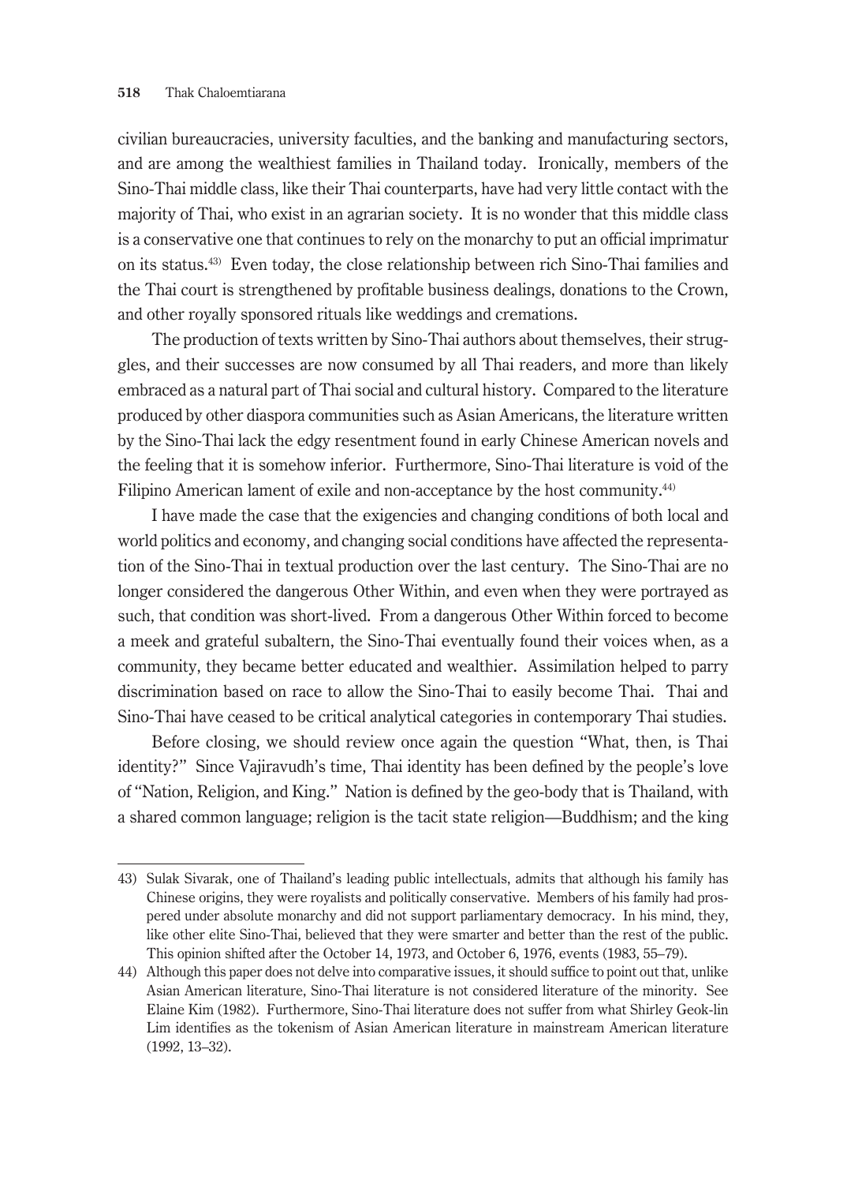civilian bureaucracies, university faculties, and the banking and manufacturing sectors, and are among the wealthiest families in Thailand today. Ironically, members of the Sino-Thai middle class, like their Thai counterparts, have had very little contact with the majority of Thai, who exist in an agrarian society. It is no wonder that this middle class is a conservative one that continues to rely on the monarchy to put an official imprimatur on its status.[43] Even today, the close relationship between rich Sino-Thai families and the Thai court is strengthened by profitable business dealings, donations to the Crown, and other royally sponsored rituals like weddings and cremations.

The production of texts written by Sino-Thai authors about themselves, their struggles, and their successes are now consumed by all Thai readers, and more than likely embraced as a natural part of Thai social and cultural history. Compared to the literature produced by other diaspora communities such as Asian Americans, the literature written by the Sino-Thai lack the edgy resentment found in early Chinese American novels and the feeling that it is somehow inferior. Furthermore, Sino-Thai literature is void of the Filipino American lament of exile and non-acceptance by the host community.[44]

I have made the case that the exigencies and changing conditions of both local and world politics and economy, and changing social conditions have affected the representation of the Sino-Thai in textual production over the last century. The Sino-Thai are no longer considered the dangerous Other Within, and even when they were portrayed as such, that condition was short-lived. From a dangerous Other Within forced to become a meek and grateful subaltern, the Sino-Thai eventually found their voices when, as a community, they became better educated and wealthier. Assimilation helped to parry discrimination based on race to allow the Sino-Thai to easily become Thai. Thai and Sino-Thai have ceased to be critical analytical categories in contemporary Thai studies.

Before closing, we should review once again the question "What, then, is Thai identity?" Since Vajiravudh's time, Thai identity has been defined by the people's love of "Nation, Religion, and King." Nation is defined by the geo-body that is Thailand, with a shared common language; religion is the tacit state religion—Buddhism; and the king

---

43) Sulak Sivarak, one of Thailand's leading public intellectuals, admits that although his family has Chinese origins, they were royalists and politically conservative. Members of his family had prospered under absolute monarchy and did not support parliamentary democracy. In his mind, they, like other elite Sino-Thai, believed that they were smarter and better than the rest of the public. This opinion shifted after the October 14, 1973, and October 6, 1976, events (1983, 55–79).

44) Although this paper does not delve into comparative issues, it should suffice to point out that, unlike Asian American literature, Sino-Thai literature is not considered literature of the minority. See Elaine Kim (1982). Furthermore, Sino-Thai literature does not suffer from what Shirley Geok-lin Lim identifies as the tokenism of Asian American literature in mainstream American literature (1992, 13–32).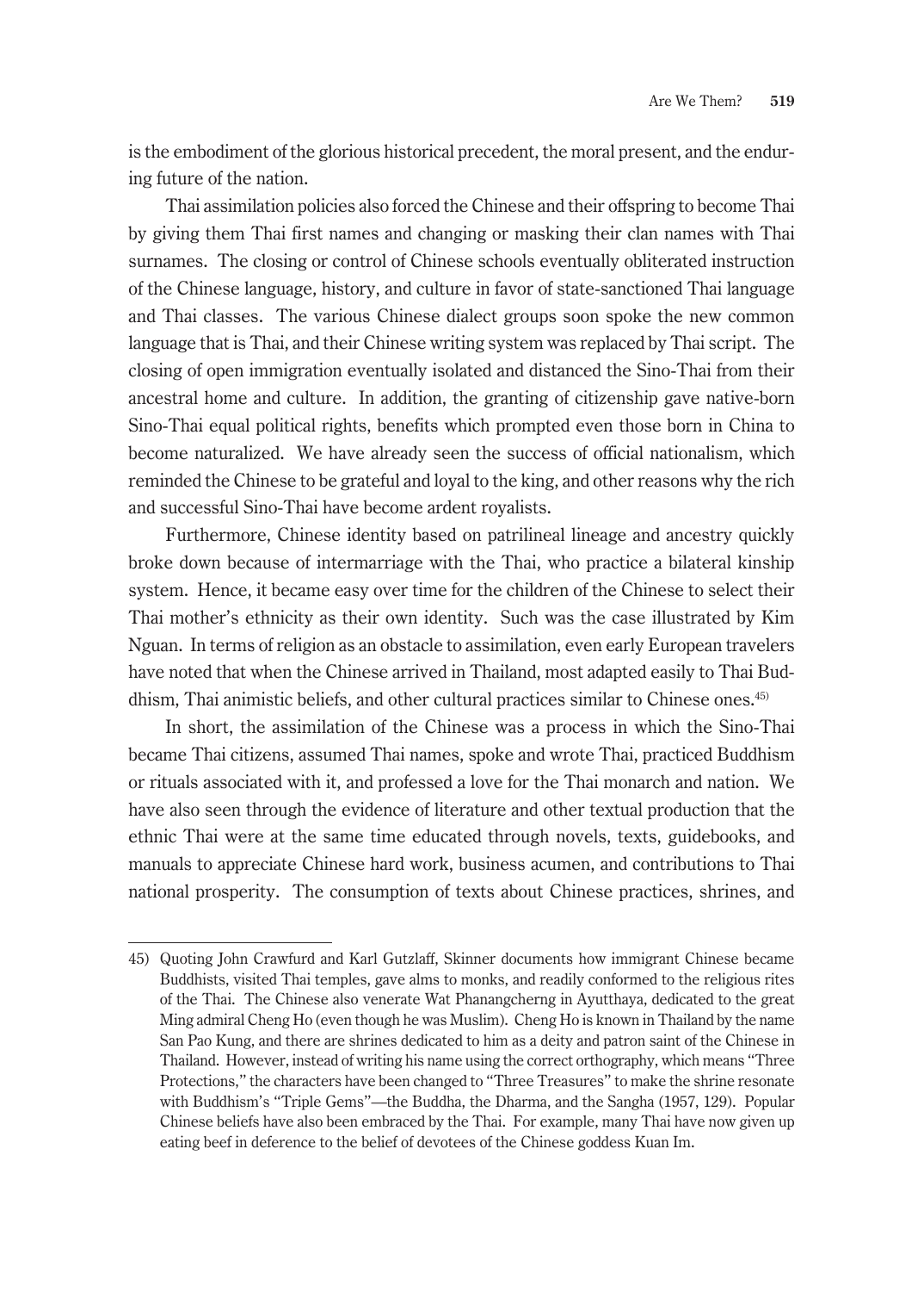is the embodiment of the glorious historical precedent, the moral present, and the enduring future of the nation.

Thai assimilation policies also forced the Chinese and their offspring to become Thai by giving them Thai first names and changing or masking their clan names with Thai surnames. The closing or control of Chinese schools eventually obliterated instruction of the Chinese language, history, and culture in favor of state-sanctioned Thai language and Thai classes. The various Chinese dialect groups soon spoke the new common language that is Thai, and their Chinese writing system was replaced by Thai script. The closing of open immigration eventually isolated and distanced the Sino-Thai from their ancestral home and culture. In addition, the granting of citizenship gave native-born Sino-Thai equal political rights, benefits which prompted even those born in China to become naturalized. We have already seen the success of official nationalism, which reminded the Chinese to be grateful and loyal to the king, and other reasons why the rich and successful Sino-Thai have become ardent royalists.

Furthermore, Chinese identity based on patrilineal lineage and ancestry quickly broke down because of intermarriage with the Thai, who practice a bilateral kinship system. Hence, it became easy over time for the children of the Chinese to select their Thai mother's ethnicity as their own identity. Such was the case illustrated by Kim Nguan. In terms of religion as an obstacle to assimilation, even early European travelers have noted that when the Chinese arrived in Thailand, most adapted easily to Thai Buddhism, Thai animistic beliefs, and other cultural practices similar to Chinese ones.[45]

In short, the assimilation of the Chinese was a process in which the Sino-Thai became Thai citizens, assumed Thai names, spoke and wrote Thai, practiced Buddhism or rituals associated with it, and professed a love for the Thai monarch and nation. We have also seen through the evidence of literature and other textual production that the ethnic Thai were at the same time educated through novels, texts, guidebooks, and manuals to appreciate Chinese hard work, business acumen, and contributions to Thai national prosperity. The consumption of texts about Chinese practices, shrines, and

---

45) Quoting John Crawfurd and Karl Gutzlaff, Skinner documents how immigrant Chinese became Buddhists, visited Thai temples, gave alms to monks, and readily conformed to the religious rites of the Thai. The Chinese also venerate Wat Phanangcherng in Ayutthaya, dedicated to the great Ming admiral Cheng Ho (even though he was Muslim). Cheng Ho is known in Thailand by the name San Pao Kung, and there are shrines dedicated to him as a deity and patron saint of the Chinese in Thailand. However, instead of writing his name using the correct orthography, which means "Three Protections," the characters have been changed to "Three Treasures" to make the shrine resonate with Buddhism's "Triple Gems"—the Buddha, the Dharma, and the Sangha (1957, 129). Popular Chinese beliefs have also been embraced by the Thai. For example, many Thai have now given up eating beef in deference to the belief of devotees of the Chinese goddess Kuan Im.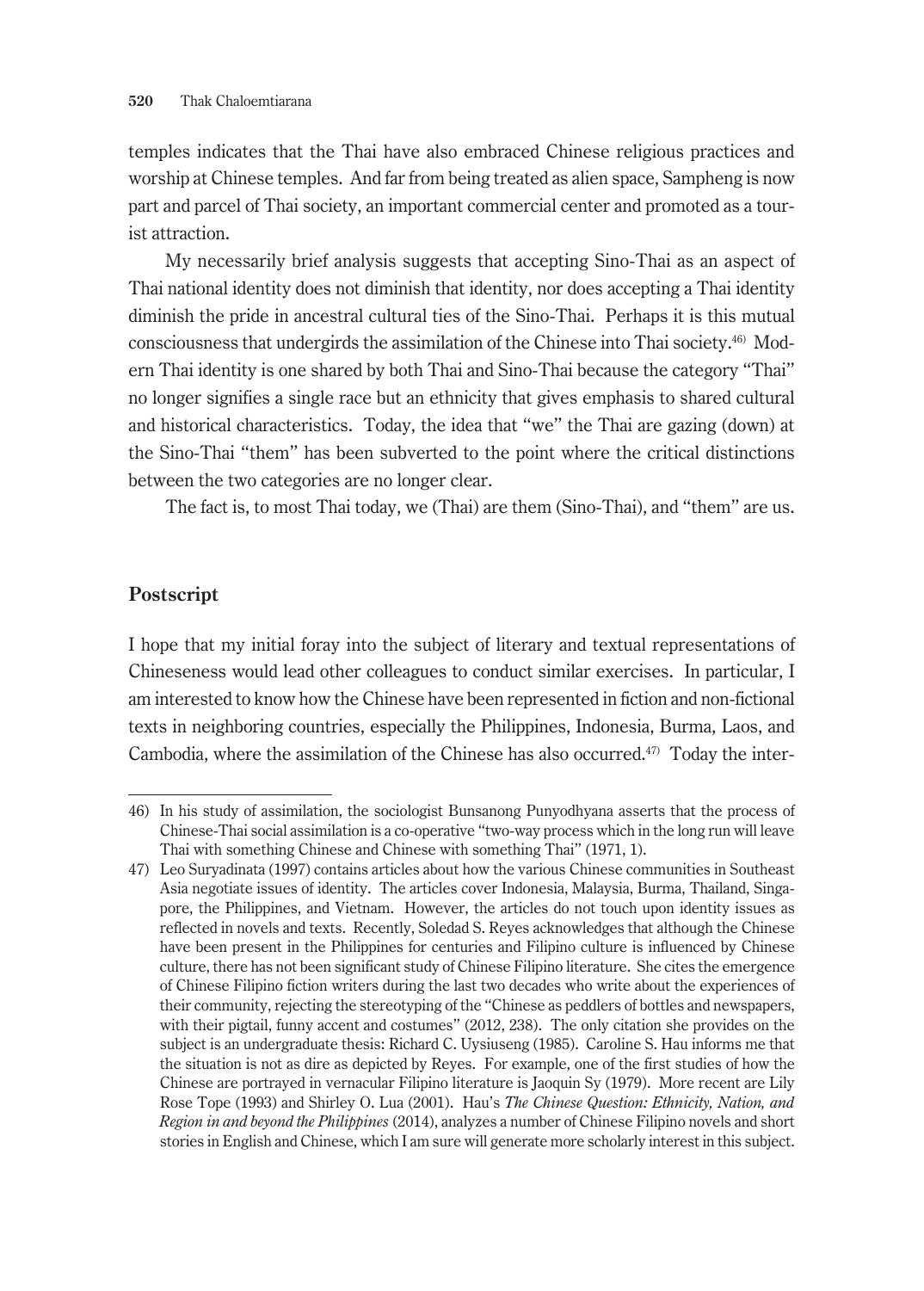temples indicates that the Thai have also embraced Chinese religious practices and worship at Chinese temples. And far from being treated as alien space, Sampheng is now part and parcel of Thai society, an important commercial center and promoted as a tourist attraction.

My necessarily brief analysis suggests that accepting Sino-Thai as an aspect of Thai national identity does not diminish that identity, nor does accepting a Thai identity diminish the pride in ancestral cultural ties of the Sino-Thai. Perhaps it is this mutual consciousness that undergirds the assimilation of the Chinese into Thai society.[46] Modern Thai identity is one shared by both Thai and Sino-Thai because the category "Thai" no longer signifies a single race but an ethnicity that gives emphasis to shared cultural and historical characteristics. Today, the idea that "we" the Thai are gazing (down) at the Sino-Thai "them" has been subverted to the point where the critical distinctions between the two categories are no longer clear.

The fact is, to most Thai today, we (Thai) are them (Sino-Thai), and "them" are us.

## Postscript

I hope that my initial foray into the subject of literary and textual representations of Chineseness would lead other colleagues to conduct similar exercises. In particular, I am interested to know how the Chinese have been represented in fiction and non-fictional texts in neighboring countries, especially the Philippines, Indonesia, Burma, Laos, and Cambodia, where the assimilation of the Chinese has also occurred.[47] Today the inter-

---

46) In his study of assimilation, the sociologist Bunsanong Punyodhyana asserts that the process of Chinese-Thai social assimilation is a co-operative "two-way process which in the long run will leave Thai with something Chinese and Chinese with something Thai" (1971, 1).

47) Leo Suryadinata (1997) contains articles about how the various Chinese communities in Southeast Asia negotiate issues of identity. The articles cover Indonesia, Malaysia, Burma, Thailand, Singapore, the Philippines, and Vietnam. However, the articles do not touch upon identity issues as reflected in novels and texts. Recently, Soledad S. Reyes acknowledges that although the Chinese have been present in the Philippines for centuries and Filipino culture is influenced by Chinese culture, there has not been significant study of Chinese Filipino literature. She cites the emergence of Chinese Filipino fiction writers during the last two decades who write about the experiences of their community, rejecting the stereotyping of the "Chinese as peddlers of bottles and newspapers, with their pigtail, funny accent and costumes" (2012, 238). The only citation she provides on the subject is an undergraduate thesis: Richard C. Uysiuseng (1985). Caroline S. Hau informs me that the situation is not as dire as depicted by Reyes. For example, one of the first studies of how the Chinese are portrayed in vernacular Filipino literature is Jaoquin Sy (1979). More recent are Lily Rose Tope (1993) and Shirley O. Lua (2001). Hau's *The Chinese Question: Ethnicity, Nation, and Region in and beyond the Philippines* (2014), analyzes a number of Chinese Filipino novels and short stories in English and Chinese, which I am sure will generate more scholarly interest in this subject.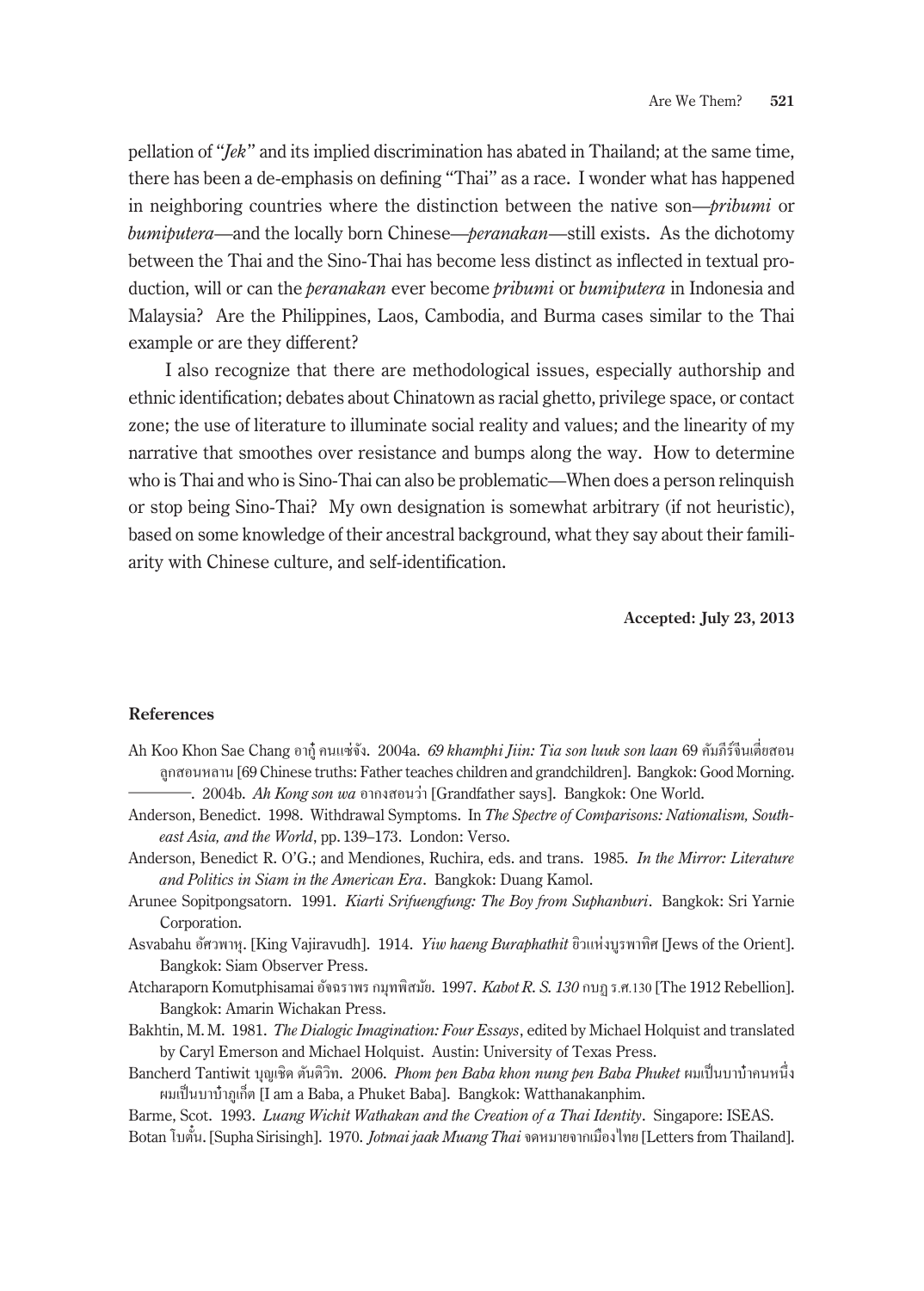pellation of "*Jek*" and its implied discrimination has abated in Thailand; at the same time, there has been a de-emphasis on defining "Thai" as a race. I wonder what has happened in neighboring countries where the distinction between the native son—*pribumi* or *bumiputera*—and the locally born Chinese—*peranakan*—still exists. As the dichotomy between the Thai and the Sino-Thai has become less distinct as inflected in textual production, will or can the *peranakan* ever become *pribumi* or *bumiputera* in Indonesia and Malaysia? Are the Philippines, Laos, Cambodia, and Burma cases similar to the Thai example or are they different?

I also recognize that there are methodological issues, especially authorship and ethnic identification; debates about Chinatown as racial ghetto, privilege space, or contact zone; the use of literature to illuminate social reality and values; and the linearity of my narrative that smoothes over resistance and bumps along the way. How to determine who is Thai and who is Sino-Thai can also be problematic—When does a person relinquish or stop being Sino-Thai? My own designation is somewhat arbitrary (if not heuristic), based on some knowledge of their ancestral background, what they say about their familiarity with Chinese culture, and self-identification.

**Accepted: July 23, 2013**

## References

Ah Koo Khon Sae Chang อากู๋ คนแซ่จัง. 2004a. *69 khamphi Jiin: Tia son luuk son laan* 69 คัมภีร์จีนเตี่ยสอนลูกสอนหลาน [69 Chinese truths: Father teaches children and grandchildren]. Bangkok: Good Morning.

———. 2004b. *Ah Kong son wa* อากงสอนว่า [Grandfather says]. Bangkok: One World.

Anderson, Benedict. 1998. Withdrawal Symptoms. In *The Spectre of Comparisons: Nationalism, Southeast Asia, and the World*, pp. 139–173. London: Verso.

Anderson, Benedict R. O'G.; and Mendiones, Ruchira, eds. and trans. 1985. *In the Mirror: Literature and Politics in Siam in the American Era*. Bangkok: Duang Kamol.

Arunee Sopitpongsatorn. 1991. *Kiarti Srifuengfung: The Boy from Suphanburi*. Bangkok: Sri Yarnie Corporation.

Asvabahu อัศวพาหุ. [King Vajiravudh]. 1914. *Yiw haeng Buraphathit* ยิวแห่งบูรพาทิศ [Jews of the Orient]. Bangkok: Siam Observer Press.

Atcharaporn Komutphisamai อัจฉราพร กมุทพิสมัย. 1997. *Kabot R. S. 130* กบฏ ร.ศ.130 [The 1912 Rebellion]. Bangkok: Amarin Wichakan Press.

Bakhtin, M. M. 1981. *The Dialogic Imagination: Four Essays*, edited by Michael Holquist and translated by Caryl Emerson and Michael Holquist. Austin: University of Texas Press.

Bancherd Tantiwit บุญเชิด ตันติวิท. 2006. *Phom pen Baba khon nung pen Baba Phuket* ผมเป็นบาบ๋าคนหนึ่ง ผมเป็นบาบ๋าภูเก็ต [I am a Baba, a Phuket Baba]. Bangkok: Watthanakanphim.

Barme, Scot. 1993. *Luang Wichit Wathakan and the Creation of a Thai Identity*. Singapore: ISEAS.

Botan โบตั๋น. [Supha Sirisingh]. 1970. *Jotmai jaak Muang Thai* จดหมายจากเมืองไทย [Letters from Thailand].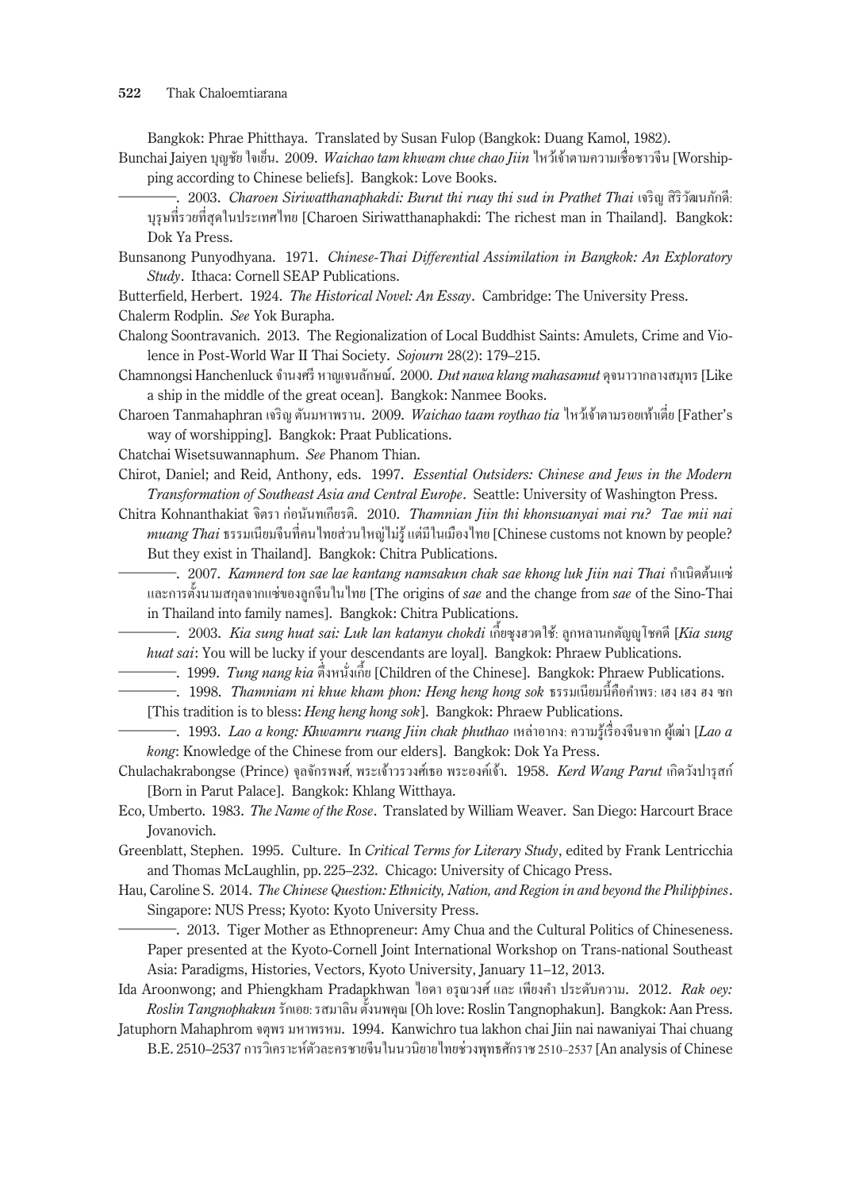Bangkok: Phrae Phitthaya. Translated by Susan Fulop (Bangkok: Duang Kamol, 1982).

Bunchai Jaiyen บุญชัย ใจเย็น. 2009. *Waichao tam khwam chue chao Jiin* ไหว้เจ้าตามความเชื่อชาวจีน [Worshipping according to Chinese beliefs]. Bangkok: Love Books.

————. 2003. *Charoen Siriwatthanaphakdi: Burut thi ruay thi sud in Prathet Thai* เจริญ สิริวัฒนภักดี: บุรุษที่รวยที่สุดในประเทศไทย [Charoen Siriwatthanaphakdi: The richest man in Thailand]. Bangkok: Dok Ya Press.

Bunsanong Punyodhyana. 1971. *Chinese-Thai Differential Assimilation in Bangkok: An Exploratory Study*. Ithaca: Cornell SEAP Publications.

Butterfield, Herbert. 1924. *The Historical Novel: An Essay*. Cambridge: The University Press.

Chalerm Rodplin. *See* Yok Burapha.

Chalong Soontravanich. 2013. The Regionalization of Local Buddhist Saints: Amulets, Crime and Violence in Post-World War II Thai Society. *Sojourn* 28(2): 179–215.

Chamnongsi Hanchenluck จำนงศรี หาญเจนลักษณ์. 2000. *Dut nawa klang mahasamut* ดุจนาวากลางสมุทร [Like a ship in the middle of the great ocean]. Bangkok: Nanmee Books.

Charoen Tanmahaphran เจริญ ตันมหาพราน. 2009. *Waichao taam roythao tia* ไหว้เจ้าตามรอยเท้าเตี่ย [Father's way of worshipping]. Bangkok: Praat Publications.

Chatchai Wisetsuwannaphum. *See* Phanom Thian.

Chirot, Daniel; and Reid, Anthony, eds. 1997. *Essential Outsiders: Chinese and Jews in the Modern Transformation of Southeast Asia and Central Europe*. Seattle: University of Washington Press.

Chitra Kohnanthakiat จิตรา ก่อนันทเกียรติ. 2010. *Thamnian Jiin thi khonsuanyai mai ru? Tae mii nai muang Thai* ธรรมเนียมจีนที่คนไทยส่วนใหญ่ไม่รู้ แต่มีในเมืองไทย [Chinese customs not known by people? But they exist in Thailand]. Bangkok: Chitra Publications.

————. 2007. *Kamnerd ton sae lae kantang namsakun chak sae khong luk Jiin nai Thai* กำเนิดต้นแซ่และการตั้งนามสกุลจากแซ่ของลูกจีนในไทย [The origins of *sae* and the change from *sae* of the Sino-Thai in Thailand into family names]. Bangkok: Chitra Publications.

————. 2003. *Kia sung huat sai: Luk lan katanyu chokdi* เกี๋ยซุงฮวดใช้: ลูกหลานกตัญญูโชคดี [*Kia sung huat sai*: You will be lucky if your descendants are loyal]. Bangkok: Phraew Publications.

————. 1999. *Tung nang kia* ตึ่งหนั่งเกี้ย [Children of the Chinese]. Bangkok: Phraew Publications.

————. 1998. *Thamniam ni khue kham phon: Heng heng hong sok* ธรรมเนียมนี้คือคำพร: เฮง เฮง ฮง ซก [This tradition is to bless: *Heng heng hong sok*]. Bangkok: Phraew Publications.

————. 1993. *Lao a kong: Khwamru ruang Jiin chak phuthao* เหล่าอากง: ความรู้เรื่องจีนจาก ผู้เฒ่า [*Lao a kong*: Knowledge of the Chinese from our elders]. Bangkok: Dok Ya Press.

Chulachakrabongse (Prince) จุลจักรพงศ์, พระเจ้าวรวงศ์เธอ พระองค์เจ้า. 1958. *Kerd Wang Parut* เกิดวังปารุสก์ [Born in Parut Palace]. Bangkok: Khlang Witthaya.

Eco, Umberto. 1983. *The Name of the Rose*. Translated by William Weaver. San Diego: Harcourt Brace Jovanovich.

Greenblatt, Stephen. 1995. Culture. In *Critical Terms for Literary Study*, edited by Frank Lentricchia and Thomas McLaughlin, pp. 225–232. Chicago: University of Chicago Press.

Hau, Caroline S. 2014. *The Chinese Question: Ethnicity, Nation, and Region in and beyond the Philippines*. Singapore: NUS Press; Kyoto: Kyoto University Press.

————. 2013. Tiger Mother as Ethnopreneur: Amy Chua and the Cultural Politics of Chineseness. Paper presented at the Kyoto-Cornell Joint International Workshop on Trans-national Southeast Asia: Paradigms, Histories, Vectors, Kyoto University, January 11–12, 2013.

Ida Aroonwong; and Phiengkham Pradapkhwan ไอดา อรุณวงศ์ และ เพียงคำ ประดับความ. 2012. *Rak oey: Roslin Tangnophakun* รักเอย: รสมาลิน ตั้งนพคุณ [Oh love: Roslin Tangnophakun]. Bangkok: Aan Press.

Jatuphorn Mahaphrom จตุพร มหาพรหม. 1994. Kanwichro tua lakhon chai Jiin nai nawaniyai Thai chuang B.E. 2510–2537 การวิเคราะห์ตัวละครชายจีนในนวนิยายไทยช่วงพุทธศักราช 2510–2537 [An analysis of Chinese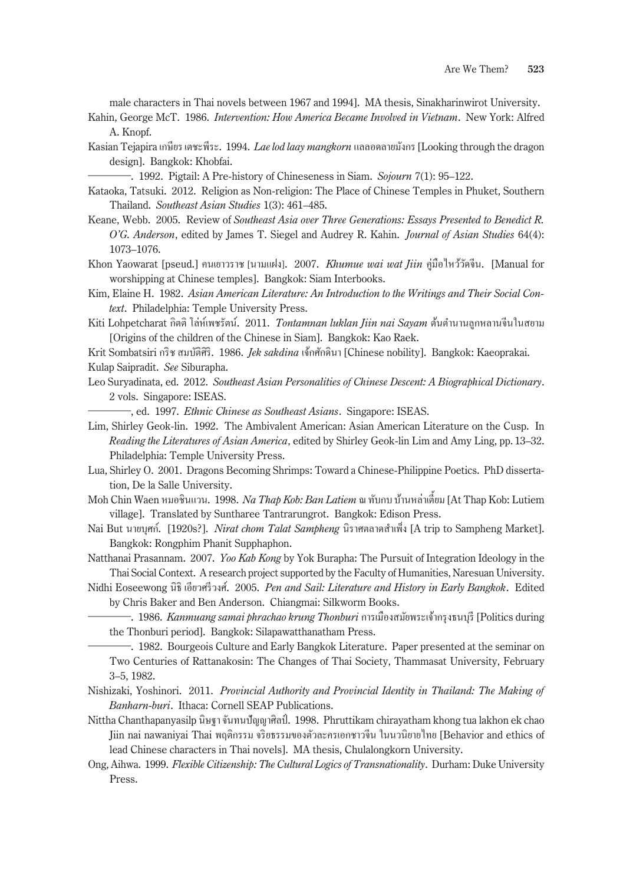male characters in Thai novels between 1967 and 1994]. MA thesis, Sinakharinwirot University.

Kahin, George McT. 1986. *Intervention: How America Became Involved in Vietnam*. New York: Alfred A. Knopf.

Kasian Tejapira เกษียร เตชะพีระ. 1994. *Lae lod laay mangkorn* แลลอดลายมังกร [Looking through the dragon design]. Bangkok: Khobfai.

————. 1992. Pigtail: A Pre-history of Chineseness in Siam. *Sojourn* 7(1): 95–122.

Kataoka, Tatsuki. 2012. Religion as Non-religion: The Place of Chinese Temples in Phuket, Southern Thailand. *Southeast Asian Studies* 1(3): 461–485.

Keane, Webb. 2005. Review of *Southeast Asia over Three Generations: Essays Presented to Benedict R. O'G. Anderson*, edited by James T. Siegel and Audrey R. Kahin. *Journal of Asian Studies* 64(4): 1073–1076.

Khon Yaowarat [pseud.] คนเยาวราช [นามแฝง]. 2007. *Khumue wai wat Jiin* คู่มือไหว้วัดจีน. [Manual for worshipping at Chinese temples]. Bangkok: Siam Interbooks.

Kim, Elaine H. 1982. *Asian American Literature: An Introduction to the Writings and Their Social Context*. Philadelphia: Temple University Press.

Kiti Lohpetcharat กิตติ โล่ห์เพชรัตน์. 2011. *Tontamnan luklan Jiin nai Sayam* ต้นตำนานลูกหลานจีนในสยาม [Origins of the children of the Chinese in Siam]. Bangkok: Kao Raek.

Krit Sombatsiri กริช สมบัติศิริ. 1986. *Jek sakdina* เจ๊กศักดินา [Chinese nobility]. Bangkok: Kaeoprakai.

Kulap Saipradit. *See* Siburapha.

Leo Suryadinata, ed. 2012. *Southeast Asian Personalities of Chinese Descent: A Biographical Dictionary*. 2 vols. Singapore: ISEAS.

————, ed. 1997. *Ethnic Chinese as Southeast Asians*. Singapore: ISEAS.

Lim, Shirley Geok-lin. 1992. The Ambivalent American: Asian American Literature on the Cusp. In *Reading the Literatures of Asian America*, edited by Shirley Geok-lin Lim and Amy Ling, pp. 13–32. Philadelphia: Temple University Press.

Lua, Shirley O. 2001. Dragons Becoming Shrimps: Toward a Chinese-Philippine Poetics. PhD dissertation, De la Salle University.

Moh Chin Waen หมอชินแวน. 1998. *Na Thap Kob: Ban Latiem* ณ ทับกบ บ้านหล่าเตี๊ยม [At Thap Kob: Lutiem village]. Translated by Sunthare Tantrarungrot. Bangkok: Edison Press.

Nai But นายบุศก์. [1920s?]. *Nirat chom Talat Sampheng* นิราศตลาดสำเพ็ง [A trip to Sampheng Market]. Bangkok: Rongphim Phanit Supphaphon.

Natthanai Prasannam. 2007. *Yoo Kab Kong* by Yok Burapha: The Pursuit of Integration Ideology in the Thai Social Context. A research project supported by the Faculty of Humanities, Naresuan University.

Nidhi Eoseewong นิธิ เอียวศรีวงศ์. 2005. *Pen and Sail: Literature and History in Early Bangkok*. Edited by Chris Baker and Ben Anderson. Chiangmai: Silkworm Books.

————. 1986. *Kanmuang samai phrachao krung Thonburi* การเมืองสมัยพระเจ้ากรุงธนบุรี [Politics during the Thonburi period]. Bangkok: Silapawatthanatham Press.

————. 1982. Bourgeois Culture and Early Bangkok Literature. Paper presented at the seminar on Two Centuries of Rattanakosin: The Changes of Thai Society, Thammasat University, February 3–5, 1982.

Nishizaki, Yoshinori. 2011. *Provincial Authority and Provincial Identity in Thailand: The Making of Banharn-buri*. Ithaca: Cornell SEAP Publications.

Nittha Chanthapanyasilp นิษฐา จันทนปัญญาศิลป์. 1998. Phruttikam chirayatham khong tua lakhon ek chao Jiin nai nawaniyai Thai พฤติกรรม จริยธรรมของตัวละครเอกชาวจีน ในนวนิยายไทย [Behavior and ethics of lead Chinese characters in Thai novels]. MA thesis, Chulalongkorn University.

Ong, Aihwa. 1999. *Flexible Citizenship: The Cultural Logics of Transnationality*. Durham: Duke University Press.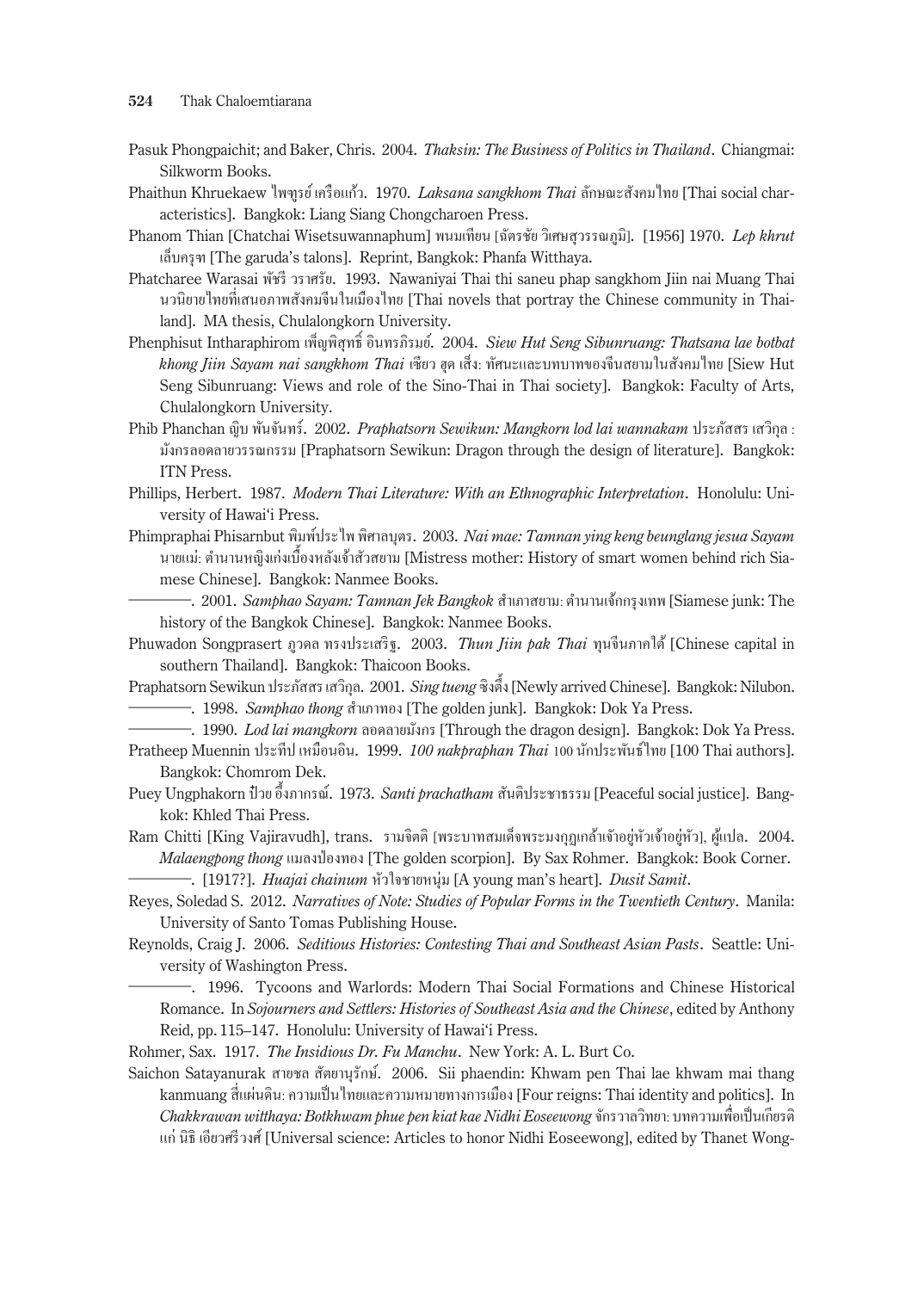Pasuk Phongpaichit; and Baker, Chris. 2004. *Thaksin: The Business of Politics in Thailand*. Chiangmai: Silkworm Books.

Phaithun Khruekaew ไพฑูรย์ เครือแก้ว. 1970. *Laksana sangkhom Thai* ลักษณะสังคมไทย [Thai social characteristics]. Bangkok: Liang Siang Chongcharoen Press.

Phanom Thian [Chatchai Wisetsuwannaphum] พนมเทียน [ฉัตรชัย วิเศษสุวรรณภูมิ]. [1956] 1970. *Lep khrut* เล็บครุฑ [The garuda's talons]. Reprint, Bangkok: Phanfa Witthaya.

Phatcharee Warasai พัชรี วราศรัย. 1993. Nawaniyai Thai thi saneu phap sangkhom Jiin nai Muang Thai นวนิยายไทยที่เสนอภาพสังคมจีนในเมืองไทย [Thai novels that portray the Chinese community in Thailand]. MA thesis, Chulalongkorn University.

Phenphisut Intharaphirom เพ็ญพิสุทธิ์ อินทรภิรมย์. 2004. *Siew Hut Seng Sibunruang: Thatsana lae botbat khong Jiin Sayam nai sangkhom Thai* เซียว ฮุด เส็ง: ทัศนะและบทบาทของจีนสยามในสังคมไทย [Siew Hut Seng Sibunruang: Views and role of the Sino-Thai in Thai society]. Bangkok: Faculty of Arts, Chulalongkorn University.

Phib Phanchan ญิบ พันจันทร์. 2002. *Praphatsorn Sewikun: Mangkorn lod lai wannakam* ประภัสสร เสวิกุล : มังกรลอดลายวรรณกรรม [Praphatsorn Sewikun: Dragon through the design of literature]. Bangkok: ITN Press.

Phillips, Herbert. 1987. *Modern Thai Literature: With an Ethnographic Interpretation*. Honolulu: University of Hawai'i Press.

Phimpraphai Phisarnbut พิมพ์ประไพ พิศาลบุตร. 2003. *Nai mae: Tamnan ying keng beunglang jesua Sayam* นายแม่: ตำนานหญิงเก่งเบื้องหลังเจ้าสัวสยาม [Mistress mother: History of smart women behind rich Siamese Chinese]. Bangkok: Nanmee Books.

————. 2001. *Samphao Sayam: Tamnan Jek Bangkok* สำเภาสยาม: ตำนานเจ๊กกรุงเทพ [Siamese junk: The history of the Bangkok Chinese]. Bangkok: Nanmee Books.

Phuwadon Songprasert ภูวดล ทรงประเสริฐ. 2003. *Thun Jiin pak Thai* ทุนจีนภาคใต้ [Chinese capital in southern Thailand]. Bangkok: Thaicoon Books.

Praphatsorn Sewikun ประภัสสร เสวิกุล. 2001. *Sing tueng* ซิงตึ๊ง [Newly arrived Chinese]. Bangkok: Nilubon.

————. 1998. *Samphao thong* สำเภาทอง [The golden junk]. Bangkok: Dok Ya Press.

————. 1990. *Lod lai mangkorn* ลอดลายมังกร [Through the dragon design]. Bangkok: Dok Ya Press.

Pratheep Muennin ประทีป เหมือนอิน. 1999. *100 nakpraphan Thai* 100 นักประพันธ์ไทย [100 Thai authors]. Bangkok: Chomrom Dek.

Puey Ungphakorn ป๋วย อึ๊งภากรณ์. 1973. *Santi prachatham* สันติประชาธรรม [Peaceful social justice]. Bangkok: Khled Thai Press.

Ram Chitti [King Vajiravudh], trans. รามจิตติ [พระบาทสมเด็จพระมงกุฎเกล้าเจ้าอยู่หัวเจ้าอยู่หัว], ผู้แปล. 2004. *Malaengpong thong* แมลงป่องทอง [The golden scorpion]. By Sax Rohmer. Bangkok: Book Corner.

————. [1917?]. *Huajai chainum* หัวใจชายหนุ่ม [A young man's heart]. *Dusit Samit*.

Reyes, Soledad S. 2012. *Narratives of Note: Studies of Popular Forms in the Twentieth Century*. Manila: University of Santo Tomas Publishing House.

Reynolds, Craig J. 2006. *Seditious Histories: Contesting Thai and Southeast Asian Pasts*. Seattle: University of Washington Press.

————. 1996. Tycoons and Warlords: Modern Thai Social Formations and Chinese Historical Romance. In *Sojourners and Settlers: Histories of Southeast Asia and the Chinese*, edited by Anthony Reid, pp. 115–147. Honolulu: University of Hawai'i Press.

Rohmer, Sax. 1917. *The Insidious Dr. Fu Manchu*. New York: A. L. Burt Co.

Saichon Satayanurak สายชล สัตยานุรักษ์. 2006. Sii phaendin: Khwam pen Thai lae khwam mai thang kanmuang สี่แผ่นดิน: ความเป็นไทยและความหมายทางการเมือง [Four reigns: Thai identity and politics]. In *Chakkrawan witthaya: Botkhwam phue pen kiat kae Nidhi Eoseewong* จักรวาลวิทยา: บทความเพื่อเป็นเกียรติแก่ นิธิ เอียวศรีวงศ์ [Universal science: Articles to honor Nidhi Eoseewong], edited by Thanet Wong-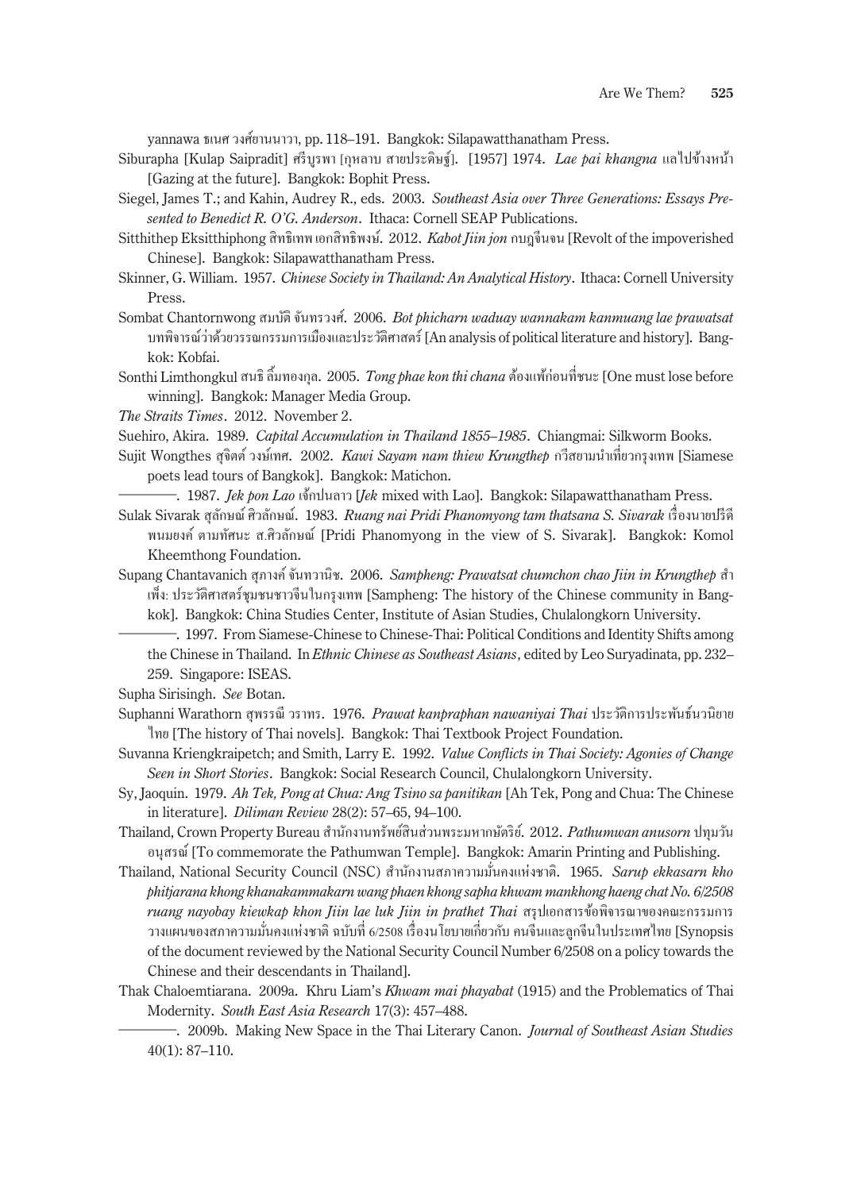yannawa ธเนศ วงศ์ยานนาวา, pp. 118–191. Bangkok: Silapawatthanatham Press.

Siburapha [Kulap Saipradit] ศรีบูรพา [กุหลาบ สายประดิษฐ์]. [1957] 1974. *Lae pai khangna* แลไปข้างหน้า [Gazing at the future]. Bangkok: Bophit Press.

Siegel, James T.; and Kahin, Audrey R., eds. 2003. *Southeast Asia over Three Generations: Essays Presented to Benedict R. O'G. Anderson*. Ithaca: Cornell SEAP Publications.

Sitthithep Eksitthiphong สิทธิเทพ เอกสิทธิพงษ์. 2012. *Kabot Jiin jon* กบฏจีนจน [Revolt of the impoverished Chinese]. Bangkok: Silapawatthanatham Press.

Skinner, G. William. 1957. *Chinese Society in Thailand: An Analytical History*. Ithaca: Cornell University Press.

Sombat Chantornwong สมบัติ จันทรวงศ์. 2006. *Bot phicharn waduay wannakam kanmuang lae prawatsat* บทพิจารณ์ว่าด้วยวรรณกรรมการเมืองและประวัติศาสตร์ [An analysis of political literature and history]. Bangkok: Kobfai.

Sonthi Limthongkul สนธิ ลิ้มทองกุล. 2005. *Tong phae kon thi chana* ต้องแพ้ก่อนที่ชนะ [One must lose before winning]. Bangkok: Manager Media Group.

*The Straits Times*. 2012. November 2.

Suehiro, Akira. 1989. *Capital Accumulation in Thailand 1855–1985*. Chiangmai: Silkworm Books.

Sujit Wongthes สุจิตต์ วงษ์เทศ. 2002. *Kawi Sayam nam thiew Krungthep* กวีสยามนำเที่ยวกรุงเทพ [Siamese poets lead tours of Bangkok]. Bangkok: Matichon.

————. 1987. *Jek pon Lao* เจ๊กปนลาว [*Jek* mixed with Lao]. Bangkok: Silapawatthanatham Press.

Sulak Sivarak สุลักษณ์ ศิวลักษณ์. 1983. *Ruang nai Pridi Phanomyong tam thatsana S. Sivarak* เรื่องนายปรีดี พนมยงค์ ตามทัศนะ ส.ศิวลักษณ์ [Pridi Phanomyong in the view of S. Sivarak]. Bangkok: Komol Kheemthong Foundation.

Supang Chantavanich สุภางค์ จันทวานิช. 2006. *Sampheng: Prawatsat chumchon chao Jiin in Krungthep* สำเพ็ง: ประวัติศาสตร์ชุมชนชาวจีนในกรุงเทพ [Sampheng: The history of the Chinese community in Bangkok]. Bangkok: China Studies Center, Institute of Asian Studies, Chulalongkorn University.

————. 1997. From Siamese-Chinese to Chinese-Thai: Political Conditions and Identity Shifts among the Chinese in Thailand. In *Ethnic Chinese as Southeast Asians*, edited by Leo Suryadinata, pp. 232–259. Singapore: ISEAS.

Supha Sirisingh. *See* Botan.

Suphanni Warathorn สุพรรณี วราทร. 1976. *Prawat kanpraphan nawaniyai Thai* ประวัติการประพันธ์นวนิยายไทย [The history of Thai novels]. Bangkok: Thai Textbook Project Foundation.

Suvanna Kriengkraipetch; and Smith, Larry E. 1992. *Value Conflicts in Thai Society: Agonies of Change Seen in Short Stories*. Bangkok: Social Research Council, Chulalongkorn University.

Sy, Jaoquin. 1979. *Ah Tek, Pong at Chua: Ang Tsino sa panitikan* [Ah Tek, Pong and Chua: The Chinese in literature]. *Diliman Review* 28(2): 57–65, 94–100.

Thailand, Crown Property Bureau สำนักงานทรัพย์สินส่วนพระมหากษัตริย์. 2012. *Pathumwan anusorn* ปทุมวันอนุสรณ์ [To commemorate the Pathumwan Temple]. Bangkok: Amarin Printing and Publishing.

Thailand, National Security Council (NSC) สำนักงานสภาความมั่นคงแห่งชาติ. 1965. *Sarup ekkasarn kho phitjarana khong khanakammakarn wang phaen khong sapha khwam mankhong haeng chat No. 6/2508 ruang nayobay kiewkap khon Jiin lae luk Jiin in prathet Thai* สรุปเอกสารข้อพิจารณาของคณะกรรมการวางแผนของสภาความมั่นคงแห่งชาติ ฉบับที่ 6/2508 เรื่องนโยบายเกี่ยวกับ คนจีนและลูกจีนในประเทศไทย [Synopsis of the document reviewed by the National Security Council Number 6/2508 on a policy towards the Chinese and their descendants in Thailand].

Thak Chaloemtiarana. 2009a. Khru Liam's *Khwam mai phayabat* (1915) and the Problematics of Thai Modernity. *South East Asia Research* 17(3): 457–488.

————. 2009b. Making New Space in the Thai Literary Canon. *Journal of Southeast Asian Studies* 40(1): 87–110.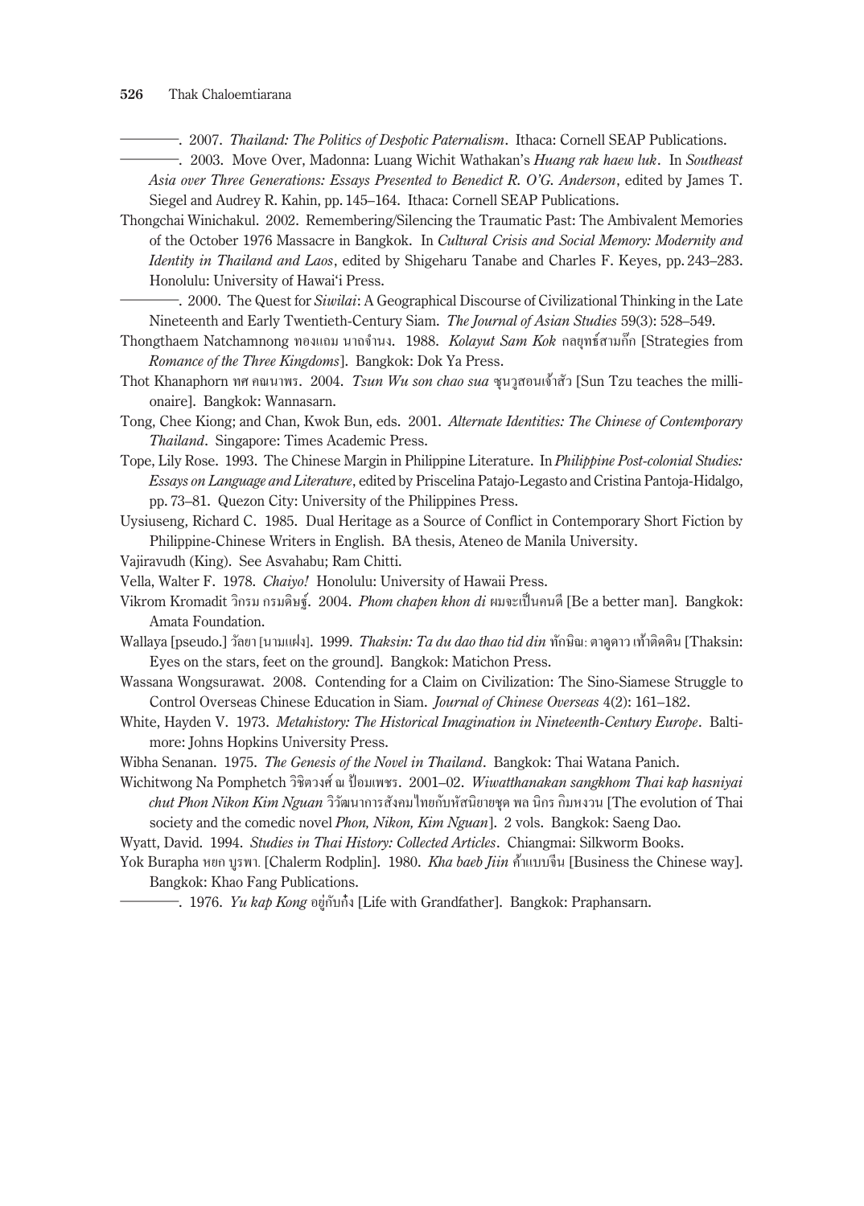————. 2007. *Thailand: The Politics of Despotic Paternalism*. Ithaca: Cornell SEAP Publications.

————. 2003. Move Over, Madonna: Luang Wichit Wathakan's *Huang rak haew luk*. In *Southeast Asia over Three Generations: Essays Presented to Benedict R. O'G. Anderson*, edited by James T. Siegel and Audrey R. Kahin, pp. 145–164. Ithaca: Cornell SEAP Publications.

Thongchai Winichakul. 2002. Remembering/Silencing the Traumatic Past: The Ambivalent Memories of the October 1976 Massacre in Bangkok. In *Cultural Crisis and Social Memory: Modernity and Identity in Thailand and Laos*, edited by Shigeharu Tanabe and Charles F. Keyes, pp. 243–283. Honolulu: University of Hawai'i Press.

————. 2000. The Quest for *Siwilai*: A Geographical Discourse of Civilizational Thinking in the Late Nineteenth and Early Twentieth-Century Siam. *The Journal of Asian Studies* 59(3): 528–549.

Thongthaem Natchamnong ทองแถม นาถจำนง. 1988. *Kolayut Sam Kok* กลยุทธ์สามก๊ก [Strategies from *Romance of the Three Kingdoms*]. Bangkok: Dok Ya Press.

Thot Khanaphorn ทศ คณนาพร. 2004. *Tsun Wu son chao sua* ซุนวูสอนเจ้าสัว [Sun Tzu teaches the millionaire]. Bangkok: Wannasarn.

Tong, Chee Kiong; and Chan, Kwok Bun, eds. 2001. *Alternate Identities: The Chinese of Contemporary Thailand*. Singapore: Times Academic Press.

Tope, Lily Rose. 1993. The Chinese Margin in Philippine Literature. In *Philippine Post-colonial Studies: Essays on Language and Literature*, edited by Priscelina Patajo-Legasto and Cristina Pantoja-Hidalgo, pp. 73–81. Quezon City: University of the Philippines Press.

Uysiuseng, Richard C. 1985. Dual Heritage as a Source of Conflict in Contemporary Short Fiction by Philippine-Chinese Writers in English. BA thesis, Ateneo de Manila University.

Vajiravudh (King). See Asvahabu; Ram Chitti.

Vella, Walter F. 1978. *Chaiyo!* Honolulu: University of Hawaii Press.

Vikrom Kromadit วิกรม กรมดิษฐ์. 2004. *Phom chapen khon di* ผมจะเป็นคนดี [Be a better man]. Bangkok: Amata Foundation.

Wallaya [pseudo.] วัลยา [นามแฝง]. 1999. *Thaksin: Ta du dao thao tid din* ทักษิณ: ตาดูดาว เท้าติดดิน [Thaksin: Eyes on the stars, feet on the ground]. Bangkok: Matichon Press.

Wassana Wongsurawat. 2008. Contending for a Claim on Civilization: The Sino-Siamese Struggle to Control Overseas Chinese Education in Siam. *Journal of Chinese Overseas* 4(2): 161–182.

White, Hayden V. 1973. *Metahistory: The Historical Imagination in Nineteenth-Century Europe*. Baltimore: Johns Hopkins University Press.

Wibha Senanan. 1975. *The Genesis of the Novel in Thailand*. Bangkok: Thai Watana Panich.

Wichitwong Na Pomphetch วิชิตวงศ์ ณ ป้อมเพชร. 2001–02. *Wiwatthanakan sangkhom Thai kap hasniyai chut Phon Nikon Kim Nguan* วิวัฒนาการสังคมไทยกับหัสนิยายชุด พล นิกร กิมหงวน [The evolution of Thai society and the comedic novel *Phon, Nikon, Kim Nguan*]. 2 vols. Bangkok: Saeng Dao.

Wyatt, David. 1994. *Studies in Thai History: Collected Articles*. Chiangmai: Silkworm Books.

Yok Burapha หยก บูรพา. [Chalerm Rodplin]. 1980. *Kha baeb Jiin* ค้าแบบจีน [Business the Chinese way]. Bangkok: Khao Fang Publications.

————. 1976. *Yu kap Kong* อยู่กับก๋ง [Life with Grandfather]. Bangkok: Praphansarn.